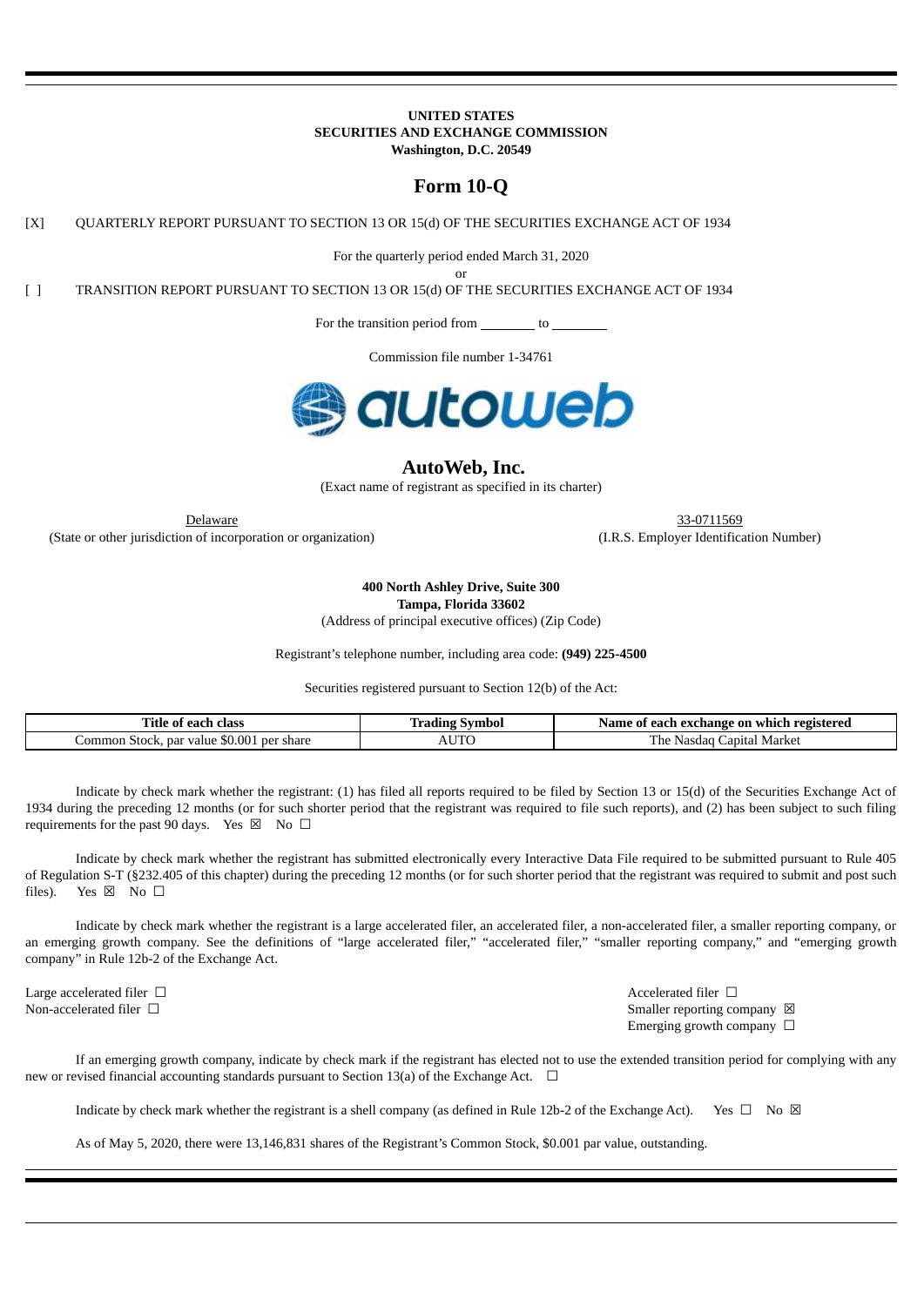**UNITED STATES**
**SECURITIES AND EXCHANGE COMMISSION**
**Washington, D.C. 20549**

# Form 10-Q

[X] QUARTERLY REPORT PURSUANT TO SECTION 13 OR 15(d) OF THE SECURITIES EXCHANGE ACT OF 1934

For the quarterly period ended March 31, 2020

or

[ ] TRANSITION REPORT PURSUANT TO SECTION 13 OR 15(d) OF THE SECURITIES EXCHANGE ACT OF 1934

For the transition period from ________ to ________

Commission file number 1-34761

## AutoWeb, Inc.

(Exact name of registrant as specified in its charter)

| Delaware | 33-0711569 |
|---|---|
| (State or other jurisdiction of incorporation or organization) | (I.R.S. Employer Identification Number) |

**400 North Ashley Drive, Suite 300**
**Tampa, Florida 33602**
(Address of principal executive offices) (Zip Code)

Registrant's telephone number, including area code: **(949) 225-4500**

Securities registered pursuant to Section 12(b) of the Act:

| Title of each class | Trading Symbol | Name of each exchange on which registered |
|---|---|---|
| Common Stock, par value $0.001 per share | AUTO | The Nasdaq Capital Market |

Indicate by check mark whether the registrant: (1) has filed all reports required to be filed by Section 13 or 15(d) of the Securities Exchange Act of 1934 during the preceding 12 months (or for such shorter period that the registrant was required to file such reports), and (2) has been subject to such filing requirements for the past 90 days. Yes ☒ No ☐

Indicate by check mark whether the registrant has submitted electronically every Interactive Data File required to be submitted pursuant to Rule 405 of Regulation S-T (§232.405 of this chapter) during the preceding 12 months (or for such shorter period that the registrant was required to submit and post such files). Yes ☒ No ☐

Indicate by check mark whether the registrant is a large accelerated filer, an accelerated filer, a non-accelerated filer, a smaller reporting company, or an emerging growth company. See the definitions of "large accelerated filer," "accelerated filer," "smaller reporting company," and "emerging growth company" in Rule 12b-2 of the Exchange Act.

| | |
|---|---|
| Large accelerated filer ☐ | Accelerated filer ☐ |
| Non-accelerated filer ☐ | Smaller reporting company ☒ |
| | Emerging growth company ☐ |

If an emerging growth company, indicate by check mark if the registrant has elected not to use the extended transition period for complying with any new or revised financial accounting standards pursuant to Section 13(a) of the Exchange Act. ☐

Indicate by check mark whether the registrant is a shell company (as defined in Rule 12b-2 of the Exchange Act). Yes ☐ No ☒

As of May 5, 2020, there were 13,146,831 shares of the Registrant's Common Stock, $0.001 par value, outstanding.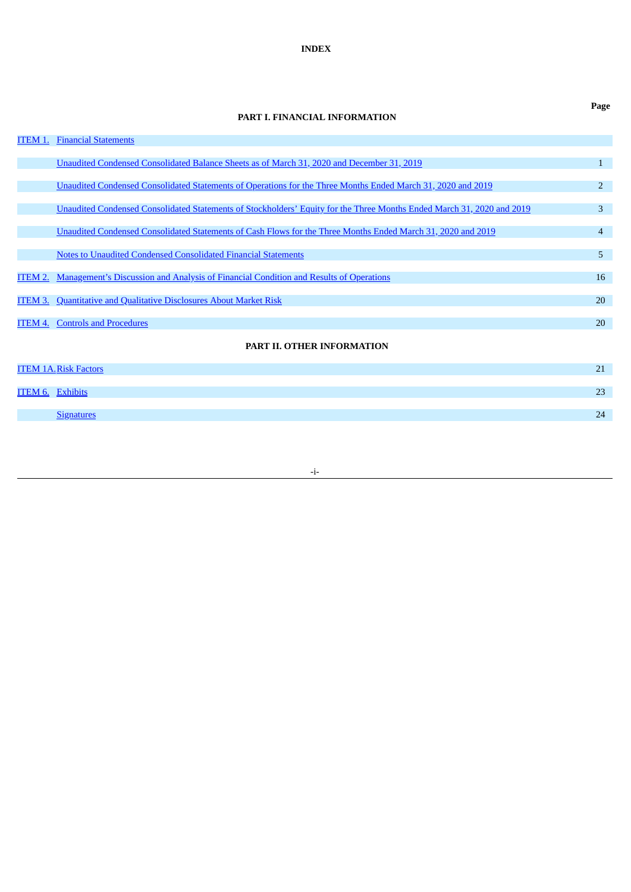**INDEX**

| | | Page |
|---|---|---|
| | **PART I. FINANCIAL INFORMATION** | |
| ITEM 1. | Financial Statements | |
| | Unaudited Condensed Consolidated Balance Sheets as of March 31, 2020 and December 31, 2019 | 1 |
| | Unaudited Condensed Consolidated Statements of Operations for the Three Months Ended March 31, 2020 and 2019 | 2 |
| | Unaudited Condensed Consolidated Statements of Stockholders' Equity for the Three Months Ended March 31, 2020 and 2019 | 3 |
| | Unaudited Condensed Consolidated Statements of Cash Flows for the Three Months Ended March 31, 2020 and 2019 | 4 |
| | Notes to Unaudited Condensed Consolidated Financial Statements | 5 |
| ITEM 2. | Management's Discussion and Analysis of Financial Condition and Results of Operations | 16 |
| ITEM 3. | Quantitative and Qualitative Disclosures About Market Risk | 20 |
| ITEM 4. | Controls and Procedures | 20 |
| | **PART II. OTHER INFORMATION** | |
| ITEM 1A. | Risk Factors | 21 |
| ITEM 6. | Exhibits | 23 |
| | Signatures | 24 |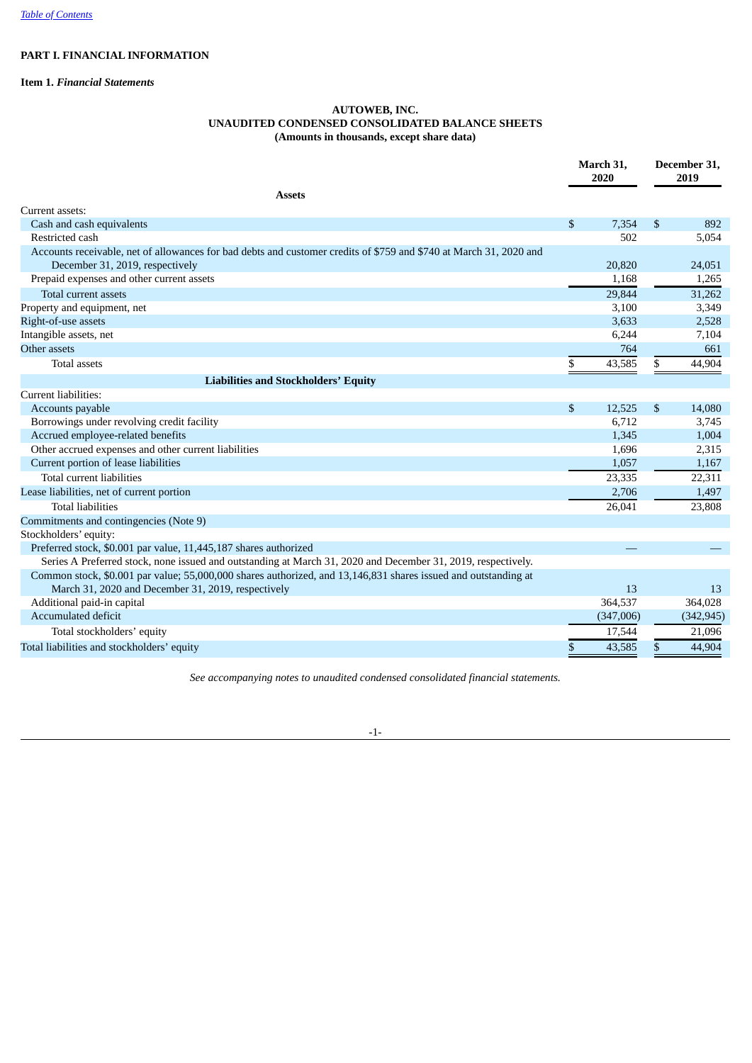[Table of Contents](#)

## PART I. FINANCIAL INFORMATION

### Item 1. *Financial Statements*

**AUTOWEB, INC.**
**UNAUDITED CONDENSED CONSOLIDATED BALANCE SHEETS**
**(Amounts in thousands, except share data)**

| | March 31, 2020 | December 31, 2019 |
|---|---|---|
| **Assets** | | |
| Current assets: | | |
| Cash and cash equivalents | $ 7,354 | $ 892 |
| Restricted cash | 502 | 5,054 |
| Accounts receivable, net of allowances for bad debts and customer credits of $759 and $740 at March 31, 2020 and December 31, 2019, respectively | 20,820 | 24,051 |
| Prepaid expenses and other current assets | 1,168 | 1,265 |
| Total current assets | 29,844 | 31,262 |
| Property and equipment, net | 3,100 | 3,349 |
| Right-of-use assets | 3,633 | 2,528 |
| Intangible assets, net | 6,244 | 7,104 |
| Other assets | 764 | 661 |
| Total assets | $ 43,585 | $ 44,904 |
| **Liabilities and Stockholders' Equity** | | |
| Current liabilities: | | |
| Accounts payable | $ 12,525 | $ 14,080 |
| Borrowings under revolving credit facility | 6,712 | 3,745 |
| Accrued employee-related benefits | 1,345 | 1,004 |
| Other accrued expenses and other current liabilities | 1,696 | 2,315 |
| Current portion of lease liabilities | 1,057 | 1,167 |
| Total current liabilities | 23,335 | 22,311 |
| Lease liabilities, net of current portion | 2,706 | 1,497 |
| Total liabilities | 26,041 | 23,808 |
| Commitments and contingencies (Note 9) | | |
| Stockholders' equity: | | |
| Preferred stock, $0.001 par value, 11,445,187 shares authorized | — | — |
| Series A Preferred stock, none issued and outstanding at March 31, 2020 and December 31, 2019, respectively. | | |
| Common stock, $0.001 par value; 55,000,000 shares authorized, and 13,146,831 shares issued and outstanding at March 31, 2020 and December 31, 2019, respectively | 13 | 13 |
| Additional paid-in capital | 364,537 | 364,028 |
| Accumulated deficit | (347,006) | (342,945) |
| Total stockholders' equity | 17,544 | 21,096 |
| Total liabilities and stockholders' equity | $ 43,585 | $ 44,904 |

*See accompanying notes to unaudited condensed consolidated financial statements.*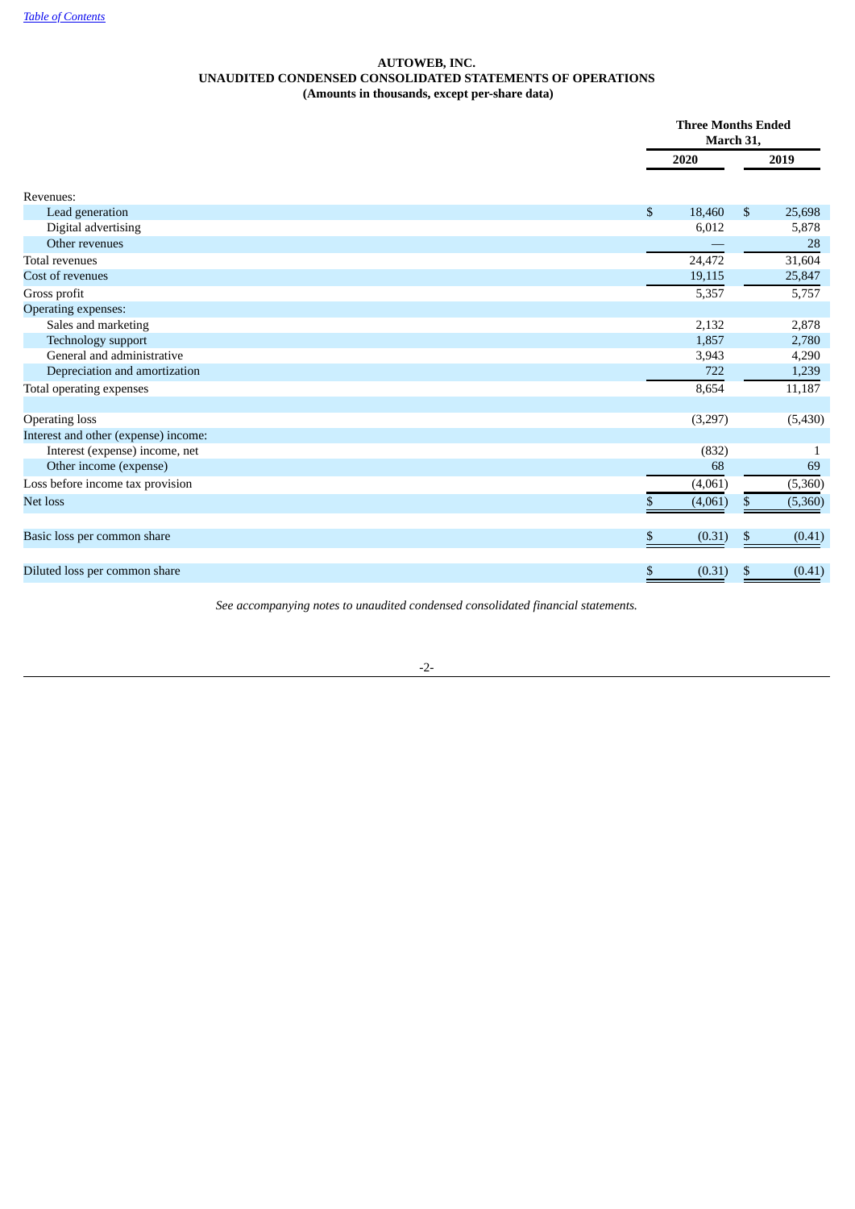[Table of Contents](#)

**AUTOWEB, INC.**
**UNAUDITED CONDENSED CONSOLIDATED STATEMENTS OF OPERATIONS**
**(Amounts in thousands, except per-share data)**

| | Three Months Ended March 31, | |
|---|---|---|
| | 2020 | 2019 |
| Revenues: | | |
| Lead generation | $ 18,460 | $ 25,698 |
| Digital advertising | 6,012 | 5,878 |
| Other revenues | — | 28 |
| Total revenues | 24,472 | 31,604 |
| Cost of revenues | 19,115 | 25,847 |
| Gross profit | 5,357 | 5,757 |
| Operating expenses: | | |
| Sales and marketing | 2,132 | 2,878 |
| Technology support | 1,857 | 2,780 |
| General and administrative | 3,943 | 4,290 |
| Depreciation and amortization | 722 | 1,239 |
| Total operating expenses | 8,654 | 11,187 |
| | | |
| Operating loss | (3,297) | (5,430) |
| Interest and other (expense) income: | | |
| Interest (expense) income, net | (832) | 1 |
| Other income (expense) | 68 | 69 |
| Loss before income tax provision | (4,061) | (5,360) |
| Net loss | $ (4,061) | $ (5,360) |
| | | |
| Basic loss per common share | $ (0.31) | $ (0.41) |
| | | |
| Diluted loss per common share | $ (0.31) | $ (0.41) |

*See accompanying notes to unaudited condensed consolidated financial statements.*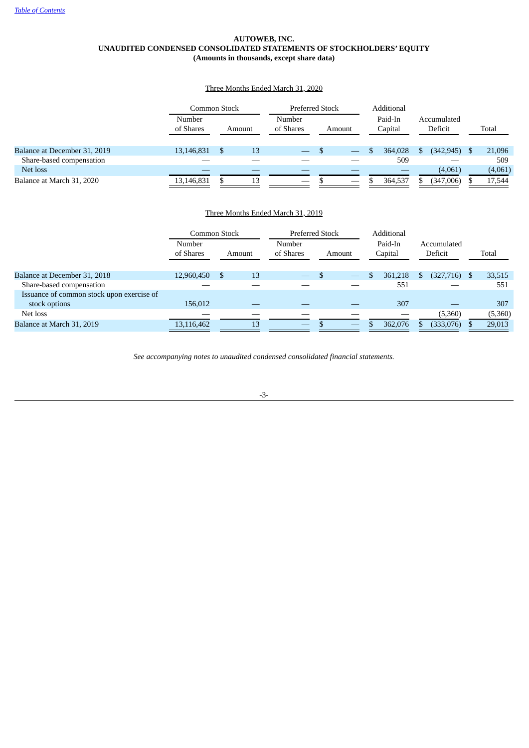**AUTOWEB, INC.**
**UNAUDITED CONDENSED CONSOLIDATED STATEMENTS OF STOCKHOLDERS' EQUITY**
**(Amounts in thousands, except share data)**

Three Months Ended March 31, 2020

| | Common Stock | | Preferred Stock | | Additional | | |
|---|---|---|---|---|---|---|---|
| | Number of Shares | Amount | Number of Shares | Amount | Paid-In Capital | Accumulated Deficit | Total |
| Balance at December 31, 2019 | 13,146,831 | $ 13 | — | $ — | $ 364,028 | $ (342,945) | $ 21,096 |
| Share-based compensation | — | — | — | — | 509 | — | 509 |
| Net loss | — | — | — | — | — | (4,061) | (4,061) |
| Balance at March 31, 2020 | 13,146,831 | $ 13 | — | $ — | $ 364,537 | $ (347,006) | $ 17,544 |

Three Months Ended March 31, 2019

| | Common Stock | | Preferred Stock | | Additional | | |
|---|---|---|---|---|---|---|---|
| | Number of Shares | Amount | Number of Shares | Amount | Paid-In Capital | Accumulated Deficit | Total |
| Balance at December 31, 2018 | 12,960,450 | $ 13 | — | $ — | $ 361,218 | $ (327,716) | $ 33,515 |
| Share-based compensation | — | — | — | — | 551 | — | 551 |
| Issuance of common stock upon exercise of stock options | 156,012 | — | — | — | 307 | — | 307 |
| Net loss | — | — | — | — | — | (5,360) | (5,360) |
| Balance at March 31, 2019 | 13,116,462 | 13 | — | $ — | $ 362,076 | $ (333,076) | $ 29,013 |

*See accompanying notes to unaudited condensed consolidated financial statements.*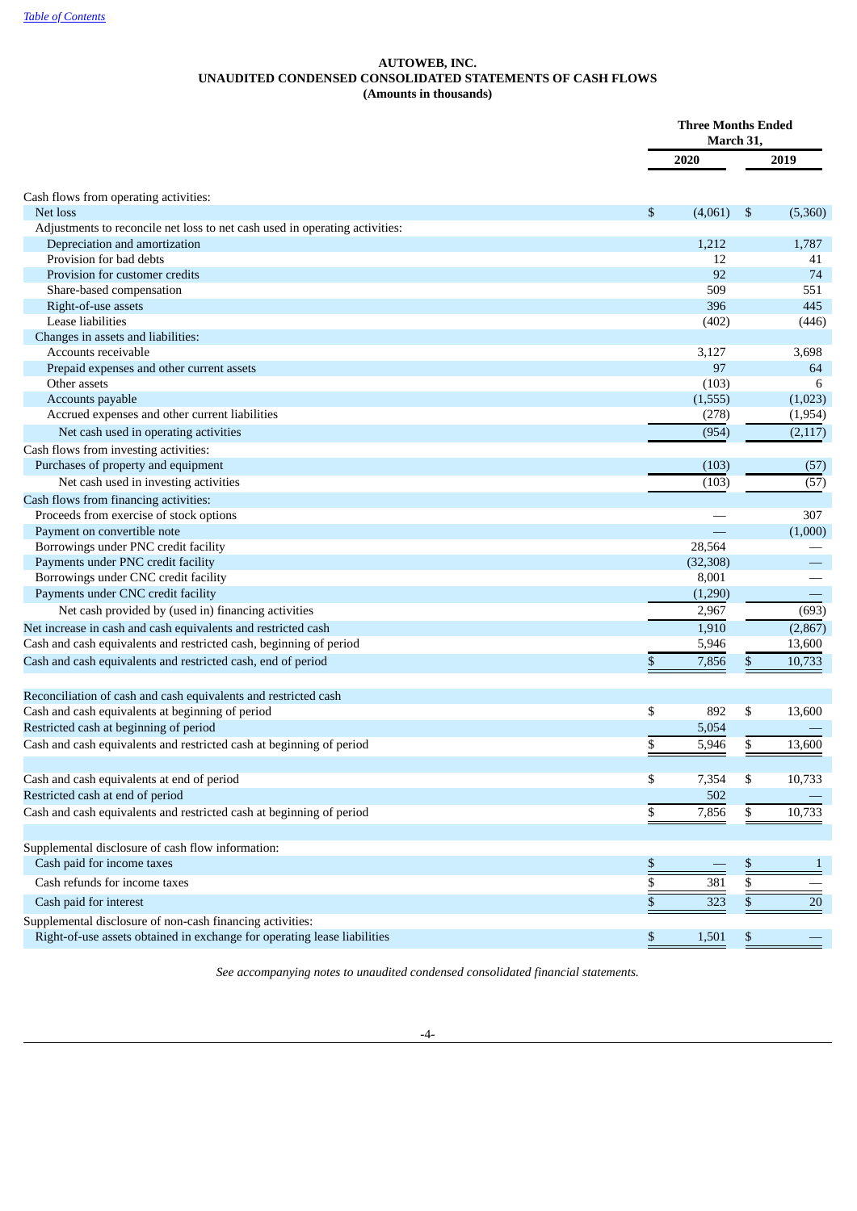**AUTOWEB, INC.**
**UNAUDITED CONDENSED CONSOLIDATED STATEMENTS OF CASH FLOWS**
**(Amounts in thousands)**

| | Three Months Ended March 31, | |
|---|---|---|
| | 2020 | 2019 |
| Cash flows from operating activities: | | |
| Net loss | $ (4,061) | $ (5,360) |
| Adjustments to reconcile net loss to net cash used in operating activities: | | |
| Depreciation and amortization | 1,212 | 1,787 |
| Provision for bad debts | 12 | 41 |
| Provision for customer credits | 92 | 74 |
| Share-based compensation | 509 | 551 |
| Right-of-use assets | 396 | 445 |
| Lease liabilities | (402) | (446) |
| Changes in assets and liabilities: | | |
| Accounts receivable | 3,127 | 3,698 |
| Prepaid expenses and other current assets | 97 | 64 |
| Other assets | (103) | 6 |
| Accounts payable | (1,555) | (1,023) |
| Accrued expenses and other current liabilities | (278) | (1,954) |
| Net cash used in operating activities | (954) | (2,117) |
| Cash flows from investing activities: | | |
| Purchases of property and equipment | (103) | (57) |
| Net cash used in investing activities | (103) | (57) |
| Cash flows from financing activities: | | |
| Proceeds from exercise of stock options | — | 307 |
| Payment on convertible note | — | (1,000) |
| Borrowings under PNC credit facility | 28,564 | — |
| Payments under PNC credit facility | (32,308) | — |
| Borrowings under CNC credit facility | 8,001 | — |
| Payments under CNC credit facility | (1,290) | — |
| Net cash provided by (used in) financing activities | 2,967 | (693) |
| Net increase in cash and cash equivalents and restricted cash | 1,910 | (2,867) |
| Cash and cash equivalents and restricted cash, beginning of period | 5,946 | 13,600 |
| Cash and cash equivalents and restricted cash, end of period | $ 7,856 | $ 10,733 |
| | | |
| Reconciliation of cash and cash equivalents and restricted cash | | |
| Cash and cash equivalents at beginning of period | $ 892 | $ 13,600 |
| Restricted cash at beginning of period | 5,054 | — |
| Cash and cash equivalents and restricted cash at beginning of period | $ 5,946 | $ 13,600 |
| | | |
| Cash and cash equivalents at end of period | $ 7,354 | $ 10,733 |
| Restricted cash at end of period | 502 | — |
| Cash and cash equivalents and restricted cash at beginning of period | $ 7,856 | $ 10,733 |
| | | |
| Supplemental disclosure of cash flow information: | | |
| Cash paid for income taxes | $ — | $ 1 |
| Cash refunds for income taxes | $ 381 | $ — |
| Cash paid for interest | $ 323 | $ 20 |
| Supplemental disclosure of non-cash financing activities: | | |
| Right-of-use assets obtained in exchange for operating lease liabilities | $ 1,501 | $ — |

*See accompanying notes to unaudited condensed consolidated financial statements.*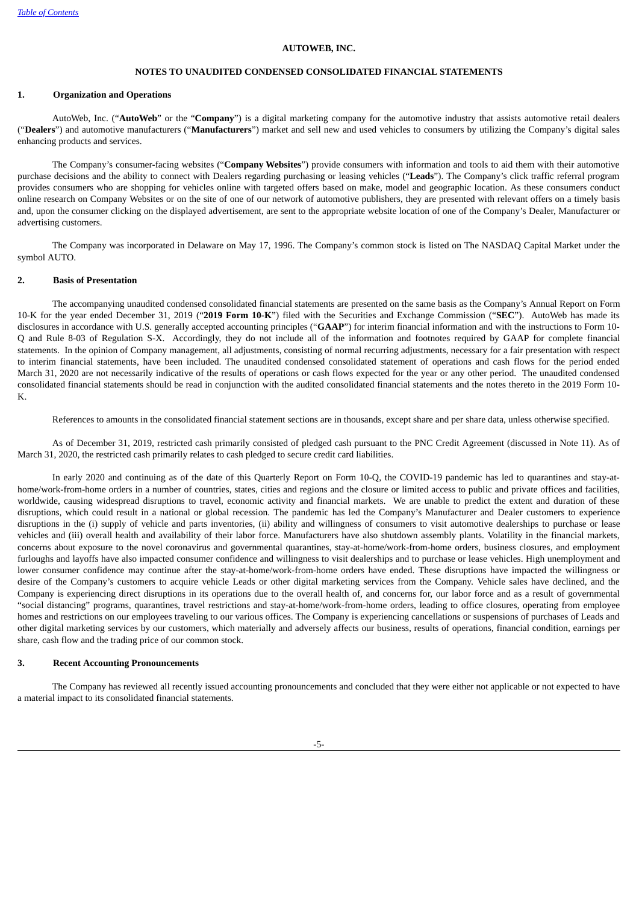# AUTOWEB, INC.

## NOTES TO UNAUDITED CONDENSED CONSOLIDATED FINANCIAL STATEMENTS

### 1. Organization and Operations

AutoWeb, Inc. ("**AutoWeb**" or the "**Company**") is a digital marketing company for the automotive industry that assists automotive retail dealers ("**Dealers**") and automotive manufacturers ("**Manufacturers**") market and sell new and used vehicles to consumers by utilizing the Company's digital sales enhancing products and services.

The Company's consumer-facing websites ("**Company Websites**") provide consumers with information and tools to aid them with their automotive purchase decisions and the ability to connect with Dealers regarding purchasing or leasing vehicles ("**Leads**"). The Company's click traffic referral program provides consumers who are shopping for vehicles online with targeted offers based on make, model and geographic location. As these consumers conduct online research on Company Websites or on the site of one of our network of automotive publishers, they are presented with relevant offers on a timely basis and, upon the consumer clicking on the displayed advertisement, are sent to the appropriate website location of one of the Company's Dealer, Manufacturer or advertising customers.

The Company was incorporated in Delaware on May 17, 1996. The Company's common stock is listed on The NASDAQ Capital Market under the symbol AUTO.

### 2. Basis of Presentation

The accompanying unaudited condensed consolidated financial statements are presented on the same basis as the Company's Annual Report on Form 10-K for the year ended December 31, 2019 ("**2019 Form 10-K**") filed with the Securities and Exchange Commission ("**SEC**"). AutoWeb has made its disclosures in accordance with U.S. generally accepted accounting principles ("**GAAP**") for interim financial information and with the instructions to Form 10-Q and Rule 8-03 of Regulation S-X. Accordingly, they do not include all of the information and footnotes required by GAAP for complete financial statements. In the opinion of Company management, all adjustments, consisting of normal recurring adjustments, necessary for a fair presentation with respect to interim financial statements, have been included. The unaudited condensed consolidated statement of operations and cash flows for the period ended March 31, 2020 are not necessarily indicative of the results of operations or cash flows expected for the year or any other period. The unaudited condensed consolidated financial statements should be read in conjunction with the audited consolidated financial statements and the notes thereto in the 2019 Form 10-K.

References to amounts in the consolidated financial statement sections are in thousands, except share and per share data, unless otherwise specified.

As of December 31, 2019, restricted cash primarily consisted of pledged cash pursuant to the PNC Credit Agreement (discussed in Note 11). As of March 31, 2020, the restricted cash primarily relates to cash pledged to secure credit card liabilities.

In early 2020 and continuing as of the date of this Quarterly Report on Form 10-Q, the COVID-19 pandemic has led to quarantines and stay-at-home/work-from-home orders in a number of countries, states, cities and regions and the closure or limited access to public and private offices and facilities, worldwide, causing widespread disruptions to travel, economic activity and financial markets. We are unable to predict the extent and duration of these disruptions, which could result in a national or global recession. The pandemic has led the Company's Manufacturer and Dealer customers to experience disruptions in the (i) supply of vehicle and parts inventories, (ii) ability and willingness of consumers to visit automotive dealerships to purchase or lease vehicles and (iii) overall health and availability of their labor force. Manufacturers have also shutdown assembly plants. Volatility in the financial markets, concerns about exposure to the novel coronavirus and governmental quarantines, stay-at-home/work-from-home orders, business closures, and employment furloughs and layoffs have also impacted consumer confidence and willingness to visit dealerships and to purchase or lease vehicles. High unemployment and lower consumer confidence may continue after the stay-at-home/work-from-home orders have ended. These disruptions have impacted the willingness or desire of the Company's customers to acquire vehicle Leads or other digital marketing services from the Company. Vehicle sales have declined, and the Company is experiencing direct disruptions in its operations due to the overall health of, and concerns for, our labor force and as a result of governmental "social distancing" programs, quarantines, travel restrictions and stay-at-home/work-from-home orders, leading to office closures, operating from employee homes and restrictions on our employees traveling to our various offices. The Company is experiencing cancellations or suspensions of purchases of Leads and other digital marketing services by our customers, which materially and adversely affects our business, results of operations, financial condition, earnings per share, cash flow and the trading price of our common stock.

### 3. Recent Accounting Pronouncements

The Company has reviewed all recently issued accounting pronouncements and concluded that they were either not applicable or not expected to have a material impact to its consolidated financial statements.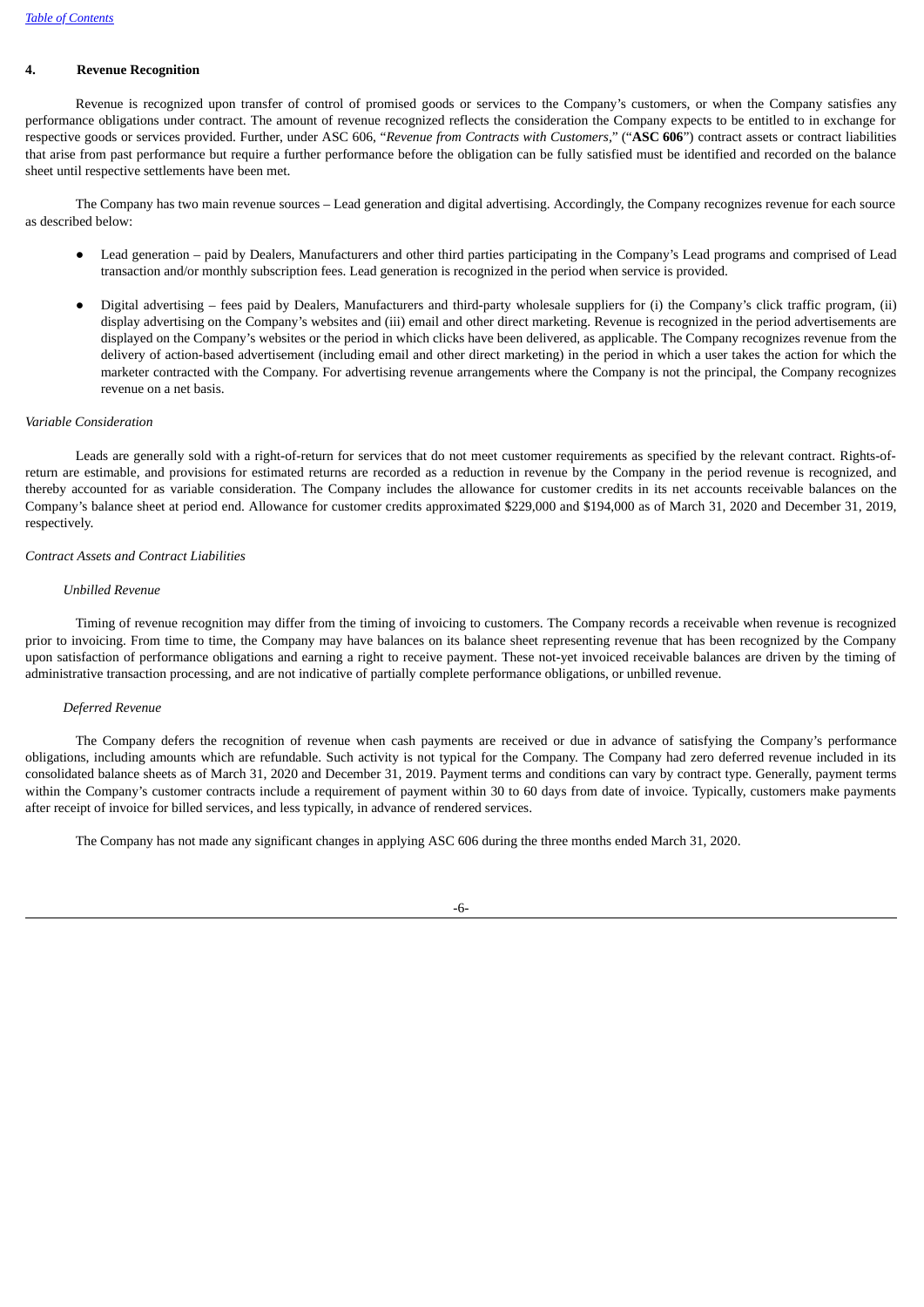## 4. Revenue Recognition

Revenue is recognized upon transfer of control of promised goods or services to the Company's customers, or when the Company satisfies any performance obligations under contract. The amount of revenue recognized reflects the consideration the Company expects to be entitled to in exchange for respective goods or services provided. Further, under ASC 606, "*Revenue from Contracts with Customers*," ("**ASC 606**") contract assets or contract liabilities that arise from past performance but require a further performance before the obligation can be fully satisfied must be identified and recorded on the balance sheet until respective settlements have been met.

The Company has two main revenue sources – Lead generation and digital advertising. Accordingly, the Company recognizes revenue for each source as described below:

- Lead generation – paid by Dealers, Manufacturers and other third parties participating in the Company's Lead programs and comprised of Lead transaction and/or monthly subscription fees. Lead generation is recognized in the period when service is provided.

- Digital advertising – fees paid by Dealers, Manufacturers and third-party wholesale suppliers for (i) the Company's click traffic program, (ii) display advertising on the Company's websites and (iii) email and other direct marketing. Revenue is recognized in the period advertisements are displayed on the Company's websites or the period in which clicks have been delivered, as applicable. The Company recognizes revenue from the delivery of action-based advertisement (including email and other direct marketing) in the period in which a user takes the action for which the marketer contracted with the Company. For advertising revenue arrangements where the Company is not the principal, the Company recognizes revenue on a net basis.

*Variable Consideration*

Leads are generally sold with a right-of-return for services that do not meet customer requirements as specified by the relevant contract. Rights-of-return are estimable, and provisions for estimated returns are recorded as a reduction in revenue by the Company in the period revenue is recognized, and thereby accounted for as variable consideration. The Company includes the allowance for customer credits in its net accounts receivable balances on the Company's balance sheet at period end. Allowance for customer credits approximated $229,000 and $194,000 as of March 31, 2020 and December 31, 2019, respectively.

*Contract Assets and Contract Liabilities*

*Unbilled Revenue*

Timing of revenue recognition may differ from the timing of invoicing to customers. The Company records a receivable when revenue is recognized prior to invoicing. From time to time, the Company may have balances on its balance sheet representing revenue that has been recognized by the Company upon satisfaction of performance obligations and earning a right to receive payment. These not-yet invoiced receivable balances are driven by the timing of administrative transaction processing, and are not indicative of partially complete performance obligations, or unbilled revenue.

*Deferred Revenue*

The Company defers the recognition of revenue when cash payments are received or due in advance of satisfying the Company's performance obligations, including amounts which are refundable. Such activity is not typical for the Company. The Company had zero deferred revenue included in its consolidated balance sheets as of March 31, 2020 and December 31, 2019. Payment terms and conditions can vary by contract type. Generally, payment terms within the Company's customer contracts include a requirement of payment within 30 to 60 days from date of invoice. Typically, customers make payments after receipt of invoice for billed services, and less typically, in advance of rendered services.

The Company has not made any significant changes in applying ASC 606 during the three months ended March 31, 2020.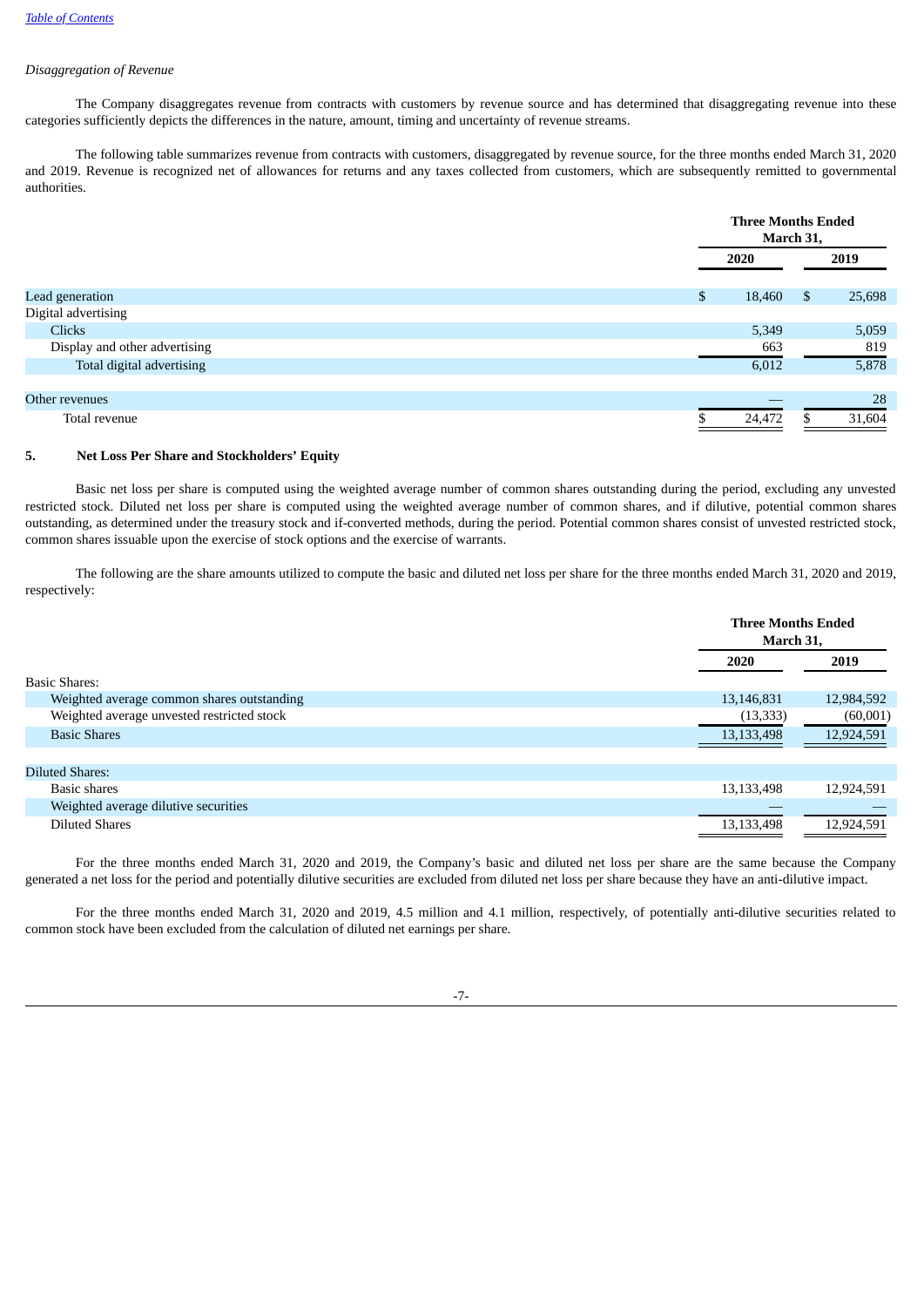*Disaggregation of Revenue*

The Company disaggregates revenue from contracts with customers by revenue source and has determined that disaggregating revenue into these categories sufficiently depicts the differences in the nature, amount, timing and uncertainty of revenue streams.

The following table summarizes revenue from contracts with customers, disaggregated by revenue source, for the three months ended March 31, 2020 and 2019. Revenue is recognized net of allowances for returns and any taxes collected from customers, which are subsequently remitted to governmental authorities.

| | Three Months Ended March 31, | |
|---|---|---|
| | **2020** | **2019** |
| Lead generation | $ 18,460 | $ 25,698 |
| Digital advertising | | |
| Clicks | 5,349 | 5,059 |
| Display and other advertising | 663 | 819 |
| Total digital advertising | 6,012 | 5,878 |
| | | |
| Other revenues | — | 28 |
| Total revenue | $ 24,472 | $ 31,604 |

## 5. Net Loss Per Share and Stockholders' Equity

Basic net loss per share is computed using the weighted average number of common shares outstanding during the period, excluding any unvested restricted stock. Diluted net loss per share is computed using the weighted average number of common shares, and if dilutive, potential common shares outstanding, as determined under the treasury stock and if-converted methods, during the period. Potential common shares consist of unvested restricted stock, common shares issuable upon the exercise of stock options and the exercise of warrants.

The following are the share amounts utilized to compute the basic and diluted net loss per share for the three months ended March 31, 2020 and 2019, respectively:

| | Three Months Ended March 31, | |
|---|---|---|
| | **2020** | **2019** |
| Basic Shares: | | |
| Weighted average common shares outstanding | 13,146,831 | 12,984,592 |
| Weighted average unvested restricted stock | (13,333) | (60,001) |
| Basic Shares | 13,133,498 | 12,924,591 |
| | | |
| Diluted Shares: | | |
| Basic shares | 13,133,498 | 12,924,591 |
| Weighted average dilutive securities | — | — |
| Diluted Shares | 13,133,498 | 12,924,591 |

For the three months ended March 31, 2020 and 2019, the Company's basic and diluted net loss per share are the same because the Company generated a net loss for the period and potentially dilutive securities are excluded from diluted net loss per share because they have an anti-dilutive impact.

For the three months ended March 31, 2020 and 2019, 4.5 million and 4.1 million, respectively, of potentially anti-dilutive securities related to common stock have been excluded from the calculation of diluted net earnings per share.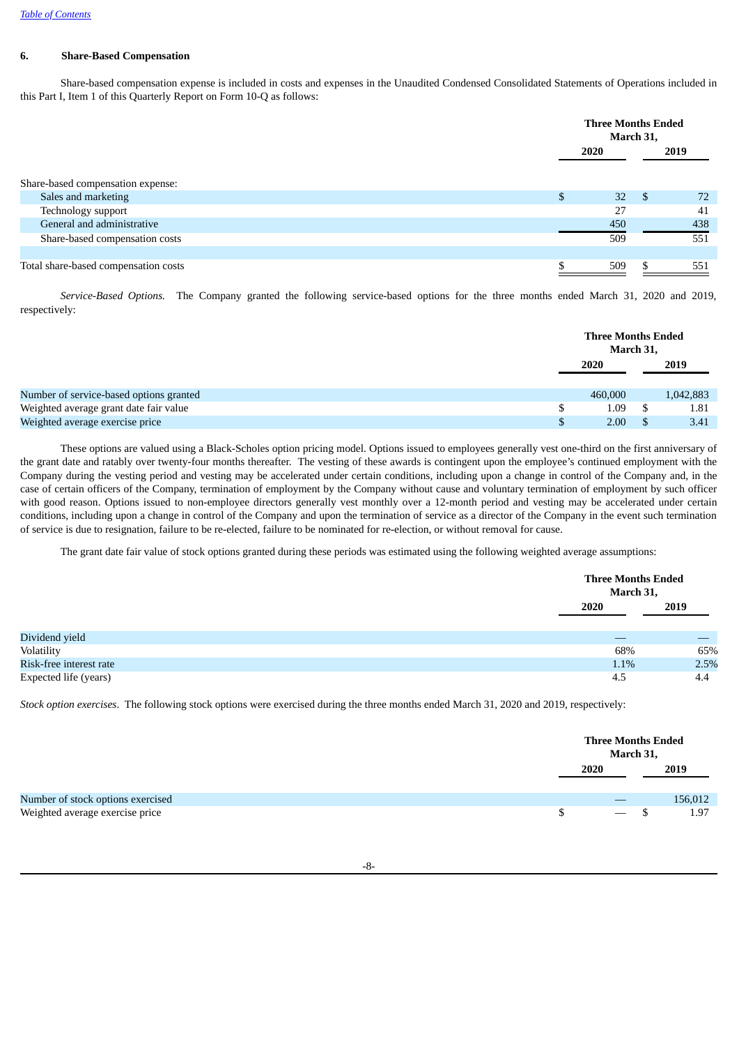### 6. Share-Based Compensation

Share-based compensation expense is included in costs and expenses in the Unaudited Condensed Consolidated Statements of Operations included in this Part I, Item 1 of this Quarterly Report on Form 10-Q as follows:

| | Three Months Ended March 31, | |
|---|---|---|
| | 2020 | 2019 |
| Share-based compensation expense: | | |
| Sales and marketing | $ 32 | $ 72 |
| Technology support | 27 | 41 |
| General and administrative | 450 | 438 |
| Share-based compensation costs | 509 | 551 |
| | | |
| Total share-based compensation costs | $ 509 | $ 551 |

*Service-Based Options.* The Company granted the following service-based options for the three months ended March 31, 2020 and 2019, respectively:

| | Three Months Ended March 31, | |
|---|---|---|
| | 2020 | 2019 |
| Number of service-based options granted | 460,000 | 1,042,883 |
| Weighted average grant date fair value | $ 1.09 | $ 1.81 |
| Weighted average exercise price | $ 2.00 | $ 3.41 |

These options are valued using a Black-Scholes option pricing model. Options issued to employees generally vest one-third on the first anniversary of the grant date and ratably over twenty-four months thereafter. The vesting of these awards is contingent upon the employee's continued employment with the Company during the vesting period and vesting may be accelerated under certain conditions, including upon a change in control of the Company and, in the case of certain officers of the Company, termination of employment by the Company without cause and voluntary termination of employment by such officer with good reason. Options issued to non-employee directors generally vest monthly over a 12-month period and vesting may be accelerated under certain conditions, including upon a change in control of the Company and upon the termination of service as a director of the Company in the event such termination of service is due to resignation, failure to be re-elected, failure to be nominated for re-election, or without removal for cause.

The grant date fair value of stock options granted during these periods was estimated using the following weighted average assumptions:

| | Three Months Ended March 31, | |
|---|---|---|
| | 2020 | 2019 |
| Dividend yield | — | — |
| Volatility | 68% | 65% |
| Risk-free interest rate | 1.1% | 2.5% |
| Expected life (years) | 4.5 | 4.4 |

*Stock option exercises*. The following stock options were exercised during the three months ended March 31, 2020 and 2019, respectively:

| | Three Months Ended March 31, | |
|---|---|---|
| | 2020 | 2019 |
| Number of stock options exercised | — | 156,012 |
| Weighted average exercise price | $ — | $ 1.97 |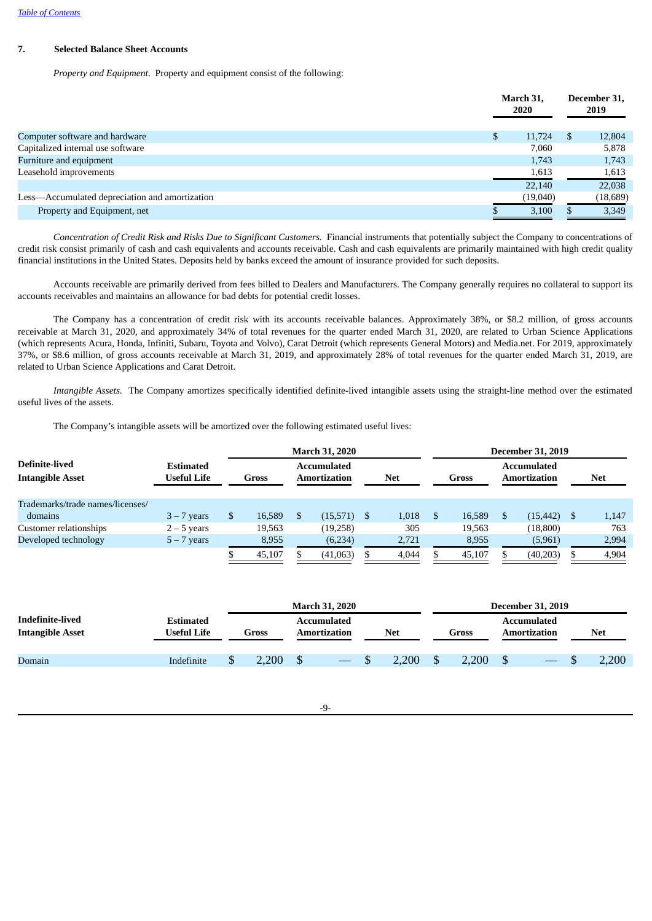[Table of Contents](#)

## 7. Selected Balance Sheet Accounts

*Property and Equipment.* Property and equipment consist of the following:

| | March 31, 2020 | December 31, 2019 |
|---|---|---|
| Computer software and hardware | $ 11,724 | $ 12,804 |
| Capitalized internal use software | 7,060 | 5,878 |
| Furniture and equipment | 1,743 | 1,743 |
| Leasehold improvements | 1,613 | 1,613 |
| | 22,140 | 22,038 |
| Less—Accumulated depreciation and amortization | (19,040) | (18,689) |
| Property and Equipment, net | $ 3,100 | $ 3,349 |

*Concentration of Credit Risk and Risks Due to Significant Customers.* Financial instruments that potentially subject the Company to concentrations of credit risk consist primarily of cash and cash equivalents and accounts receivable. Cash and cash equivalents are primarily maintained with high credit quality financial institutions in the United States. Deposits held by banks exceed the amount of insurance provided for such deposits.

Accounts receivable are primarily derived from fees billed to Dealers and Manufacturers. The Company generally requires no collateral to support its accounts receivables and maintains an allowance for bad debts for potential credit losses.

The Company has a concentration of credit risk with its accounts receivable balances. Approximately 38%, or $8.2 million, of gross accounts receivable at March 31, 2020, and approximately 34% of total revenues for the quarter ended March 31, 2020, are related to Urban Science Applications (which represents Acura, Honda, Infiniti, Subaru, Toyota and Volvo), Carat Detroit (which represents General Motors) and Media.net. For 2019, approximately 37%, or $8.6 million, of gross accounts receivable at March 31, 2019, and approximately 28% of total revenues for the quarter ended March 31, 2019, are related to Urban Science Applications and Carat Detroit.

*Intangible Assets.* The Company amortizes specifically identified definite-lived intangible assets using the straight-line method over the estimated useful lives of the assets.

The Company's intangible assets will be amortized over the following estimated useful lives:

| | | March 31, 2020 | | | December 31, 2019 | | |
|---|---|---|---|---|---|---|---|
| **Definite-lived Intangible Asset** | **Estimated Useful Life** | **Gross** | **Accumulated Amortization** | **Net** | **Gross** | **Accumulated Amortization** | **Net** |
| Trademarks/trade names/licenses/ domains | 3 – 7 years | $ 16,589 | $ (15,571) | $ 1,018 | $ 16,589 | $ (15,442) | $ 1,147 |
| Customer relationships | 2 – 5 years | 19,563 | (19,258) | 305 | 19,563 | (18,800) | 763 |
| Developed technology | 5 – 7 years | 8,955 | (6,234) | 2,721 | 8,955 | (5,961) | 2,994 |
| | | $ 45,107 | $ (41,063) | $ 4,044 | $ 45,107 | $ (40,203) | $ 4,904 |

| | | March 31, 2020 | | | December 31, 2019 | | |
|---|---|---|---|---|---|---|---|
| **Indefinite-lived Intangible Asset** | **Estimated Useful Life** | **Gross** | **Accumulated Amortization** | **Net** | **Gross** | **Accumulated Amortization** | **Net** |
| Domain | Indefinite | $ 2,200 | $ — | $ 2,200 | $ 2,200 | $ — | $ 2,200 |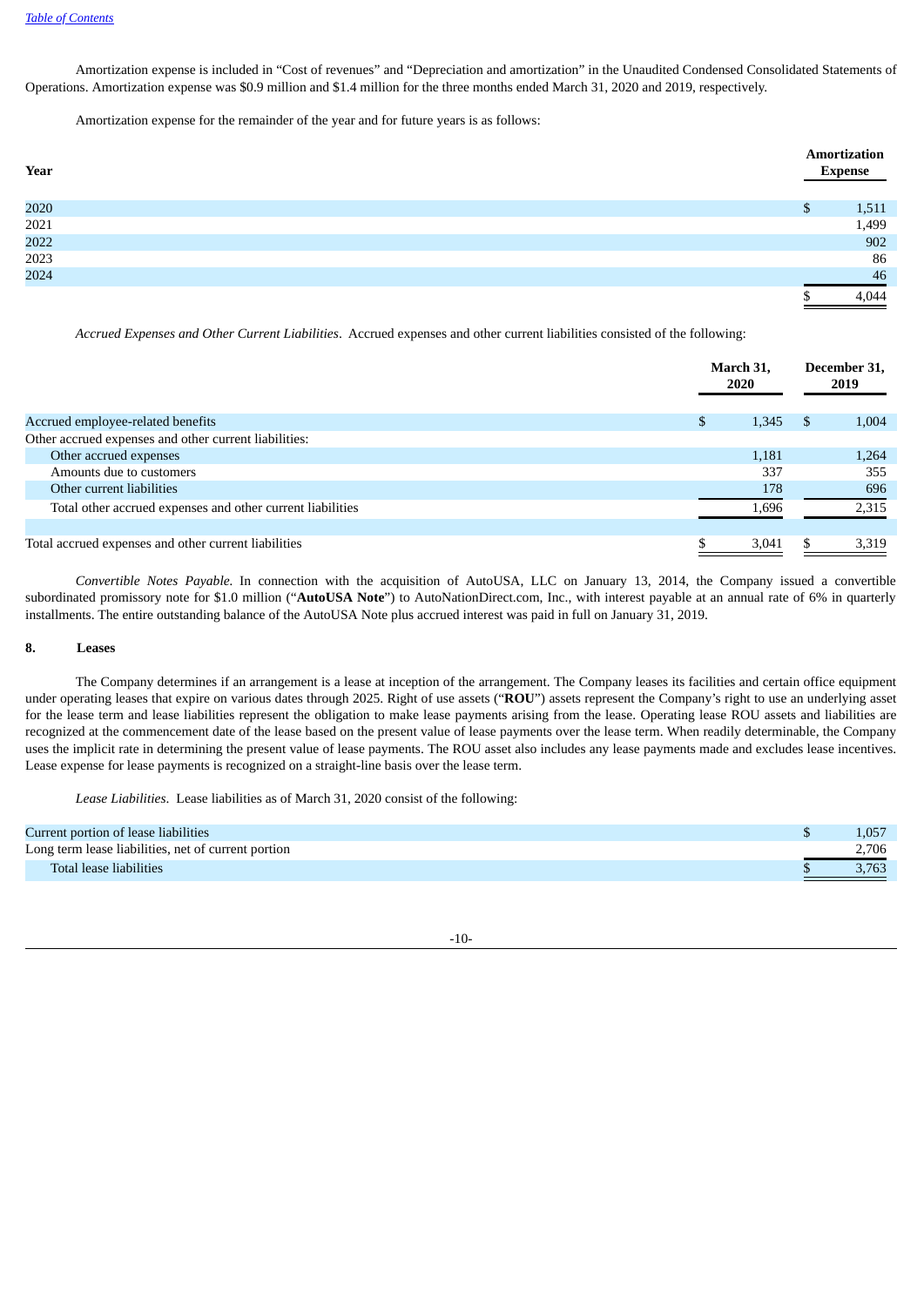Amortization expense is included in "Cost of revenues" and "Depreciation and amortization" in the Unaudited Condensed Consolidated Statements of Operations. Amortization expense was $0.9 million and $1.4 million for the three months ended March 31, 2020 and 2019, respectively.

Amortization expense for the remainder of the year and for future years is as follows:

| Year | Amortization Expense |
|---|---|
| 2020 | $ 1,511 |
| 2021 | 1,499 |
| 2022 | 902 |
| 2023 | 86 |
| 2024 | 46 |
| | $ 4,044 |

*Accrued Expenses and Other Current Liabilities*. Accrued expenses and other current liabilities consisted of the following:

| | March 31, 2020 | December 31, 2019 |
|---|---|---|
| Accrued employee-related benefits | $ 1,345 | $ 1,004 |
| Other accrued expenses and other current liabilities: | | |
| Other accrued expenses | 1,181 | 1,264 |
| Amounts due to customers | 337 | 355 |
| Other current liabilities | 178 | 696 |
| Total other accrued expenses and other current liabilities | 1,696 | 2,315 |
| | | |
| Total accrued expenses and other current liabilities | $ 3,041 | $ 3,319 |

*Convertible Notes Payable.* In connection with the acquisition of AutoUSA, LLC on January 13, 2014, the Company issued a convertible subordinated promissory note for $1.0 million ("**AutoUSA Note**") to AutoNationDirect.com, Inc., with interest payable at an annual rate of 6% in quarterly installments. The entire outstanding balance of the AutoUSA Note plus accrued interest was paid in full on January 31, 2019.

## 8. Leases

The Company determines if an arrangement is a lease at inception of the arrangement. The Company leases its facilities and certain office equipment under operating leases that expire on various dates through 2025. Right of use assets ("**ROU**") assets represent the Company's right to use an underlying asset for the lease term and lease liabilities represent the obligation to make lease payments arising from the lease. Operating lease ROU assets and liabilities are recognized at the commencement date of the lease based on the present value of lease payments over the lease term. When readily determinable, the Company uses the implicit rate in determining the present value of lease payments. The ROU asset also includes any lease payments made and excludes lease incentives. Lease expense for lease payments is recognized on a straight-line basis over the lease term.

*Lease Liabilities*. Lease liabilities as of March 31, 2020 consist of the following:

| | |
|---|---|
| Current portion of lease liabilities | $ 1,057 |
| Long term lease liabilities, net of current portion | 2,706 |
| Total lease liabilities | $ 3,763 |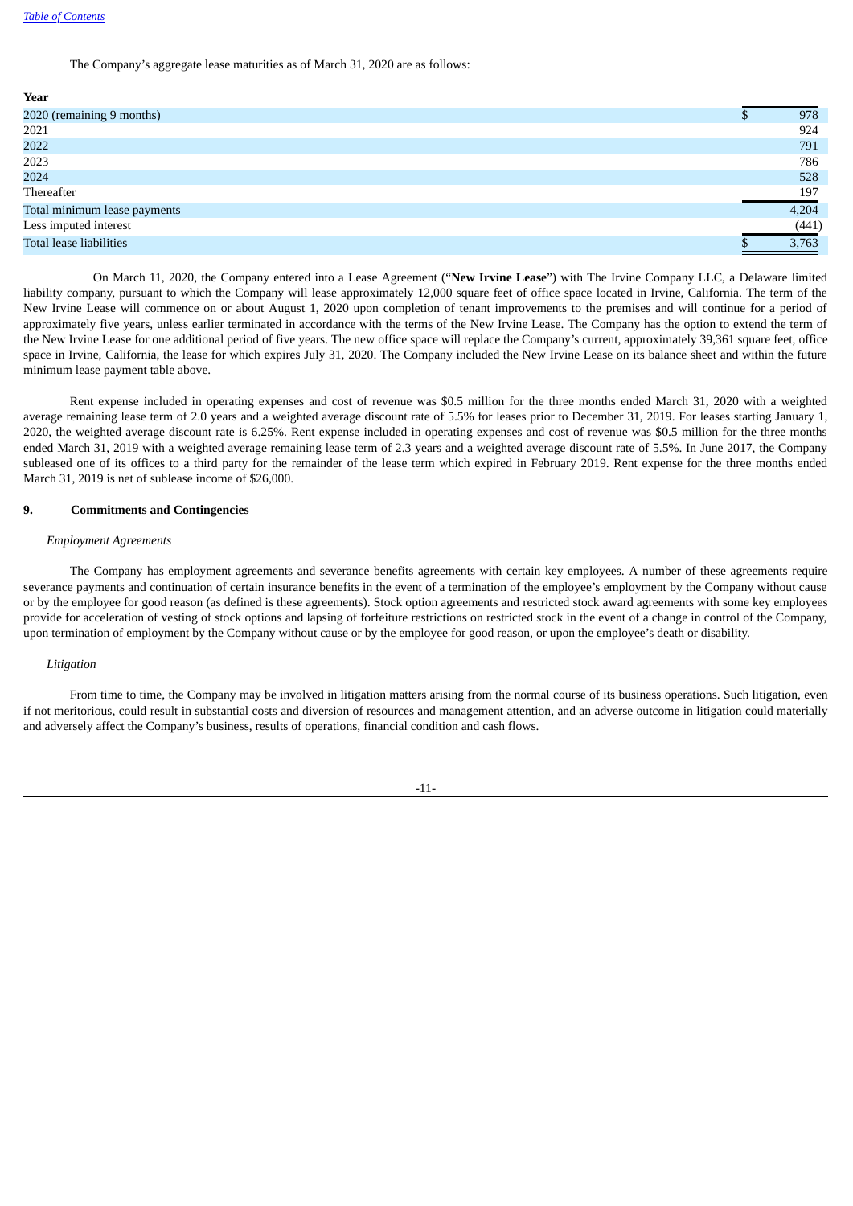The Company's aggregate lease maturities as of March 31, 2020 are as follows:

| Year | | |
|---|---|---|
| 2020 (remaining 9 months) | $ | 978 |
| 2021 | | 924 |
| 2022 | | 791 |
| 2023 | | 786 |
| 2024 | | 528 |
| Thereafter | | 197 |
| Total minimum lease payments | | 4,204 |
| Less imputed interest | | (441) |
| Total lease liabilities | $ | 3,763 |

On March 11, 2020, the Company entered into a Lease Agreement ("**New Irvine Lease**") with The Irvine Company LLC, a Delaware limited liability company, pursuant to which the Company will lease approximately 12,000 square feet of office space located in Irvine, California. The term of the New Irvine Lease will commence on or about August 1, 2020 upon completion of tenant improvements to the premises and will continue for a period of approximately five years, unless earlier terminated in accordance with the terms of the New Irvine Lease. The Company has the option to extend the term of the New Irvine Lease for one additional period of five years. The new office space will replace the Company's current, approximately 39,361 square feet, office space in Irvine, California, the lease for which expires July 31, 2020. The Company included the New Irvine Lease on its balance sheet and within the future minimum lease payment table above.

Rent expense included in operating expenses and cost of revenue was $0.5 million for the three months ended March 31, 2020 with a weighted average remaining lease term of 2.0 years and a weighted average discount rate of 5.5% for leases prior to December 31, 2019. For leases starting January 1, 2020, the weighted average discount rate is 6.25%. Rent expense included in operating expenses and cost of revenue was $0.5 million for the three months ended March 31, 2019 with a weighted average remaining lease term of 2.3 years and a weighted average discount rate of 5.5%. In June 2017, the Company subleased one of its offices to a third party for the remainder of the lease term which expired in February 2019. Rent expense for the three months ended March 31, 2019 is net of sublease income of $26,000.

## 9. Commitments and Contingencies

*Employment Agreements*

The Company has employment agreements and severance benefits agreements with certain key employees. A number of these agreements require severance payments and continuation of certain insurance benefits in the event of a termination of the employee's employment by the Company without cause or by the employee for good reason (as defined is these agreements). Stock option agreements and restricted stock award agreements with some key employees provide for acceleration of vesting of stock options and lapsing of forfeiture restrictions on restricted stock in the event of a change in control of the Company, upon termination of employment by the Company without cause or by the employee for good reason, or upon the employee's death or disability.

*Litigation*

From time to time, the Company may be involved in litigation matters arising from the normal course of its business operations. Such litigation, even if not meritorious, could result in substantial costs and diversion of resources and management attention, and an adverse outcome in litigation could materially and adversely affect the Company's business, results of operations, financial condition and cash flows.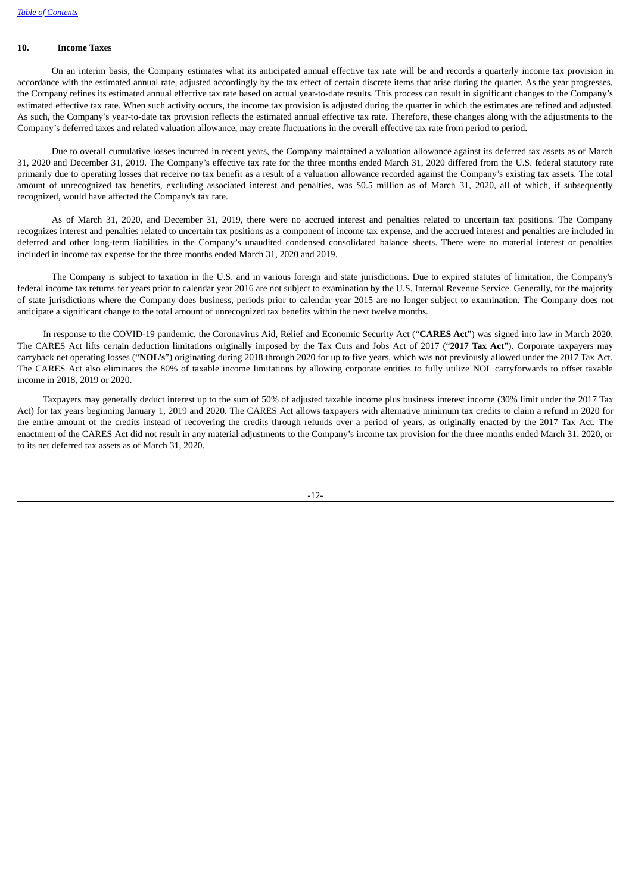## 10. Income Taxes

On an interim basis, the Company estimates what its anticipated annual effective tax rate will be and records a quarterly income tax provision in accordance with the estimated annual rate, adjusted accordingly by the tax effect of certain discrete items that arise during the quarter. As the year progresses, the Company refines its estimated annual effective tax rate based on actual year-to-date results. This process can result in significant changes to the Company's estimated effective tax rate. When such activity occurs, the income tax provision is adjusted during the quarter in which the estimates are refined and adjusted. As such, the Company's year-to-date tax provision reflects the estimated annual effective tax rate. Therefore, these changes along with the adjustments to the Company's deferred taxes and related valuation allowance, may create fluctuations in the overall effective tax rate from period to period.

Due to overall cumulative losses incurred in recent years, the Company maintained a valuation allowance against its deferred tax assets as of March 31, 2020 and December 31, 2019. The Company's effective tax rate for the three months ended March 31, 2020 differed from the U.S. federal statutory rate primarily due to operating losses that receive no tax benefit as a result of a valuation allowance recorded against the Company's existing tax assets. The total amount of unrecognized tax benefits, excluding associated interest and penalties, was $0.5 million as of March 31, 2020, all of which, if subsequently recognized, would have affected the Company's tax rate.

As of March 31, 2020, and December 31, 2019, there were no accrued interest and penalties related to uncertain tax positions. The Company recognizes interest and penalties related to uncertain tax positions as a component of income tax expense, and the accrued interest and penalties are included in deferred and other long-term liabilities in the Company's unaudited condensed consolidated balance sheets. There were no material interest or penalties included in income tax expense for the three months ended March 31, 2020 and 2019.

The Company is subject to taxation in the U.S. and in various foreign and state jurisdictions. Due to expired statutes of limitation, the Company's federal income tax returns for years prior to calendar year 2016 are not subject to examination by the U.S. Internal Revenue Service. Generally, for the majority of state jurisdictions where the Company does business, periods prior to calendar year 2015 are no longer subject to examination. The Company does not anticipate a significant change to the total amount of unrecognized tax benefits within the next twelve months.

In response to the COVID-19 pandemic, the Coronavirus Aid, Relief and Economic Security Act ("**CARES Act**") was signed into law in March 2020. The CARES Act lifts certain deduction limitations originally imposed by the Tax Cuts and Jobs Act of 2017 ("**2017 Tax Act**"). Corporate taxpayers may carryback net operating losses ("**NOL's**") originating during 2018 through 2020 for up to five years, which was not previously allowed under the 2017 Tax Act. The CARES Act also eliminates the 80% of taxable income limitations by allowing corporate entities to fully utilize NOL carryforwards to offset taxable income in 2018, 2019 or 2020.

Taxpayers may generally deduct interest up to the sum of 50% of adjusted taxable income plus business interest income (30% limit under the 2017 Tax Act) for tax years beginning January 1, 2019 and 2020. The CARES Act allows taxpayers with alternative minimum tax credits to claim a refund in 2020 for the entire amount of the credits instead of recovering the credits through refunds over a period of years, as originally enacted by the 2017 Tax Act. The enactment of the CARES Act did not result in any material adjustments to the Company's income tax provision for the three months ended March 31, 2020, or to its net deferred tax assets as of March 31, 2020.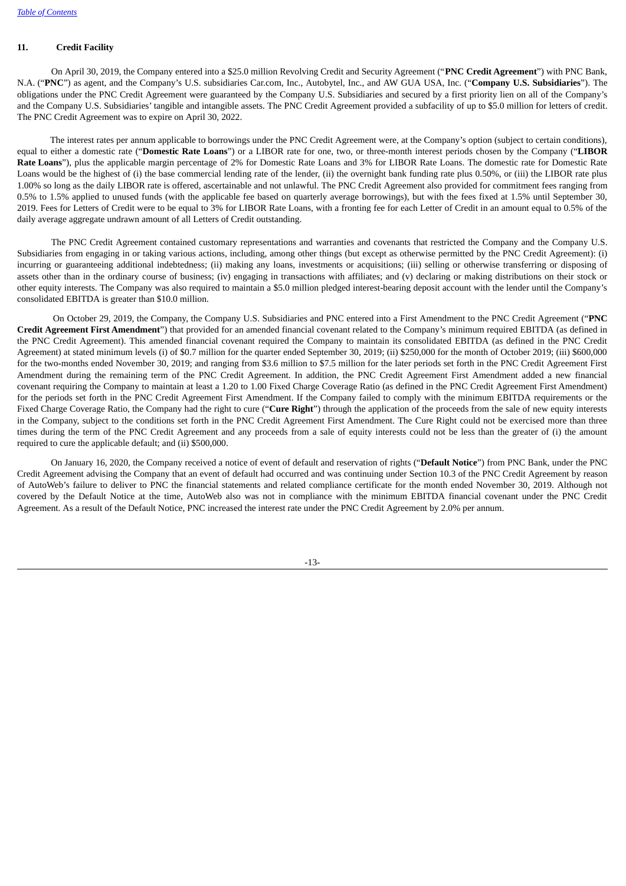## 11. Credit Facility

On April 30, 2019, the Company entered into a $25.0 million Revolving Credit and Security Agreement ("**PNC Credit Agreement**") with PNC Bank, N.A. ("**PNC**") as agent, and the Company's U.S. subsidiaries Car.com, Inc., Autobytel, Inc., and AW GUA USA, Inc. ("**Company U.S. Subsidiaries**"). The obligations under the PNC Credit Agreement were guaranteed by the Company U.S. Subsidiaries and secured by a first priority lien on all of the Company's and the Company U.S. Subsidiaries' tangible and intangible assets. The PNC Credit Agreement provided a subfacility of up to $5.0 million for letters of credit. The PNC Credit Agreement was to expire on April 30, 2022.

The interest rates per annum applicable to borrowings under the PNC Credit Agreement were, at the Company's option (subject to certain conditions), equal to either a domestic rate ("**Domestic Rate Loans**") or a LIBOR rate for one, two, or three-month interest periods chosen by the Company ("**LIBOR Rate Loans**"), plus the applicable margin percentage of 2% for Domestic Rate Loans and 3% for LIBOR Rate Loans. The domestic rate for Domestic Rate Loans would be the highest of (i) the base commercial lending rate of the lender, (ii) the overnight bank funding rate plus 0.50%, or (iii) the LIBOR rate plus 1.00% so long as the daily LIBOR rate is offered, ascertainable and not unlawful. The PNC Credit Agreement also provided for commitment fees ranging from 0.5% to 1.5% applied to unused funds (with the applicable fee based on quarterly average borrowings), but with the fees fixed at 1.5% until September 30, 2019. Fees for Letters of Credit were to be equal to 3% for LIBOR Rate Loans, with a fronting fee for each Letter of Credit in an amount equal to 0.5% of the daily average aggregate undrawn amount of all Letters of Credit outstanding.

The PNC Credit Agreement contained customary representations and warranties and covenants that restricted the Company and the Company U.S. Subsidiaries from engaging in or taking various actions, including, among other things (but except as otherwise permitted by the PNC Credit Agreement): (i) incurring or guaranteeing additional indebtedness; (ii) making any loans, investments or acquisitions; (iii) selling or otherwise transferring or disposing of assets other than in the ordinary course of business; (iv) engaging in transactions with affiliates; and (v) declaring or making distributions on their stock or other equity interests. The Company was also required to maintain a $5.0 million pledged interest-bearing deposit account with the lender until the Company's consolidated EBITDA is greater than $10.0 million.

On October 29, 2019, the Company, the Company U.S. Subsidiaries and PNC entered into a First Amendment to the PNC Credit Agreement ("**PNC Credit Agreement First Amendment**") that provided for an amended financial covenant related to the Company's minimum required EBITDA (as defined in the PNC Credit Agreement). This amended financial covenant required the Company to maintain its consolidated EBITDA (as defined in the PNC Credit Agreement) at stated minimum levels (i) of $0.7 million for the quarter ended September 30, 2019; (ii) $250,000 for the month of October 2019; (iii) $600,000 for the two-months ended November 30, 2019; and ranging from $3.6 million to $7.5 million for the later periods set forth in the PNC Credit Agreement First Amendment during the remaining term of the PNC Credit Agreement. In addition, the PNC Credit Agreement First Amendment added a new financial covenant requiring the Company to maintain at least a 1.20 to 1.00 Fixed Charge Coverage Ratio (as defined in the PNC Credit Agreement First Amendment) for the periods set forth in the PNC Credit Agreement First Amendment. If the Company failed to comply with the minimum EBITDA requirements or the Fixed Charge Coverage Ratio, the Company had the right to cure ("**Cure Right**") through the application of the proceeds from the sale of new equity interests in the Company, subject to the conditions set forth in the PNC Credit Agreement First Amendment. The Cure Right could not be exercised more than three times during the term of the PNC Credit Agreement and any proceeds from a sale of equity interests could not be less than the greater of (i) the amount required to cure the applicable default; and (ii) $500,000.

On January 16, 2020, the Company received a notice of event of default and reservation of rights ("**Default Notice**") from PNC Bank, under the PNC Credit Agreement advising the Company that an event of default had occurred and was continuing under Section 10.3 of the PNC Credit Agreement by reason of AutoWeb's failure to deliver to PNC the financial statements and related compliance certificate for the month ended November 30, 2019. Although not covered by the Default Notice at the time, AutoWeb also was not in compliance with the minimum EBITDA financial covenant under the PNC Credit Agreement. As a result of the Default Notice, PNC increased the interest rate under the PNC Credit Agreement by 2.0% per annum.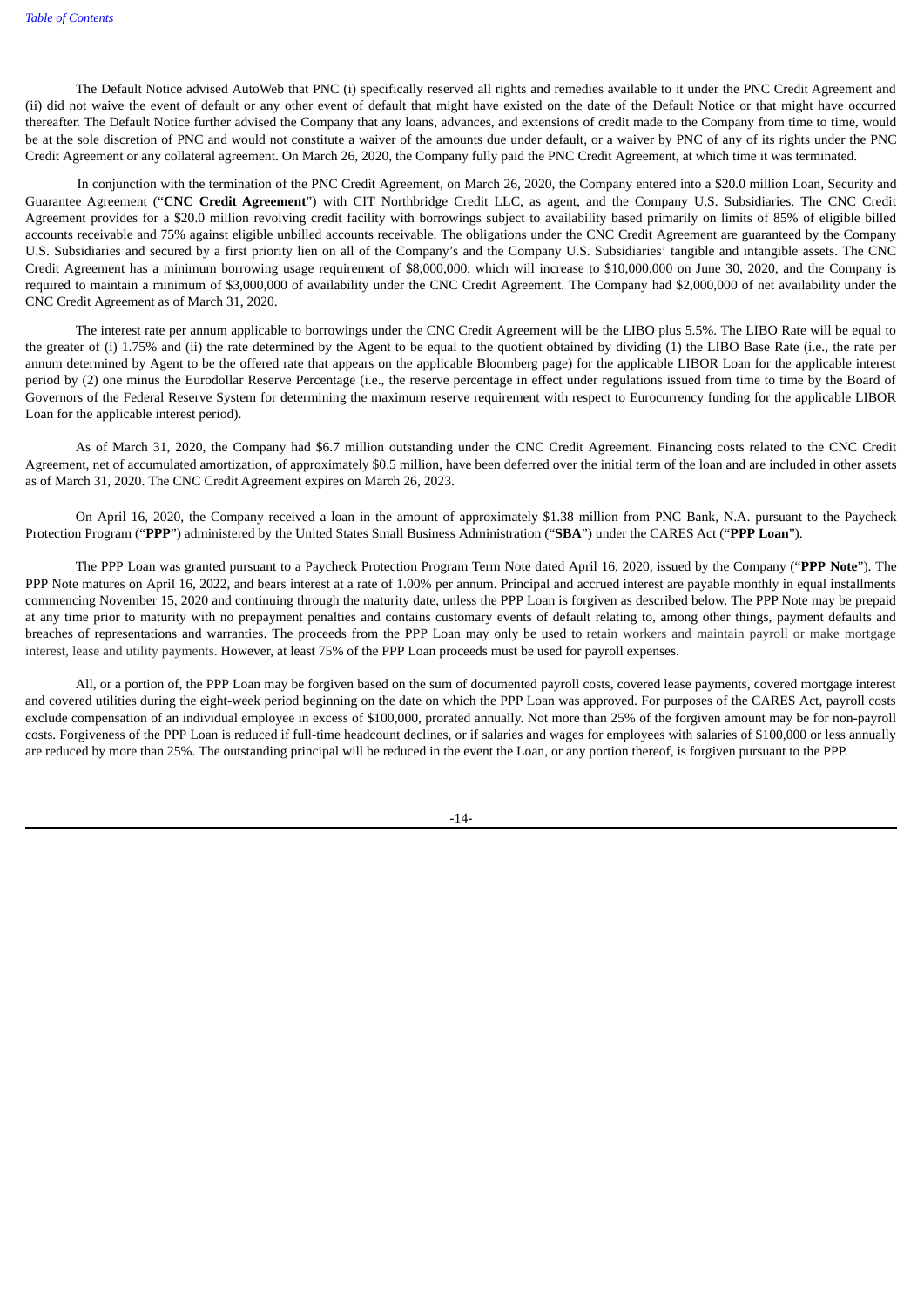The Default Notice advised AutoWeb that PNC (i) specifically reserved all rights and remedies available to it under the PNC Credit Agreement and (ii) did not waive the event of default or any other event of default that might have existed on the date of the Default Notice or that might have occurred thereafter. The Default Notice further advised the Company that any loans, advances, and extensions of credit made to the Company from time to time, would be at the sole discretion of PNC and would not constitute a waiver of the amounts due under default, or a waiver by PNC of any of its rights under the PNC Credit Agreement or any collateral agreement. On March 26, 2020, the Company fully paid the PNC Credit Agreement, at which time it was terminated.

In conjunction with the termination of the PNC Credit Agreement, on March 26, 2020, the Company entered into a $20.0 million Loan, Security and Guarantee Agreement ("**CNC Credit Agreement**") with CIT Northbridge Credit LLC, as agent, and the Company U.S. Subsidiaries. The CNC Credit Agreement provides for a $20.0 million revolving credit facility with borrowings subject to availability based primarily on limits of 85% of eligible billed accounts receivable and 75% against eligible unbilled accounts receivable. The obligations under the CNC Credit Agreement are guaranteed by the Company U.S. Subsidiaries and secured by a first priority lien on all of the Company's and the Company U.S. Subsidiaries' tangible and intangible assets. The CNC Credit Agreement has a minimum borrowing usage requirement of $8,000,000, which will increase to $10,000,000 on June 30, 2020, and the Company is required to maintain a minimum of $3,000,000 of availability under the CNC Credit Agreement. The Company had $2,000,000 of net availability under the CNC Credit Agreement as of March 31, 2020.

The interest rate per annum applicable to borrowings under the CNC Credit Agreement will be the LIBO plus 5.5%. The LIBO Rate will be equal to the greater of (i) 1.75% and (ii) the rate determined by the Agent to be equal to the quotient obtained by dividing (1) the LIBO Base Rate (i.e., the rate per annum determined by Agent to be the offered rate that appears on the applicable Bloomberg page) for the applicable LIBOR Loan for the applicable interest period by (2) one minus the Eurodollar Reserve Percentage (i.e., the reserve percentage in effect under regulations issued from time to time by the Board of Governors of the Federal Reserve System for determining the maximum reserve requirement with respect to Eurocurrency funding for the applicable LIBOR Loan for the applicable interest period).

As of March 31, 2020, the Company had $6.7 million outstanding under the CNC Credit Agreement. Financing costs related to the CNC Credit Agreement, net of accumulated amortization, of approximately $0.5 million, have been deferred over the initial term of the loan and are included in other assets as of March 31, 2020. The CNC Credit Agreement expires on March 26, 2023.

On April 16, 2020, the Company received a loan in the amount of approximately $1.38 million from PNC Bank, N.A. pursuant to the Paycheck Protection Program ("**PPP**") administered by the United States Small Business Administration ("**SBA**") under the CARES Act ("**PPP Loan**").

The PPP Loan was granted pursuant to a Paycheck Protection Program Term Note dated April 16, 2020, issued by the Company ("**PPP Note**"). The PPP Note matures on April 16, 2022, and bears interest at a rate of 1.00% per annum. Principal and accrued interest are payable monthly in equal installments commencing November 15, 2020 and continuing through the maturity date, unless the PPP Loan is forgiven as described below. The PPP Note may be prepaid at any time prior to maturity with no prepayment penalties and contains customary events of default relating to, among other things, payment defaults and breaches of representations and warranties. The proceeds from the PPP Loan may only be used to retain workers and maintain payroll or make mortgage interest, lease and utility payments. However, at least 75% of the PPP Loan proceeds must be used for payroll expenses.

All, or a portion of, the PPP Loan may be forgiven based on the sum of documented payroll costs, covered lease payments, covered mortgage interest and covered utilities during the eight-week period beginning on the date on which the PPP Loan was approved. For purposes of the CARES Act, payroll costs exclude compensation of an individual employee in excess of $100,000, prorated annually. Not more than 25% of the forgiven amount may be for non-payroll costs. Forgiveness of the PPP Loan is reduced if full-time headcount declines, or if salaries and wages for employees with salaries of $100,000 or less annually are reduced by more than 25%. The outstanding principal will be reduced in the event the Loan, or any portion thereof, is forgiven pursuant to the PPP.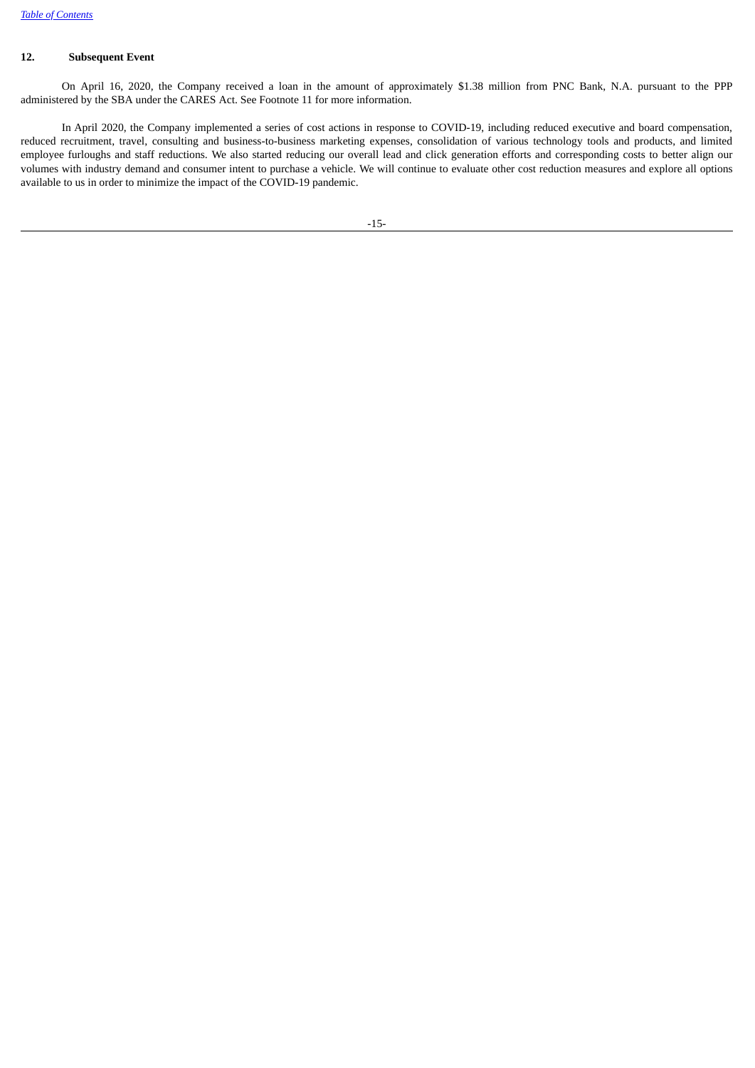## 12. Subsequent Event

On April 16, 2020, the Company received a loan in the amount of approximately $1.38 million from PNC Bank, N.A. pursuant to the PPP administered by the SBA under the CARES Act. See Footnote 11 for more information.

In April 2020, the Company implemented a series of cost actions in response to COVID-19, including reduced executive and board compensation, reduced recruitment, travel, consulting and business-to-business marketing expenses, consolidation of various technology tools and products, and limited employee furloughs and staff reductions. We also started reducing our overall lead and click generation efforts and corresponding costs to better align our volumes with industry demand and consumer intent to purchase a vehicle. We will continue to evaluate other cost reduction measures and explore all options available to us in order to minimize the impact of the COVID-19 pandemic.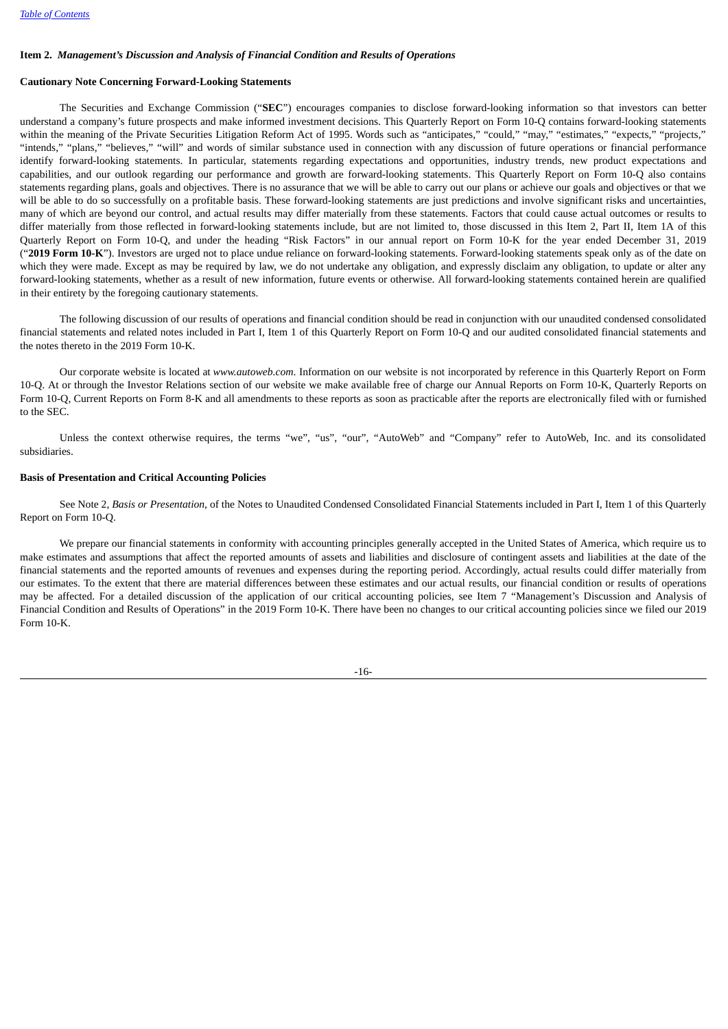### Item 2. *Management's Discussion and Analysis of Financial Condition and Results of Operations*

**Cautionary Note Concerning Forward-Looking Statements**

The Securities and Exchange Commission ("**SEC**") encourages companies to disclose forward-looking information so that investors can better understand a company's future prospects and make informed investment decisions. This Quarterly Report on Form 10-Q contains forward-looking statements within the meaning of the Private Securities Litigation Reform Act of 1995. Words such as "anticipates," "could," "may," "estimates," "expects," "projects," "intends," "plans," "believes," "will" and words of similar substance used in connection with any discussion of future operations or financial performance identify forward-looking statements. In particular, statements regarding expectations and opportunities, industry trends, new product expectations and capabilities, and our outlook regarding our performance and growth are forward-looking statements. This Quarterly Report on Form 10-Q also contains statements regarding plans, goals and objectives. There is no assurance that we will be able to carry out our plans or achieve our goals and objectives or that we will be able to do so successfully on a profitable basis. These forward-looking statements are just predictions and involve significant risks and uncertainties, many of which are beyond our control, and actual results may differ materially from these statements. Factors that could cause actual outcomes or results to differ materially from those reflected in forward-looking statements include, but are not limited to, those discussed in this Item 2, Part II, Item 1A of this Quarterly Report on Form 10-Q, and under the heading "Risk Factors" in our annual report on Form 10-K for the year ended December 31, 2019 ("**2019 Form 10-K**"). Investors are urged not to place undue reliance on forward-looking statements. Forward-looking statements speak only as of the date on which they were made. Except as may be required by law, we do not undertake any obligation, and expressly disclaim any obligation, to update or alter any forward-looking statements, whether as a result of new information, future events or otherwise. All forward-looking statements contained herein are qualified in their entirety by the foregoing cautionary statements.

The following discussion of our results of operations and financial condition should be read in conjunction with our unaudited condensed consolidated financial statements and related notes included in Part I, Item 1 of this Quarterly Report on Form 10-Q and our audited consolidated financial statements and the notes thereto in the 2019 Form 10-K.

Our corporate website is located at *www.autoweb.com*. Information on our website is not incorporated by reference in this Quarterly Report on Form 10-Q. At or through the Investor Relations section of our website we make available free of charge our Annual Reports on Form 10-K, Quarterly Reports on Form 10-Q, Current Reports on Form 8-K and all amendments to these reports as soon as practicable after the reports are electronically filed with or furnished to the SEC.

Unless the context otherwise requires, the terms "we", "us", "our", "AutoWeb" and "Company" refer to AutoWeb, Inc. and its consolidated subsidiaries.

**Basis of Presentation and Critical Accounting Policies**

See Note 2, *Basis or Presentation*, of the Notes to Unaudited Condensed Consolidated Financial Statements included in Part I, Item 1 of this Quarterly Report on Form 10-Q.

We prepare our financial statements in conformity with accounting principles generally accepted in the United States of America, which require us to make estimates and assumptions that affect the reported amounts of assets and liabilities and disclosure of contingent assets and liabilities at the date of the financial statements and the reported amounts of revenues and expenses during the reporting period. Accordingly, actual results could differ materially from our estimates. To the extent that there are material differences between these estimates and our actual results, our financial condition or results of operations may be affected. For a detailed discussion of the application of our critical accounting policies, see Item 7 "Management's Discussion and Analysis of Financial Condition and Results of Operations" in the 2019 Form 10-K. There have been no changes to our critical accounting policies since we filed our 2019 Form 10-K.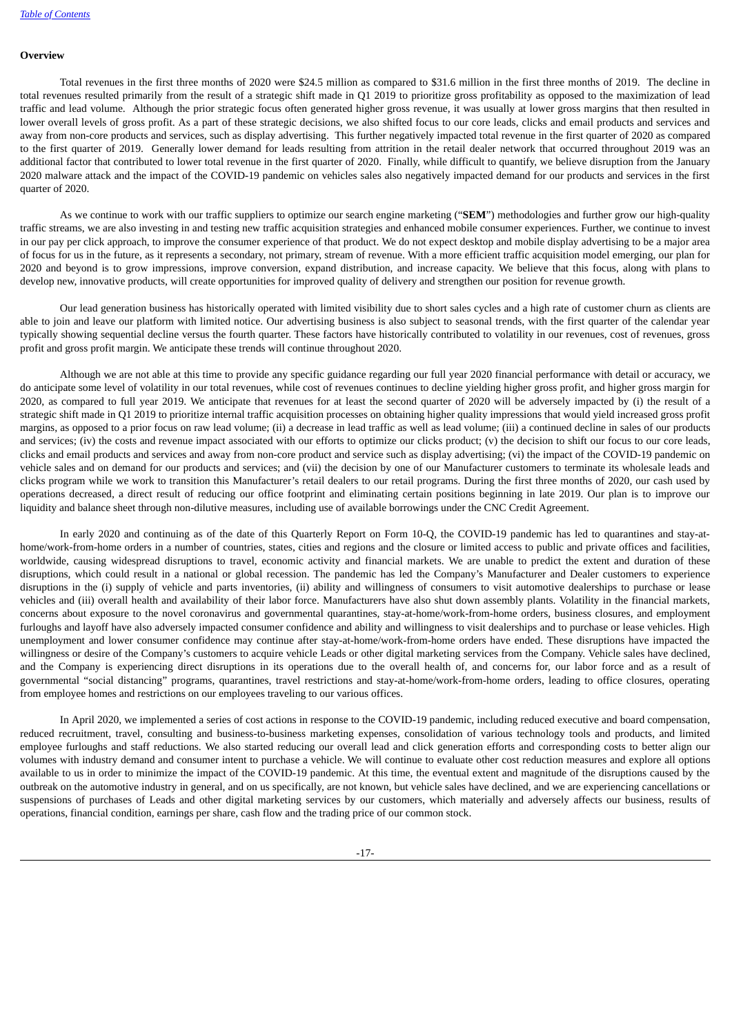**Overview**

Total revenues in the first three months of 2020 were $24.5 million as compared to $31.6 million in the first three months of 2019. The decline in total revenues resulted primarily from the result of a strategic shift made in Q1 2019 to prioritize gross profitability as opposed to the maximization of lead traffic and lead volume. Although the prior strategic focus often generated higher gross revenue, it was usually at lower gross margins that then resulted in lower overall levels of gross profit. As a part of these strategic decisions, we also shifted focus to our core leads, clicks and email products and services and away from non-core products and services, such as display advertising. This further negatively impacted total revenue in the first quarter of 2020 as compared to the first quarter of 2019. Generally lower demand for leads resulting from attrition in the retail dealer network that occurred throughout 2019 was an additional factor that contributed to lower total revenue in the first quarter of 2020. Finally, while difficult to quantify, we believe disruption from the January 2020 malware attack and the impact of the COVID-19 pandemic on vehicles sales also negatively impacted demand for our products and services in the first quarter of 2020.

As we continue to work with our traffic suppliers to optimize our search engine marketing ("**SEM**") methodologies and further grow our high-quality traffic streams, we are also investing in and testing new traffic acquisition strategies and enhanced mobile consumer experiences. Further, we continue to invest in our pay per click approach, to improve the consumer experience of that product. We do not expect desktop and mobile display advertising to be a major area of focus for us in the future, as it represents a secondary, not primary, stream of revenue. With a more efficient traffic acquisition model emerging, our plan for 2020 and beyond is to grow impressions, improve conversion, expand distribution, and increase capacity. We believe that this focus, along with plans to develop new, innovative products, will create opportunities for improved quality of delivery and strengthen our position for revenue growth.

Our lead generation business has historically operated with limited visibility due to short sales cycles and a high rate of customer churn as clients are able to join and leave our platform with limited notice. Our advertising business is also subject to seasonal trends, with the first quarter of the calendar year typically showing sequential decline versus the fourth quarter. These factors have historically contributed to volatility in our revenues, cost of revenues, gross profit and gross profit margin. We anticipate these trends will continue throughout 2020.

Although we are not able at this time to provide any specific guidance regarding our full year 2020 financial performance with detail or accuracy, we do anticipate some level of volatility in our total revenues, while cost of revenues continues to decline yielding higher gross profit, and higher gross margin for 2020, as compared to full year 2019. We anticipate that revenues for at least the second quarter of 2020 will be adversely impacted by (i) the result of a strategic shift made in Q1 2019 to prioritize internal traffic acquisition processes on obtaining higher quality impressions that would yield increased gross profit margins, as opposed to a prior focus on raw lead volume; (ii) a decrease in lead traffic as well as lead volume; (iii) a continued decline in sales of our products and services; (iv) the costs and revenue impact associated with our efforts to optimize our clicks product; (v) the decision to shift our focus to our core leads, clicks and email products and services and away from non-core product and service such as display advertising; (vi) the impact of the COVID-19 pandemic on vehicle sales and on demand for our products and services; and (vii) the decision by one of our Manufacturer customers to terminate its wholesale leads and clicks program while we work to transition this Manufacturer's retail dealers to our retail programs. During the first three months of 2020, our cash used by operations decreased, a direct result of reducing our office footprint and eliminating certain positions beginning in late 2019. Our plan is to improve our liquidity and balance sheet through non-dilutive measures, including use of available borrowings under the CNC Credit Agreement.

In early 2020 and continuing as of the date of this Quarterly Report on Form 10-Q, the COVID-19 pandemic has led to quarantines and stay-at-home/work-from-home orders in a number of countries, states, cities and regions and the closure or limited access to public and private offices and facilities, worldwide, causing widespread disruptions to travel, economic activity and financial markets. We are unable to predict the extent and duration of these disruptions, which could result in a national or global recession. The pandemic has led the Company's Manufacturer and Dealer customers to experience disruptions in the (i) supply of vehicle and parts inventories, (ii) ability and willingness of consumers to visit automotive dealerships to purchase or lease vehicles and (iii) overall health and availability of their labor force. Manufacturers have also shut down assembly plants. Volatility in the financial markets, concerns about exposure to the novel coronavirus and governmental quarantines, stay-at-home/work-from-home orders, business closures, and employment furloughs and layoff have also adversely impacted consumer confidence and ability and willingness to visit dealerships and to purchase or lease vehicles. High unemployment and lower consumer confidence may continue after stay-at-home/work-from-home orders have ended. These disruptions have impacted the willingness or desire of the Company's customers to acquire vehicle Leads or other digital marketing services from the Company. Vehicle sales have declined, and the Company is experiencing direct disruptions in its operations due to the overall health of, and concerns for, our labor force and as a result of governmental "social distancing" programs, quarantines, travel restrictions and stay-at-home/work-from-home orders, leading to office closures, operating from employee homes and restrictions on our employees traveling to our various offices.

In April 2020, we implemented a series of cost actions in response to the COVID-19 pandemic, including reduced executive and board compensation, reduced recruitment, travel, consulting and business-to-business marketing expenses, consolidation of various technology tools and products, and limited employee furloughs and staff reductions. We also started reducing our overall lead and click generation efforts and corresponding costs to better align our volumes with industry demand and consumer intent to purchase a vehicle. We will continue to evaluate other cost reduction measures and explore all options available to us in order to minimize the impact of the COVID-19 pandemic. At this time, the eventual extent and magnitude of the disruptions caused by the outbreak on the automotive industry in general, and on us specifically, are not known, but vehicle sales have declined, and we are experiencing cancellations or suspensions of purchases of Leads and other digital marketing services by our customers, which materially and adversely affects our business, results of operations, financial condition, earnings per share, cash flow and the trading price of our common stock.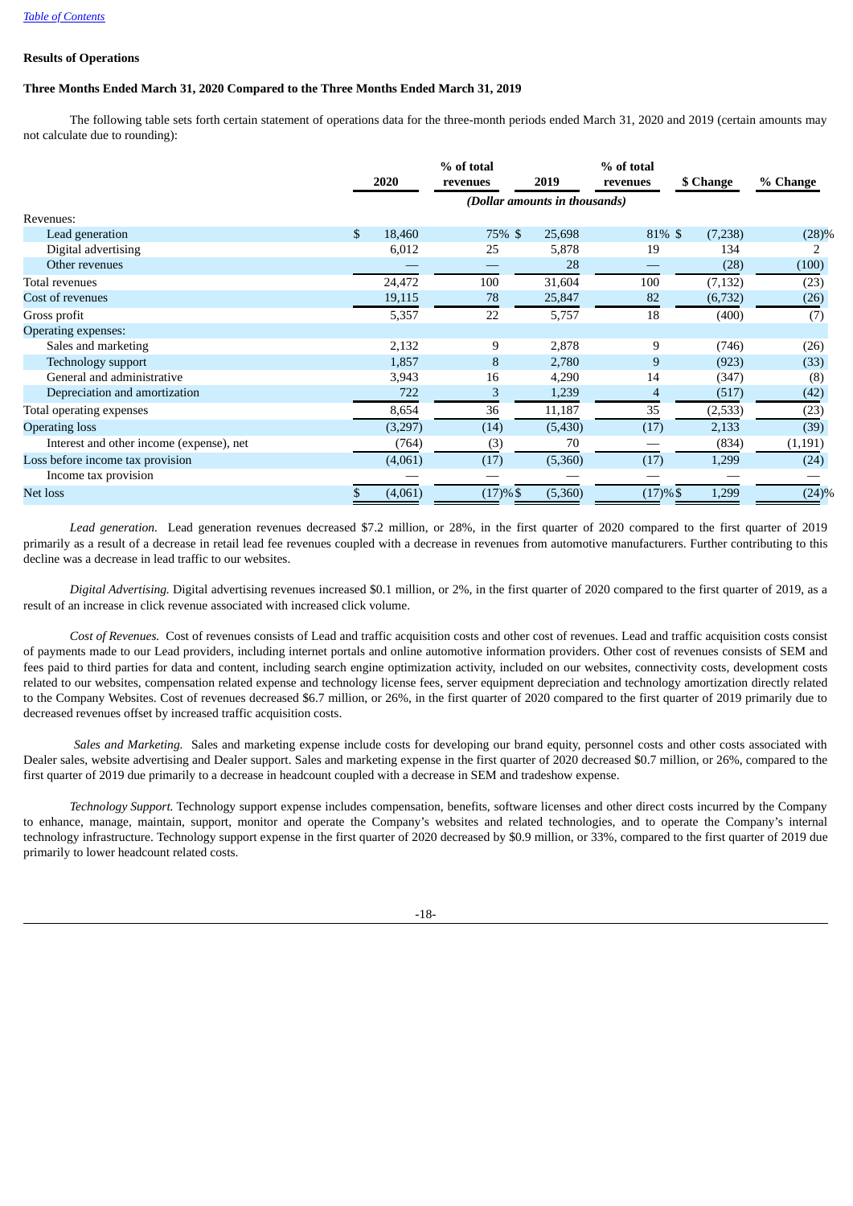**Results of Operations**

**Three Months Ended March 31, 2020 Compared to the Three Months Ended March 31, 2019**

The following table sets forth certain statement of operations data for the three-month periods ended March 31, 2020 and 2019 (certain amounts may not calculate due to rounding):

| | 2020 | % of total revenues | 2019 | % of total revenues | $ Change | % Change |
|---|---|---|---|---|---|---|
| | *(Dollar amounts in thousands)* | | | | | |
| Revenues: | | | | | | |
| Lead generation | $ 18,460 | 75% | $ 25,698 | 81% | $ (7,238) | (28)% |
| Digital advertising | 6,012 | 25 | 5,878 | 19 | 134 | 2 |
| Other revenues | — | — | 28 | — | (28) | (100) |
| Total revenues | 24,472 | 100 | 31,604 | 100 | (7,132) | (23) |
| Cost of revenues | 19,115 | 78 | 25,847 | 82 | (6,732) | (26) |
| Gross profit | 5,357 | 22 | 5,757 | 18 | (400) | (7) |
| Operating expenses: | | | | | | |
| Sales and marketing | 2,132 | 9 | 2,878 | 9 | (746) | (26) |
| Technology support | 1,857 | 8 | 2,780 | 9 | (923) | (33) |
| General and administrative | 3,943 | 16 | 4,290 | 14 | (347) | (8) |
| Depreciation and amortization | 722 | 3 | 1,239 | 4 | (517) | (42) |
| Total operating expenses | 8,654 | 36 | 11,187 | 35 | (2,533) | (23) |
| Operating loss | (3,297) | (14) | (5,430) | (17) | 2,133 | (39) |
| Interest and other income (expense), net | (764) | (3) | 70 | — | (834) | (1,191) |
| Loss before income tax provision | (4,061) | (17) | (5,360) | (17) | 1,299 | (24) |
| Income tax provision | — | — | — | — | — | — |
| Net loss | $ (4,061) | (17)% | $ (5,360) | (17)% | $ 1,299 | (24)% |

*Lead generation.* Lead generation revenues decreased $7.2 million, or 28%, in the first quarter of 2020 compared to the first quarter of 2019 primarily as a result of a decrease in retail lead fee revenues coupled with a decrease in revenues from automotive manufacturers. Further contributing to this decline was a decrease in lead traffic to our websites.

*Digital Advertising.* Digital advertising revenues increased $0.1 million, or 2%, in the first quarter of 2020 compared to the first quarter of 2019, as a result of an increase in click revenue associated with increased click volume.

*Cost of Revenues.* Cost of revenues consists of Lead and traffic acquisition costs and other cost of revenues. Lead and traffic acquisition costs consist of payments made to our Lead providers, including internet portals and online automotive information providers. Other cost of revenues consists of SEM and fees paid to third parties for data and content, including search engine optimization activity, included on our websites, connectivity costs, development costs related to our websites, compensation related expense and technology license fees, server equipment depreciation and technology amortization directly related to the Company Websites. Cost of revenues decreased $6.7 million, or 26%, in the first quarter of 2020 compared to the first quarter of 2019 primarily due to decreased revenues offset by increased traffic acquisition costs.

*Sales and Marketing.* Sales and marketing expense include costs for developing our brand equity, personnel costs and other costs associated with Dealer sales, website advertising and Dealer support. Sales and marketing expense in the first quarter of 2020 decreased $0.7 million, or 26%, compared to the first quarter of 2019 due primarily to a decrease in headcount coupled with a decrease in SEM and tradeshow expense.

*Technology Support.* Technology support expense includes compensation, benefits, software licenses and other direct costs incurred by the Company to enhance, manage, maintain, support, monitor and operate the Company's websites and related technologies, and to operate the Company's internal technology infrastructure. Technology support expense in the first quarter of 2020 decreased by $0.9 million, or 33%, compared to the first quarter of 2019 due primarily to lower headcount related costs.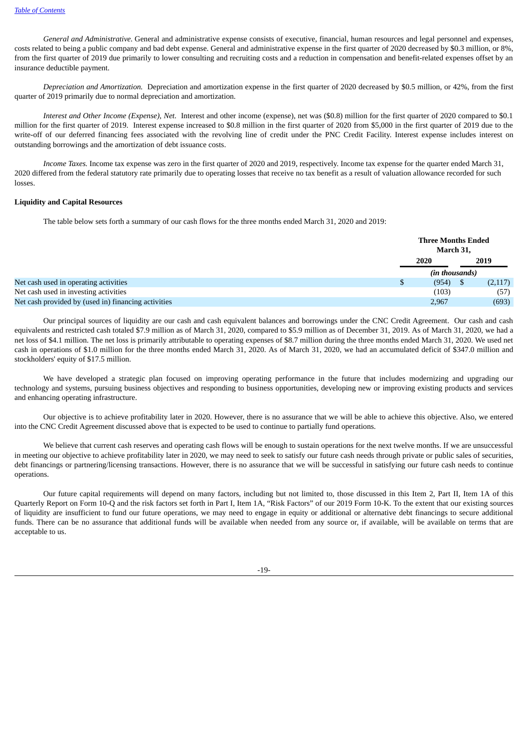*General and Administrative.* General and administrative expense consists of executive, financial, human resources and legal personnel and expenses, costs related to being a public company and bad debt expense. General and administrative expense in the first quarter of 2020 decreased by $0.3 million, or 8%, from the first quarter of 2019 due primarily to lower consulting and recruiting costs and a reduction in compensation and benefit-related expenses offset by an insurance deductible payment.

*Depreciation and Amortization.* Depreciation and amortization expense in the first quarter of 2020 decreased by $0.5 million, or 42%, from the first quarter of 2019 primarily due to normal depreciation and amortization.

*Interest and Other Income (Expense), Net.* Interest and other income (expense), net was ($0.8) million for the first quarter of 2020 compared to $0.1 million for the first quarter of 2019. Interest expense increased to $0.8 million in the first quarter of 2020 from $5,000 in the first quarter of 2019 due to the write-off of our deferred financing fees associated with the revolving line of credit under the PNC Credit Facility. Interest expense includes interest on outstanding borrowings and the amortization of debt issuance costs.

*Income Taxes.* Income tax expense was zero in the first quarter of 2020 and 2019, respectively. Income tax expense for the quarter ended March 31, 2020 differed from the federal statutory rate primarily due to operating losses that receive no tax benefit as a result of valuation allowance recorded for such losses.

**Liquidity and Capital Resources**

The table below sets forth a summary of our cash flows for the three months ended March 31, 2020 and 2019:

| | Three Months Ended March 31, | |
|---|---|---|
| | 2020 | 2019 |
| | *(in thousands)* | |
| Net cash used in operating activities | $ (954) | $ (2,117) |
| Net cash used in investing activities | (103) | (57) |
| Net cash provided by (used in) financing activities | 2,967 | (693) |

Our principal sources of liquidity are our cash and cash equivalent balances and borrowings under the CNC Credit Agreement. Our cash and cash equivalents and restricted cash totaled $7.9 million as of March 31, 2020, compared to $5.9 million as of December 31, 2019. As of March 31, 2020, we had a net loss of $4.1 million. The net loss is primarily attributable to operating expenses of $8.7 million during the three months ended March 31, 2020. We used net cash in operations of $1.0 million for the three months ended March 31, 2020. As of March 31, 2020, we had an accumulated deficit of $347.0 million and stockholders' equity of $17.5 million.

We have developed a strategic plan focused on improving operating performance in the future that includes modernizing and upgrading our technology and systems, pursuing business objectives and responding to business opportunities, developing new or improving existing products and services and enhancing operating infrastructure.

Our objective is to achieve profitability later in 2020. However, there is no assurance that we will be able to achieve this objective. Also, we entered into the CNC Credit Agreement discussed above that is expected to be used to continue to partially fund operations.

We believe that current cash reserves and operating cash flows will be enough to sustain operations for the next twelve months. If we are unsuccessful in meeting our objective to achieve profitability later in 2020, we may need to seek to satisfy our future cash needs through private or public sales of securities, debt financings or partnering/licensing transactions. However, there is no assurance that we will be successful in satisfying our future cash needs to continue operations.

Our future capital requirements will depend on many factors, including but not limited to, those discussed in this Item 2, Part II, Item 1A of this Quarterly Report on Form 10-Q and the risk factors set forth in Part I, Item 1A, "Risk Factors" of our 2019 Form 10-K. To the extent that our existing sources of liquidity are insufficient to fund our future operations, we may need to engage in equity or additional or alternative debt financings to secure additional funds. There can be no assurance that additional funds will be available when needed from any source or, if available, will be available on terms that are acceptable to us.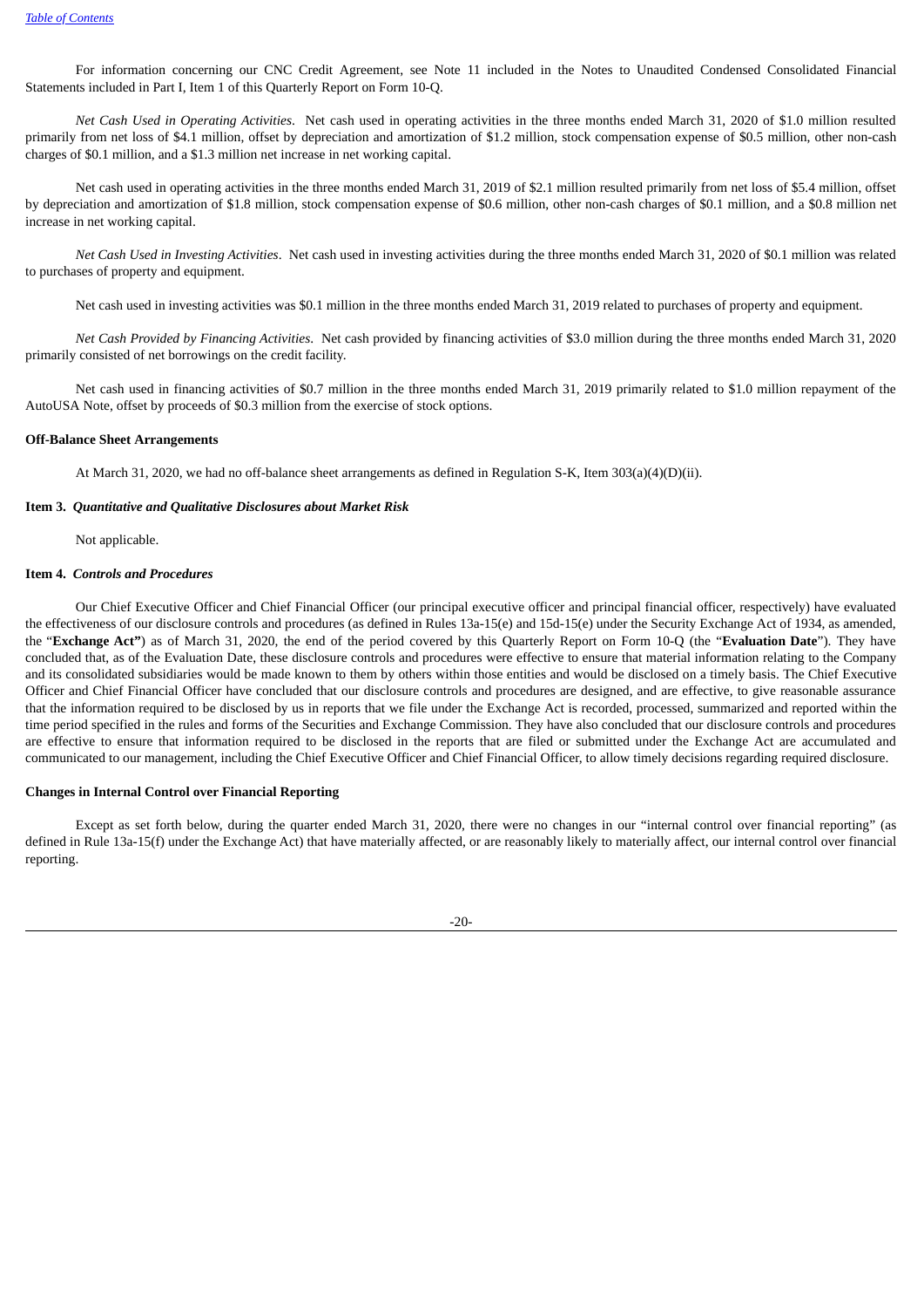For information concerning our CNC Credit Agreement, see Note 11 included in the Notes to Unaudited Condensed Consolidated Financial Statements included in Part I, Item 1 of this Quarterly Report on Form 10-Q.

*Net Cash Used in Operating Activities*. Net cash used in operating activities in the three months ended March 31, 2020 of $1.0 million resulted primarily from net loss of $4.1 million, offset by depreciation and amortization of $1.2 million, stock compensation expense of $0.5 million, other non-cash charges of $0.1 million, and a $1.3 million net increase in net working capital.

Net cash used in operating activities in the three months ended March 31, 2019 of $2.1 million resulted primarily from net loss of $5.4 million, offset by depreciation and amortization of $1.8 million, stock compensation expense of $0.6 million, other non-cash charges of $0.1 million, and a $0.8 million net increase in net working capital.

*Net Cash Used in Investing Activities*. Net cash used in investing activities during the three months ended March 31, 2020 of $0.1 million was related to purchases of property and equipment.

Net cash used in investing activities was $0.1 million in the three months ended March 31, 2019 related to purchases of property and equipment.

*Net Cash Provided by Financing Activities*. Net cash provided by financing activities of $3.0 million during the three months ended March 31, 2020 primarily consisted of net borrowings on the credit facility.

Net cash used in financing activities of $0.7 million in the three months ended March 31, 2019 primarily related to $1.0 million repayment of the AutoUSA Note, offset by proceeds of $0.3 million from the exercise of stock options.

**Off-Balance Sheet Arrangements**

At March 31, 2020, we had no off-balance sheet arrangements as defined in Regulation S-K, Item 303(a)(4)(D)(ii).

**Item 3.** ***Quantitative and Qualitative Disclosures about Market Risk***

Not applicable.

**Item 4.** ***Controls and Procedures***

Our Chief Executive Officer and Chief Financial Officer (our principal executive officer and principal financial officer, respectively) have evaluated the effectiveness of our disclosure controls and procedures (as defined in Rules 13a-15(e) and 15d-15(e) under the Security Exchange Act of 1934, as amended, the "**Exchange Act"**) as of March 31, 2020, the end of the period covered by this Quarterly Report on Form 10-Q (the "**Evaluation Date**"). They have concluded that, as of the Evaluation Date, these disclosure controls and procedures were effective to ensure that material information relating to the Company and its consolidated subsidiaries would be made known to them by others within those entities and would be disclosed on a timely basis. The Chief Executive Officer and Chief Financial Officer have concluded that our disclosure controls and procedures are designed, and are effective, to give reasonable assurance that the information required to be disclosed by us in reports that we file under the Exchange Act is recorded, processed, summarized and reported within the time period specified in the rules and forms of the Securities and Exchange Commission. They have also concluded that our disclosure controls and procedures are effective to ensure that information required to be disclosed in the reports that are filed or submitted under the Exchange Act are accumulated and communicated to our management, including the Chief Executive Officer and Chief Financial Officer, to allow timely decisions regarding required disclosure.

**Changes in Internal Control over Financial Reporting**

Except as set forth below, during the quarter ended March 31, 2020, there were no changes in our "internal control over financial reporting" (as defined in Rule 13a-15(f) under the Exchange Act) that have materially affected, or are reasonably likely to materially affect, our internal control over financial reporting.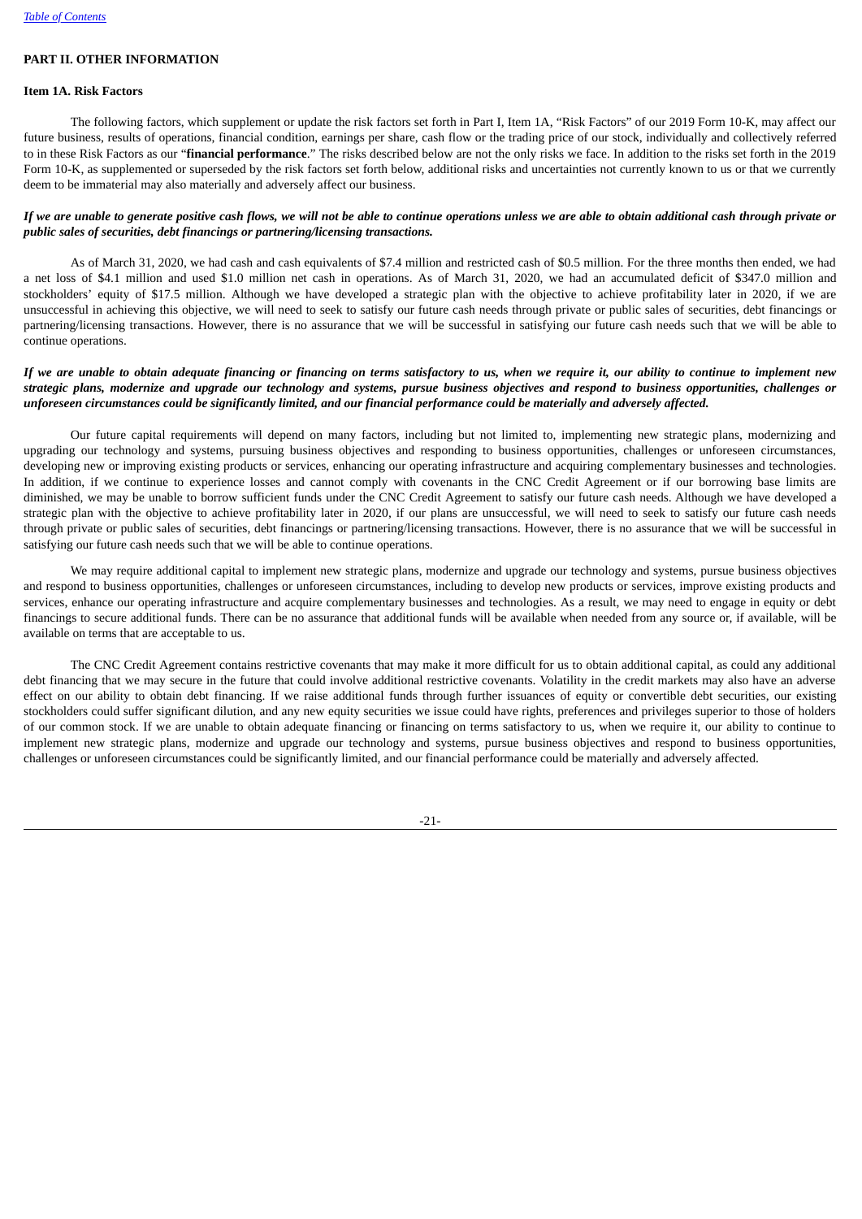## PART II. OTHER INFORMATION

### Item 1A. Risk Factors

The following factors, which supplement or update the risk factors set forth in Part I, Item 1A, "Risk Factors" of our 2019 Form 10-K, may affect our future business, results of operations, financial condition, earnings per share, cash flow or the trading price of our stock, individually and collectively referred to in these Risk Factors as our "**financial performance**." The risks described below are not the only risks we face. In addition to the risks set forth in the 2019 Form 10-K, as supplemented or superseded by the risk factors set forth below, additional risks and uncertainties not currently known to us or that we currently deem to be immaterial may also materially and adversely affect our business.

***If we are unable to generate positive cash flows, we will not be able to continue operations unless we are able to obtain additional cash through private or public sales of securities, debt financings or partnering/licensing transactions.***

As of March 31, 2020, we had cash and cash equivalents of $7.4 million and restricted cash of $0.5 million. For the three months then ended, we had a net loss of $4.1 million and used $1.0 million net cash in operations. As of March 31, 2020, we had an accumulated deficit of $347.0 million and stockholders' equity of $17.5 million. Although we have developed a strategic plan with the objective to achieve profitability later in 2020, if we are unsuccessful in achieving this objective, we will need to seek to satisfy our future cash needs through private or public sales of securities, debt financings or partnering/licensing transactions. However, there is no assurance that we will be successful in satisfying our future cash needs such that we will be able to continue operations.

***If we are unable to obtain adequate financing or financing on terms satisfactory to us, when we require it, our ability to continue to implement new strategic plans, modernize and upgrade our technology and systems, pursue business objectives and respond to business opportunities, challenges or unforeseen circumstances could be significantly limited, and our financial performance could be materially and adversely affected.***

Our future capital requirements will depend on many factors, including but not limited to, implementing new strategic plans, modernizing and upgrading our technology and systems, pursuing business objectives and responding to business opportunities, challenges or unforeseen circumstances, developing new or improving existing products or services, enhancing our operating infrastructure and acquiring complementary businesses and technologies. In addition, if we continue to experience losses and cannot comply with covenants in the CNC Credit Agreement or if our borrowing base limits are diminished, we may be unable to borrow sufficient funds under the CNC Credit Agreement to satisfy our future cash needs. Although we have developed a strategic plan with the objective to achieve profitability later in 2020, if our plans are unsuccessful, we will need to seek to satisfy our future cash needs through private or public sales of securities, debt financings or partnering/licensing transactions. However, there is no assurance that we will be successful in satisfying our future cash needs such that we will be able to continue operations.

We may require additional capital to implement new strategic plans, modernize and upgrade our technology and systems, pursue business objectives and respond to business opportunities, challenges or unforeseen circumstances, including to develop new products or services, improve existing products and services, enhance our operating infrastructure and acquire complementary businesses and technologies. As a result, we may need to engage in equity or debt financings to secure additional funds. There can be no assurance that additional funds will be available when needed from any source or, if available, will be available on terms that are acceptable to us.

The CNC Credit Agreement contains restrictive covenants that may make it more difficult for us to obtain additional capital, as could any additional debt financing that we may secure in the future that could involve additional restrictive covenants. Volatility in the credit markets may also have an adverse effect on our ability to obtain debt financing. If we raise additional funds through further issuances of equity or convertible debt securities, our existing stockholders could suffer significant dilution, and any new equity securities we issue could have rights, preferences and privileges superior to those of holders of our common stock. If we are unable to obtain adequate financing or financing on terms satisfactory to us, when we require it, our ability to continue to implement new strategic plans, modernize and upgrade our technology and systems, pursue business objectives and respond to business opportunities, challenges or unforeseen circumstances could be significantly limited, and our financial performance could be materially and adversely affected.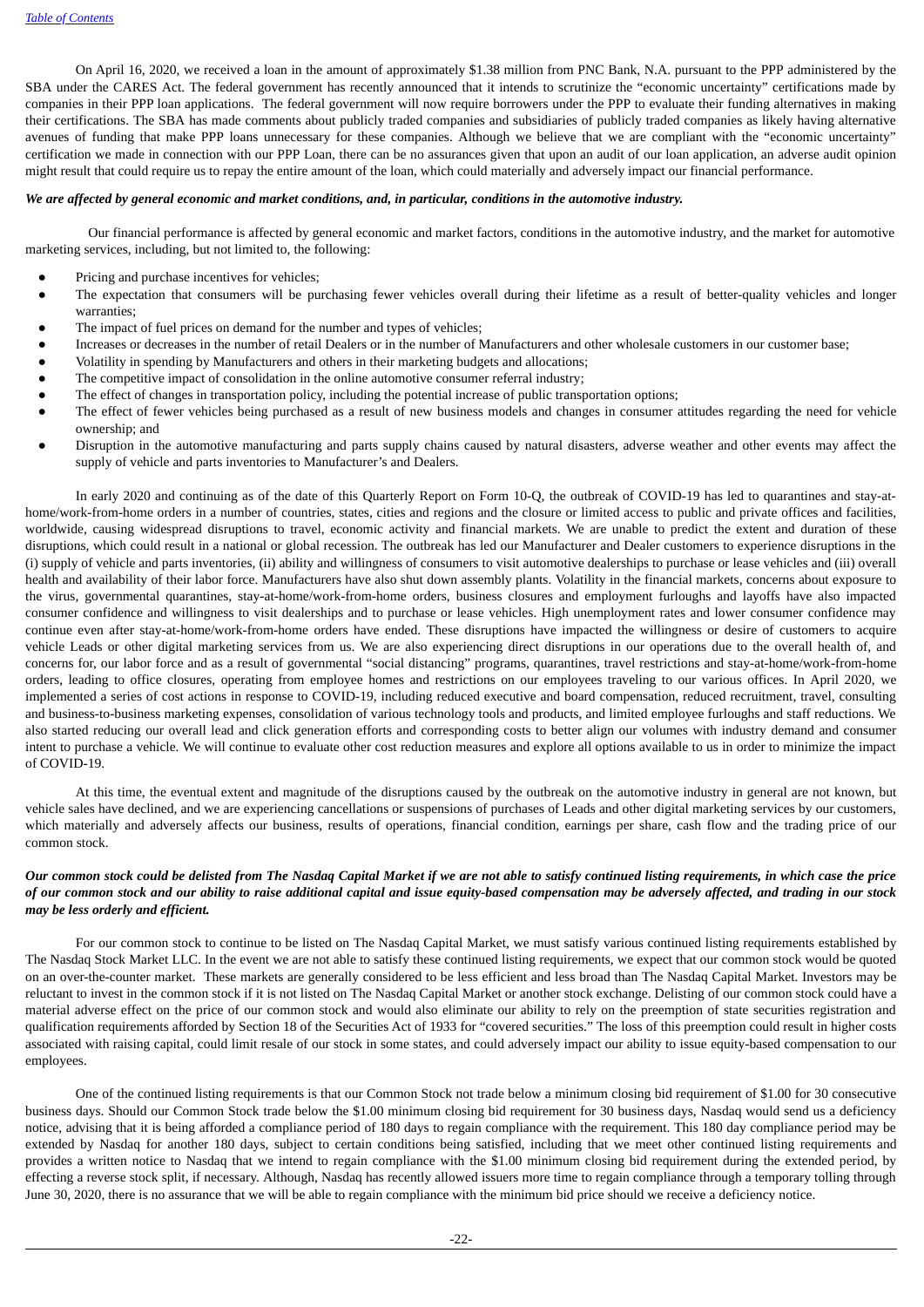On April 16, 2020, we received a loan in the amount of approximately $1.38 million from PNC Bank, N.A. pursuant to the PPP administered by the SBA under the CARES Act. The federal government has recently announced that it intends to scrutinize the "economic uncertainty" certifications made by companies in their PPP loan applications. The federal government will now require borrowers under the PPP to evaluate their funding alternatives in making their certifications. The SBA has made comments about publicly traded companies and subsidiaries of publicly traded companies as likely having alternative avenues of funding that make PPP loans unnecessary for these companies. Although we believe that we are compliant with the "economic uncertainty" certification we made in connection with our PPP Loan, there can be no assurances given that upon an audit of our loan application, an adverse audit opinion might result that could require us to repay the entire amount of the loan, which could materially and adversely impact our financial performance.

***We are affected by general economic and market conditions, and, in particular, conditions in the automotive industry.***

Our financial performance is affected by general economic and market factors, conditions in the automotive industry, and the market for automotive marketing services, including, but not limited to, the following:

- Pricing and purchase incentives for vehicles;
- The expectation that consumers will be purchasing fewer vehicles overall during their lifetime as a result of better-quality vehicles and longer warranties;
- The impact of fuel prices on demand for the number and types of vehicles;
- Increases or decreases in the number of retail Dealers or in the number of Manufacturers and other wholesale customers in our customer base;
- Volatility in spending by Manufacturers and others in their marketing budgets and allocations;
- The competitive impact of consolidation in the online automotive consumer referral industry;
- The effect of changes in transportation policy, including the potential increase of public transportation options;
- The effect of fewer vehicles being purchased as a result of new business models and changes in consumer attitudes regarding the need for vehicle ownership; and
- Disruption in the automotive manufacturing and parts supply chains caused by natural disasters, adverse weather and other events may affect the supply of vehicle and parts inventories to Manufacturer's and Dealers.

In early 2020 and continuing as of the date of this Quarterly Report on Form 10-Q, the outbreak of COVID-19 has led to quarantines and stay-at-home/work-from-home orders in a number of countries, states, cities and regions and the closure or limited access to public and private offices and facilities, worldwide, causing widespread disruptions to travel, economic activity and financial markets. We are unable to predict the extent and duration of these disruptions, which could result in a national or global recession. The outbreak has led our Manufacturer and Dealer customers to experience disruptions in the (i) supply of vehicle and parts inventories, (ii) ability and willingness of consumers to visit automotive dealerships to purchase or lease vehicles and (iii) overall health and availability of their labor force. Manufacturers have also shut down assembly plants. Volatility in the financial markets, concerns about exposure to the virus, governmental quarantines, stay-at-home/work-from-home orders, business closures and employment furloughs and layoffs have also impacted consumer confidence and willingness to visit dealerships and to purchase or lease vehicles. High unemployment rates and lower consumer confidence may continue even after stay-at-home/work-from-home orders have ended. These disruptions have impacted the willingness or desire of customers to acquire vehicle Leads or other digital marketing services from us. We are also experiencing direct disruptions in our operations due to the overall health of, and concerns for, our labor force and as a result of governmental "social distancing" programs, quarantines, travel restrictions and stay-at-home/work-from-home orders, leading to office closures, operating from employee homes and restrictions on our employees traveling to our various offices. In April 2020, we implemented a series of cost actions in response to COVID-19, including reduced executive and board compensation, reduced recruitment, travel, consulting and business-to-business marketing expenses, consolidation of various technology tools and products, and limited employee furloughs and staff reductions. We also started reducing our overall lead and click generation efforts and corresponding costs to better align our volumes with industry demand and consumer intent to purchase a vehicle. We will continue to evaluate other cost reduction measures and explore all options available to us in order to minimize the impact of COVID-19.

At this time, the eventual extent and magnitude of the disruptions caused by the outbreak on the automotive industry in general are not known, but vehicle sales have declined, and we are experiencing cancellations or suspensions of purchases of Leads and other digital marketing services by our customers, which materially and adversely affects our business, results of operations, financial condition, earnings per share, cash flow and the trading price of our common stock.

***Our common stock could be delisted from The Nasdaq Capital Market if we are not able to satisfy continued listing requirements, in which case the price of our common stock and our ability to raise additional capital and issue equity-based compensation may be adversely affected, and trading in our stock may be less orderly and efficient.***

For our common stock to continue to be listed on The Nasdaq Capital Market, we must satisfy various continued listing requirements established by The Nasdaq Stock Market LLC. In the event we are not able to satisfy these continued listing requirements, we expect that our common stock would be quoted on an over-the-counter market. These markets are generally considered to be less efficient and less broad than The Nasdaq Capital Market. Investors may be reluctant to invest in the common stock if it is not listed on The Nasdaq Capital Market or another stock exchange. Delisting of our common stock could have a material adverse effect on the price of our common stock and would also eliminate our ability to rely on the preemption of state securities registration and qualification requirements afforded by Section 18 of the Securities Act of 1933 for "covered securities." The loss of this preemption could result in higher costs associated with raising capital, could limit resale of our stock in some states, and could adversely impact our ability to issue equity-based compensation to our employees.

One of the continued listing requirements is that our Common Stock not trade below a minimum closing bid requirement of $1.00 for 30 consecutive business days. Should our Common Stock trade below the $1.00 minimum closing bid requirement for 30 business days, Nasdaq would send us a deficiency notice, advising that it is being afforded a compliance period of 180 days to regain compliance with the requirement. This 180 day compliance period may be extended by Nasdaq for another 180 days, subject to certain conditions being satisfied, including that we meet other continued listing requirements and provides a written notice to Nasdaq that we intend to regain compliance with the $1.00 minimum closing bid requirement during the extended period, by effecting a reverse stock split, if necessary. Although, Nasdaq has recently allowed issuers more time to regain compliance through a temporary tolling through June 30, 2020, there is no assurance that we will be able to regain compliance with the minimum bid price should we receive a deficiency notice.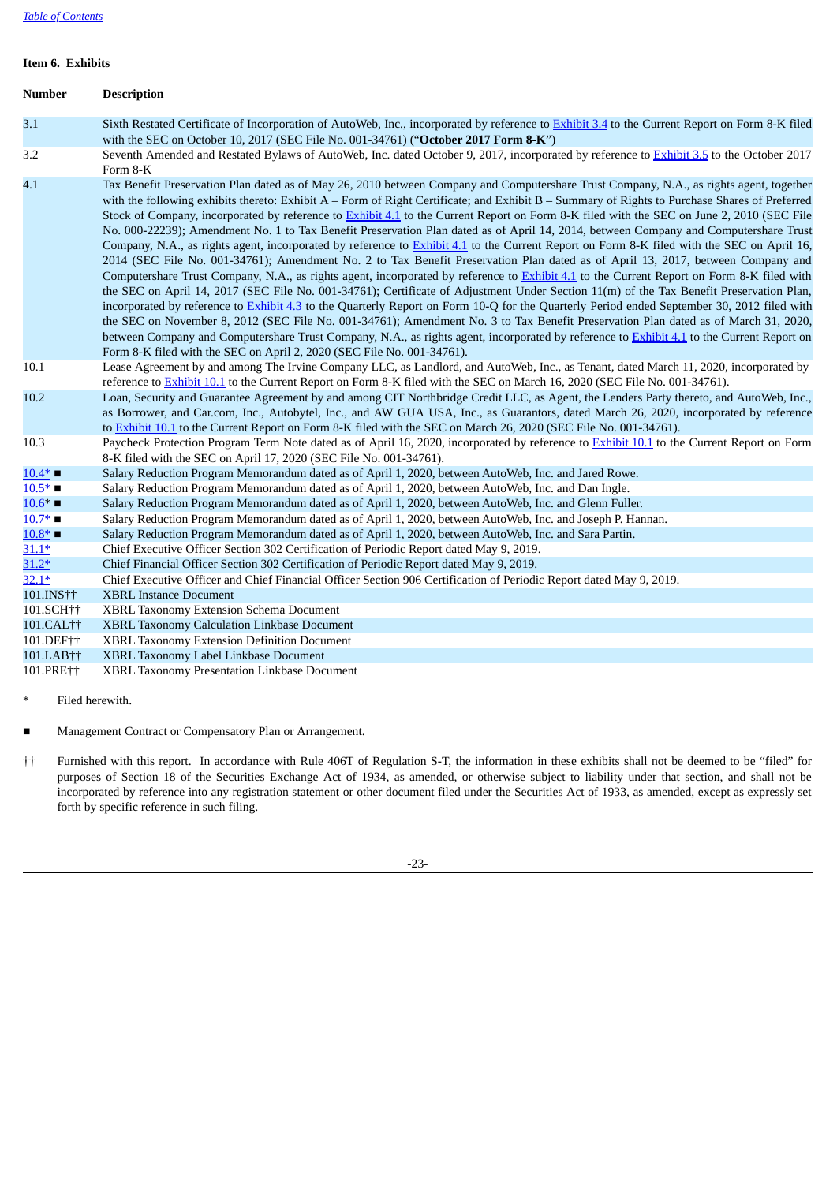**Item 6. Exhibits**

| Number | Description |
|---|---|
| 3.1 | Sixth Restated Certificate of Incorporation of AutoWeb, Inc., incorporated by reference to Exhibit 3.4 to the Current Report on Form 8-K filed with the SEC on October 10, 2017 (SEC File No. 001-34761) ("**October 2017 Form 8-K**") |
| 3.2 | Seventh Amended and Restated Bylaws of AutoWeb, Inc. dated October 9, 2017, incorporated by reference to Exhibit 3.5 to the October 2017 Form 8-K |
| 4.1 | Tax Benefit Preservation Plan dated as of May 26, 2010 between Company and Computershare Trust Company, N.A., as rights agent, together with the following exhibits thereto: Exhibit A – Form of Right Certificate; and Exhibit B – Summary of Rights to Purchase Shares of Preferred Stock of Company, incorporated by reference to Exhibit 4.1 to the Current Report on Form 8-K filed with the SEC on June 2, 2010 (SEC File No. 000-22239); Amendment No. 1 to Tax Benefit Preservation Plan dated as of April 14, 2014, between Company and Computershare Trust Company, N.A., as rights agent, incorporated by reference to Exhibit 4.1 to the Current Report on Form 8-K filed with the SEC on April 16, 2014 (SEC File No. 001-34761); Amendment No. 2 to Tax Benefit Preservation Plan dated as of April 13, 2017, between Company and Computershare Trust Company, N.A., as rights agent, incorporated by reference to Exhibit 4.1 to the Current Report on Form 8-K filed with the SEC on April 14, 2017 (SEC File No. 001-34761); Certificate of Adjustment Under Section 11(m) of the Tax Benefit Preservation Plan, incorporated by reference to Exhibit 4.3 to the Quarterly Report on Form 10-Q for the Quarterly Period ended September 30, 2012 filed with the SEC on November 8, 2012 (SEC File No. 001-34761); Amendment No. 3 to Tax Benefit Preservation Plan dated as of March 31, 2020, between Company and Computershare Trust Company, N.A., as rights agent, incorporated by reference to Exhibit 4.1 to the Current Report on Form 8-K filed with the SEC on April 2, 2020 (SEC File No. 001-34761). |
| 10.1 | Lease Agreement by and among The Irvine Company LLC, as Landlord, and AutoWeb, Inc., as Tenant, dated March 11, 2020, incorporated by reference to Exhibit 10.1 to the Current Report on Form 8-K filed with the SEC on March 16, 2020 (SEC File No. 001-34761). |
| 10.2 | Loan, Security and Guarantee Agreement by and among CIT Northbridge Credit LLC, as Agent, the Lenders Party thereto, and AutoWeb, Inc., as Borrower, and Car.com, Inc., Autobytel, Inc., and AW GUA USA, Inc., as Guarantors, dated March 26, 2020, incorporated by reference to Exhibit 10.1 to the Current Report on Form 8-K filed with the SEC on March 26, 2020 (SEC File No. 001-34761). |
| 10.3 | Paycheck Protection Program Term Note dated as of April 16, 2020, incorporated by reference to Exhibit 10.1 to the Current Report on Form 8-K filed with the SEC on April 17, 2020 (SEC File No. 001-34761). |
| 10.4* ■ | Salary Reduction Program Memorandum dated as of April 1, 2020, between AutoWeb, Inc. and Jared Rowe. |
| 10.5* ■ | Salary Reduction Program Memorandum dated as of April 1, 2020, between AutoWeb, Inc. and Dan Ingle. |
| 10.6* ■ | Salary Reduction Program Memorandum dated as of April 1, 2020, between AutoWeb, Inc. and Glenn Fuller. |
| 10.7* ■ | Salary Reduction Program Memorandum dated as of April 1, 2020, between AutoWeb, Inc. and Joseph P. Hannan. |
| 10.8* ■ | Salary Reduction Program Memorandum dated as of April 1, 2020, between AutoWeb, Inc. and Sara Partin. |
| 31.1* | Chief Executive Officer Section 302 Certification of Periodic Report dated May 9, 2019. |
| 31.2* | Chief Financial Officer Section 302 Certification of Periodic Report dated May 9, 2019. |
| 32.1* | Chief Executive Officer and Chief Financial Officer Section 906 Certification of Periodic Report dated May 9, 2019. |
| 101.INS†† | XBRL Instance Document |
| 101.SCH†† | XBRL Taxonomy Extension Schema Document |
| 101.CAL†† | XBRL Taxonomy Extension Calculation Linkbase Document |
| 101.DEF†† | XBRL Taxonomy Extension Definition Document |
| 101.LAB†† | XBRL Taxonomy Label Linkbase Document |
| 101.PRE†† | XBRL Taxonomy Presentation Linkbase Document |

\* Filed herewith.

■ Management Contract or Compensatory Plan or Arrangement.

†† Furnished with this report. In accordance with Rule 406T of Regulation S-T, the information in these exhibits shall not be deemed to be "filed" for purposes of Section 18 of the Securities Exchange Act of 1934, as amended, or otherwise subject to liability under that section, and shall not be incorporated by reference into any registration statement or other document filed under the Securities Act of 1933, as amended, except as expressly set forth by specific reference in such filing.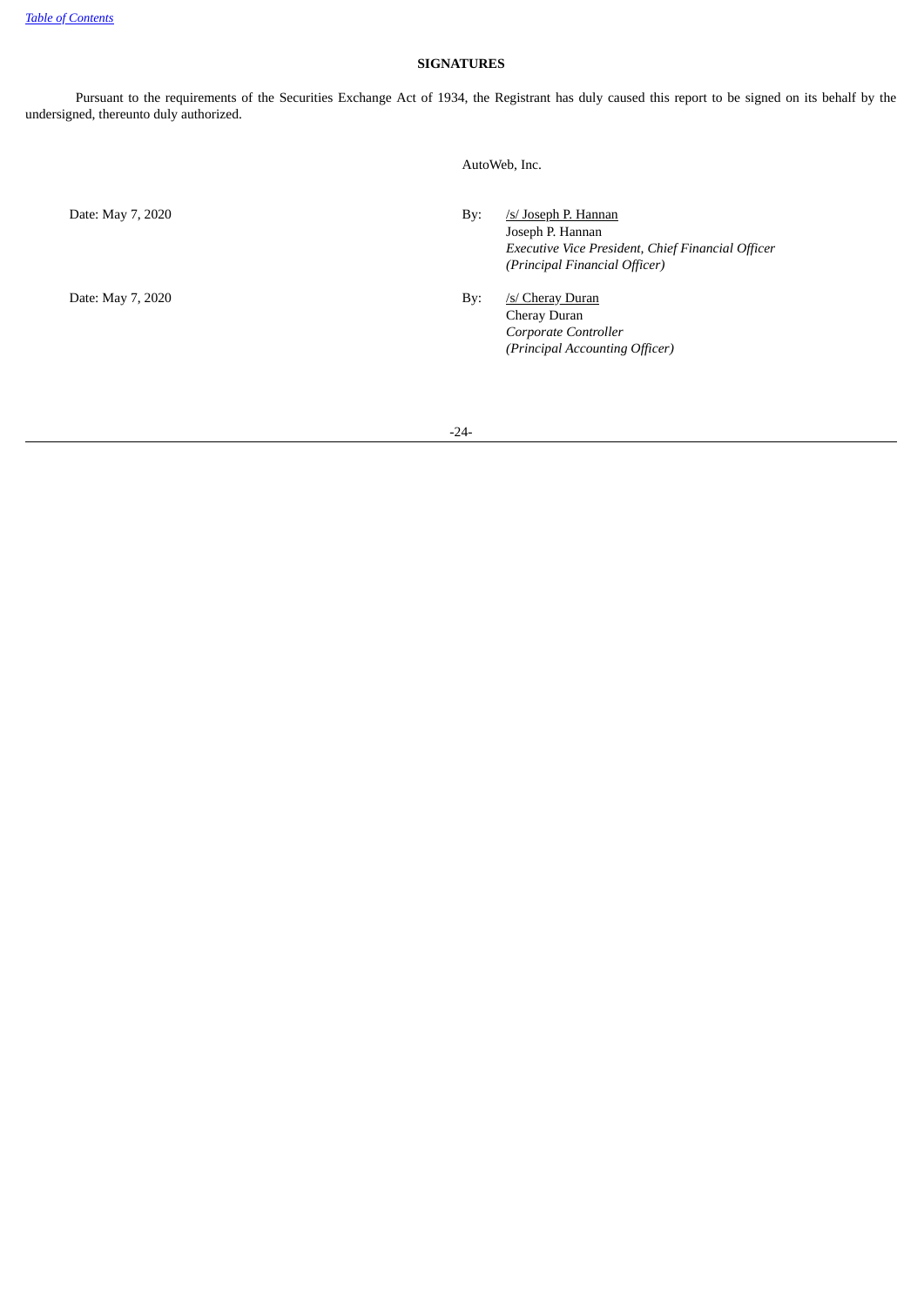## SIGNATURES

Pursuant to the requirements of the Securities Exchange Act of 1934, the Registrant has duly caused this report to be signed on its behalf by the undersigned, thereunto duly authorized.

AutoWeb, Inc.

| | |
|---|---|
| Date: May 7, 2020 | By: /s/ Joseph P. Hannan<br>Joseph P. Hannan<br>*Executive Vice President, Chief Financial Officer*<br>*(Principal Financial Officer)* |
| Date: May 7, 2020 | By: /s/ Cheray Duran<br>Cheray Duran<br>*Corporate Controller*<br>*(Principal Accounting Officer)* |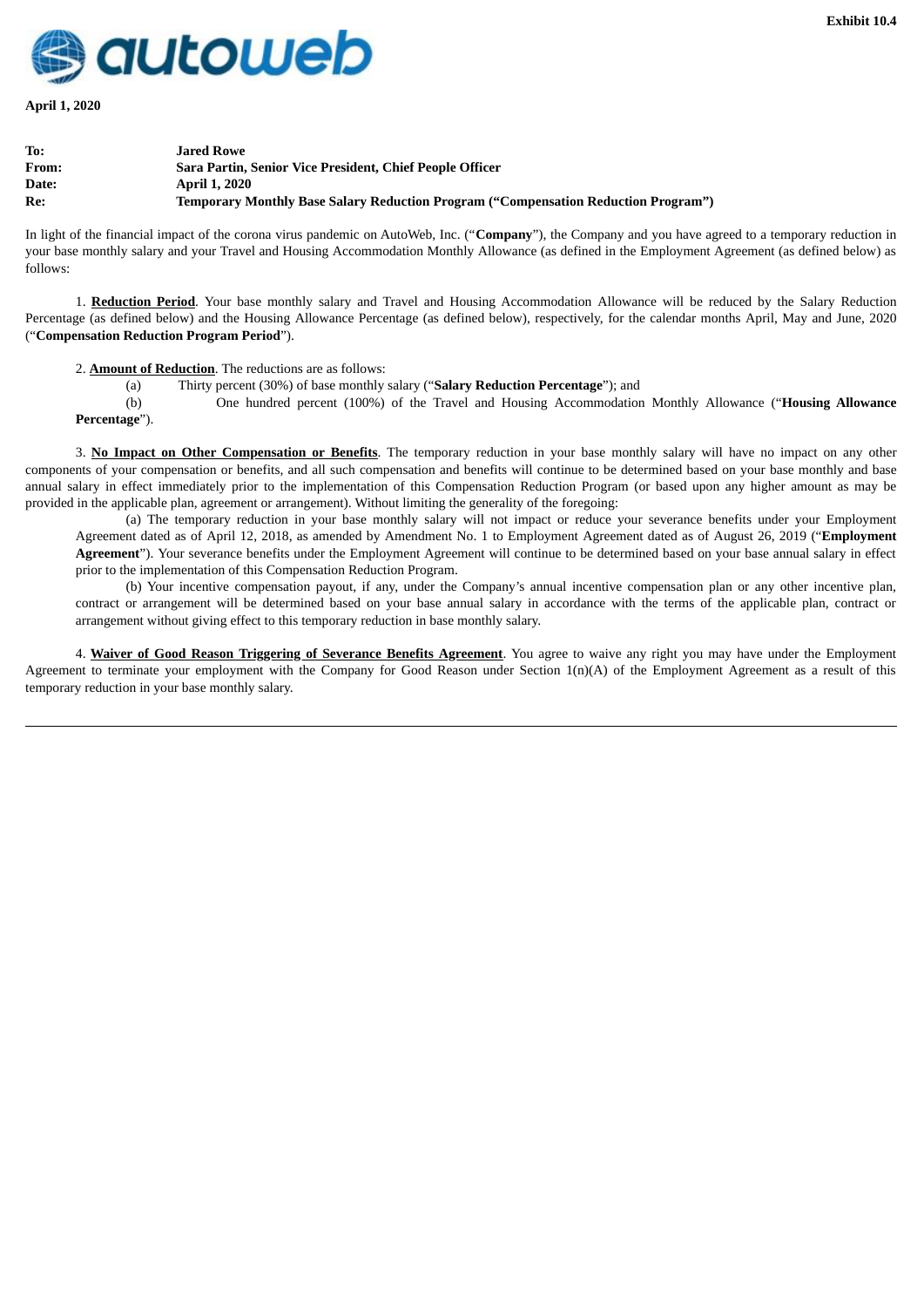**Exhibit 10.4**

autoweb

**April 1, 2020**

| | |
|---|---|
| **To:** | **Jared Rowe** |
| **From:** | **Sara Partin, Senior Vice President, Chief People Officer** |
| **Date:** | **April 1, 2020** |
| **Re:** | **Temporary Monthly Base Salary Reduction Program ("Compensation Reduction Program")** |

In light of the financial impact of the corona virus pandemic on AutoWeb, Inc. ("**Company**"), the Company and you have agreed to a temporary reduction in your base monthly salary and your Travel and Housing Accommodation Monthly Allowance (as defined in the Employment Agreement (as defined below) as follows:

1. **Reduction Period**. Your base monthly salary and Travel and Housing Accommodation Allowance will be reduced by the Salary Reduction Percentage (as defined below) and the Housing Allowance Percentage (as defined below), respectively, for the calendar months April, May and June, 2020 ("**Compensation Reduction Program Period**").

2. **Amount of Reduction**. The reductions are as follows:

   (a) Thirty percent (30%) of base monthly salary ("**Salary Reduction Percentage**"); and

   (b) One hundred percent (100%) of the Travel and Housing Accommodation Monthly Allowance ("**Housing Allowance Percentage**").

3. **No Impact on Other Compensation or Benefits**. The temporary reduction in your base monthly salary will have no impact on any other components of your compensation or benefits, and all such compensation and benefits will continue to be determined based on your base monthly and base annual salary in effect immediately prior to the implementation of this Compensation Reduction Program (or based upon any higher amount as may be provided in the applicable plan, agreement or arrangement). Without limiting the generality of the foregoing:

   (a) The temporary reduction in your base monthly salary will not impact or reduce your severance benefits under your Employment Agreement dated as of April 12, 2018, as amended by Amendment No. 1 to Employment Agreement dated as of August 26, 2019 ("**Employment Agreement**"). Your severance benefits under the Employment Agreement will continue to be determined based on your base annual salary in effect prior to the implementation of this Compensation Reduction Program.

   (b) Your incentive compensation payout, if any, under the Company's annual incentive compensation plan or any other incentive plan, contract or arrangement will be determined based on your base annual salary in accordance with the terms of the applicable plan, contract or arrangement without giving effect to this temporary reduction in base monthly salary.

4. **Waiver of Good Reason Triggering of Severance Benefits Agreement**. You agree to waive any right you may have under the Employment Agreement to terminate your employment with the Company for Good Reason under Section 1(n)(A) of the Employment Agreement as a result of this temporary reduction in your base monthly salary.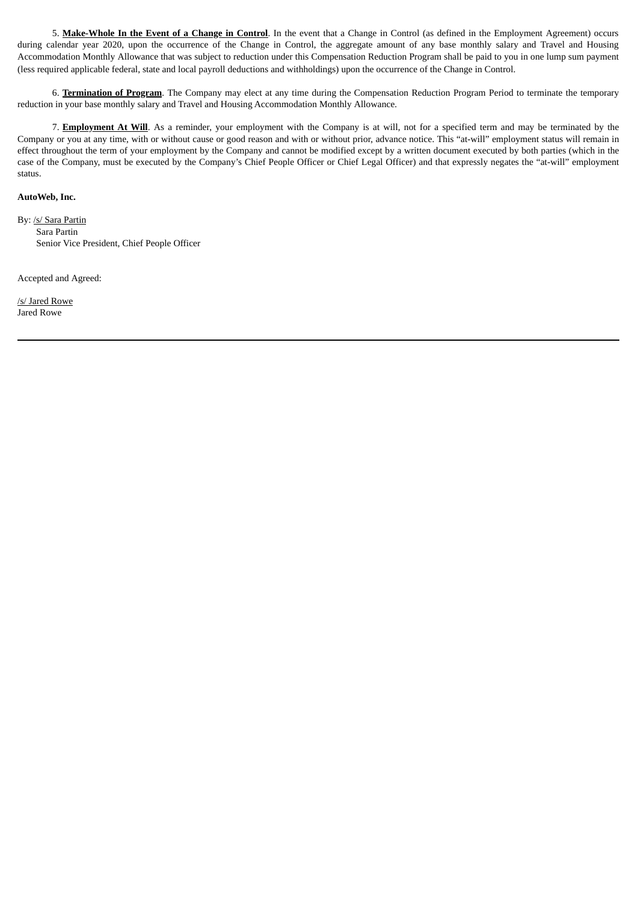5. **Make-Whole In the Event of a Change in Control**. In the event that a Change in Control (as defined in the Employment Agreement) occurs during calendar year 2020, upon the occurrence of the Change in Control, the aggregate amount of any base monthly salary and Travel and Housing Accommodation Monthly Allowance that was subject to reduction under this Compensation Reduction Program shall be paid to you in one lump sum payment (less required applicable federal, state and local payroll deductions and withholdings) upon the occurrence of the Change in Control.

6. **Termination of Program**. The Company may elect at any time during the Compensation Reduction Program Period to terminate the temporary reduction in your base monthly salary and Travel and Housing Accommodation Monthly Allowance.

7. **Employment At Will**. As a reminder, your employment with the Company is at will, not for a specified term and may be terminated by the Company or you at any time, with or without cause or good reason and with or without prior, advance notice. This "at-will" employment status will remain in effect throughout the term of your employment by the Company and cannot be modified except by a written document executed by both parties (which in the case of the Company, must be executed by the Company's Chief People Officer or Chief Legal Officer) and that expressly negates the "at-will" employment status.

**AutoWeb, Inc.**

By: /s/ Sara Partin
Sara Partin
Senior Vice President, Chief People Officer

Accepted and Agreed:

/s/ Jared Rowe
Jared Rowe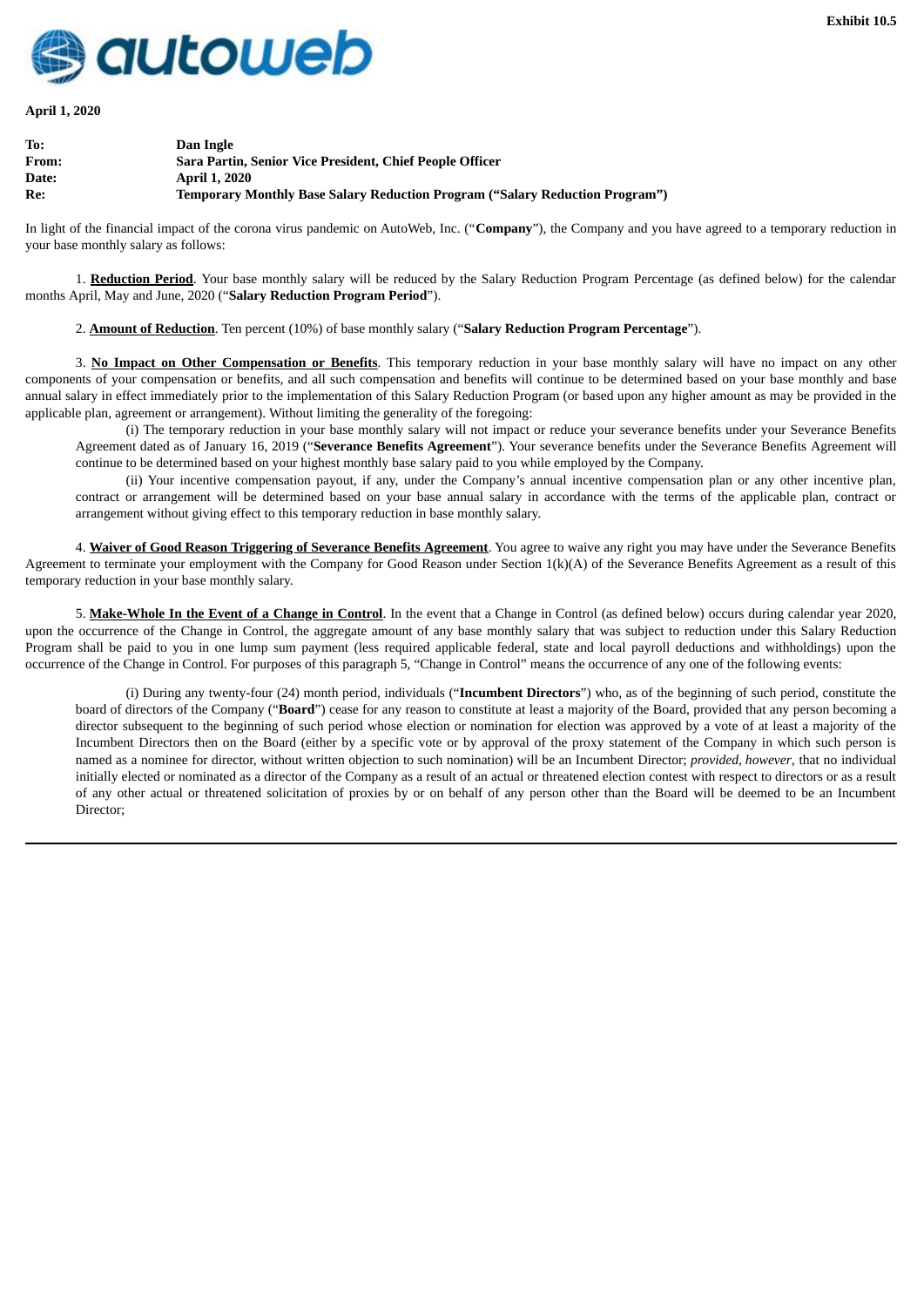**Exhibit 10.5**

autoweb

**April 1, 2020**

| | |
|---|---|
| **To:** | **Dan Ingle** |
| **From:** | **Sara Partin, Senior Vice President, Chief People Officer** |
| **Date:** | **April 1, 2020** |
| **Re:** | **Temporary Monthly Base Salary Reduction Program ("Salary Reduction Program")** |

In light of the financial impact of the corona virus pandemic on AutoWeb, Inc. ("**Company**"), the Company and you have agreed to a temporary reduction in your base monthly salary as follows:

1. **Reduction Period**. Your base monthly salary will be reduced by the Salary Reduction Program Percentage (as defined below) for the calendar months April, May and June, 2020 ("**Salary Reduction Program Period**").

2. **Amount of Reduction**. Ten percent (10%) of base monthly salary ("**Salary Reduction Program Percentage**").

3. **No Impact on Other Compensation or Benefits**. This temporary reduction in your base monthly salary will have no impact on any other components of your compensation or benefits, and all such compensation and benefits will continue to be determined based on your base monthly and base annual salary in effect immediately prior to the implementation of this Salary Reduction Program (or based upon any higher amount as may be provided in the applicable plan, agreement or arrangement). Without limiting the generality of the foregoing:

(i) The temporary reduction in your base monthly salary will not impact or reduce your severance benefits under your Severance Benefits Agreement dated as of January 16, 2019 ("**Severance Benefits Agreement**"). Your severance benefits under the Severance Benefits Agreement will continue to be determined based on your highest monthly base salary paid to you while employed by the Company.

(ii) Your incentive compensation payout, if any, under the Company's annual incentive compensation plan or any other incentive plan, contract or arrangement will be determined based on your base annual salary in accordance with the terms of the applicable plan, contract or arrangement without giving effect to this temporary reduction in base monthly salary.

4. **Waiver of Good Reason Triggering of Severance Benefits Agreement**. You agree to waive any right you may have under the Severance Benefits Agreement to terminate your employment with the Company for Good Reason under Section 1(k)(A) of the Severance Benefits Agreement as a result of this temporary reduction in your base monthly salary.

5. **Make-Whole In the Event of a Change in Control**. In the event that a Change in Control (as defined below) occurs during calendar year 2020, upon the occurrence of the Change in Control, the aggregate amount of any base monthly salary that was subject to reduction under this Salary Reduction Program shall be paid to you in one lump sum payment (less required applicable federal, state and local payroll deductions and withholdings) upon the occurrence of the Change in Control. For purposes of this paragraph 5, "Change in Control" means the occurrence of any one of the following events:

(i) During any twenty-four (24) month period, individuals ("**Incumbent Directors**") who, as of the beginning of such period, constitute the board of directors of the Company ("**Board**") cease for any reason to constitute at least a majority of the Board, provided that any person becoming a director subsequent to the beginning of such period whose election or nomination for election was approved by a vote of at least a majority of the Incumbent Directors then on the Board (either by a specific vote or by approval of the proxy statement of the Company in which such person is named as a nominee for director, without written objection to such nomination) will be an Incumbent Director; *provided, however,* that no individual initially elected or nominated as a director of the Company as a result of an actual or threatened election contest with respect to directors or as a result of any other actual or threatened solicitation of proxies by or on behalf of any person other than the Board will be deemed to be an Incumbent Director;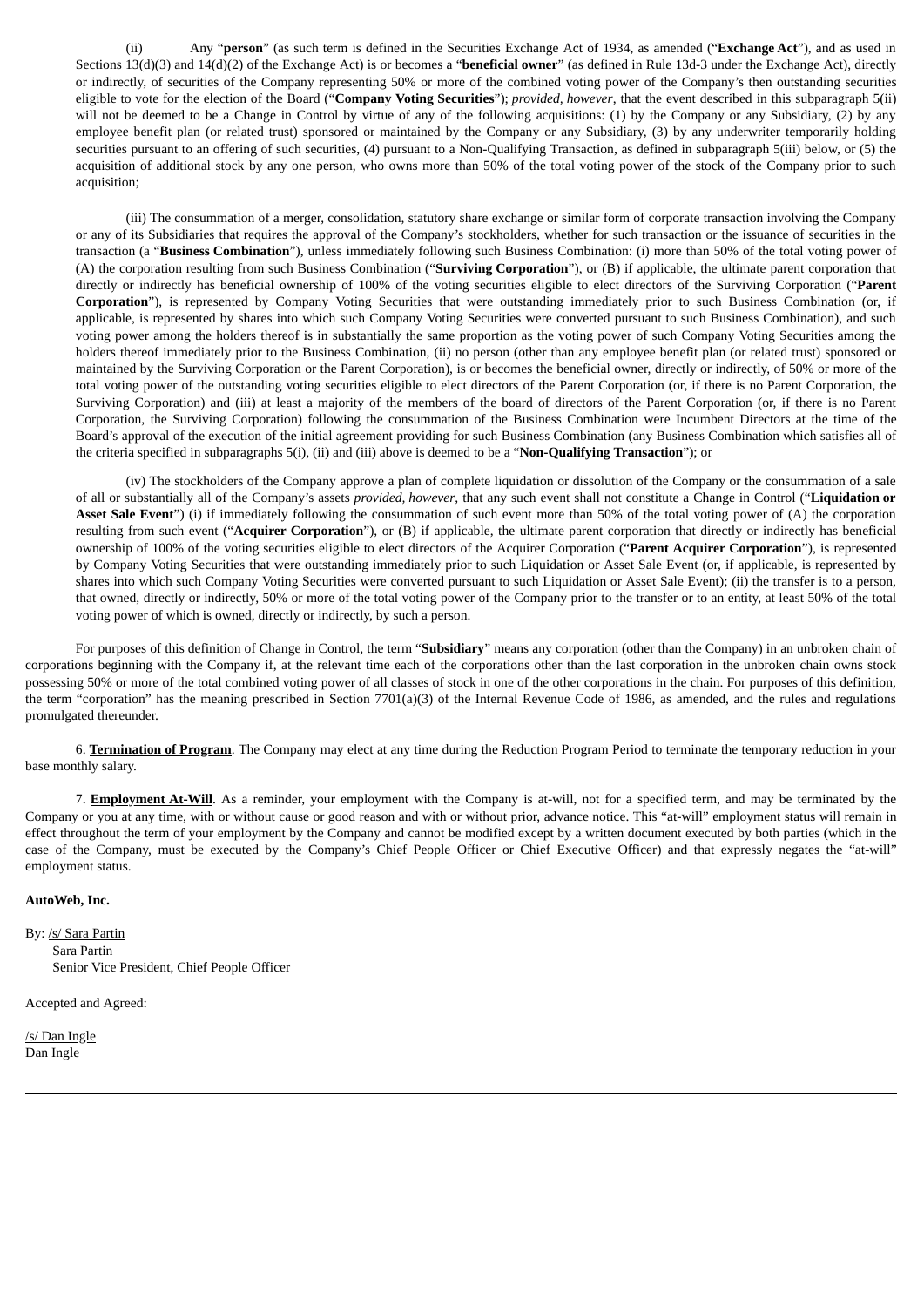(ii) Any "**person**" (as such term is defined in the Securities Exchange Act of 1934, as amended ("**Exchange Act**"), and as used in Sections 13(d)(3) and 14(d)(2) of the Exchange Act) is or becomes a "**beneficial owner**" (as defined in Rule 13d-3 under the Exchange Act), directly or indirectly, of securities of the Company representing 50% or more of the combined voting power of the Company's then outstanding securities eligible to vote for the election of the Board ("**Company Voting Securities**"); *provided, however*, that the event described in this subparagraph 5(ii) will not be deemed to be a Change in Control by virtue of any of the following acquisitions: (1) by the Company or any Subsidiary, (2) by any employee benefit plan (or related trust) sponsored or maintained by the Company or any Subsidiary, (3) by any underwriter temporarily holding securities pursuant to an offering of such securities, (4) pursuant to a Non-Qualifying Transaction, as defined in subparagraph 5(iii) below, or (5) the acquisition of additional stock by any one person, who owns more than 50% of the total voting power of the stock of the Company prior to such acquisition;

(iii) The consummation of a merger, consolidation, statutory share exchange or similar form of corporate transaction involving the Company or any of its Subsidiaries that requires the approval of the Company's stockholders, whether for such transaction or the issuance of securities in the transaction (a "**Business Combination**"), unless immediately following such Business Combination: (i) more than 50% of the total voting power of (A) the corporation resulting from such Business Combination ("**Surviving Corporation**"), or (B) if applicable, the ultimate parent corporation that directly or indirectly has beneficial ownership of 100% of the voting securities eligible to elect directors of the Surviving Corporation ("**Parent Corporation**"), is represented by Company Voting Securities that were outstanding immediately prior to such Business Combination (or, if applicable, is represented by shares into which such Company Voting Securities were converted pursuant to such Business Combination), and such voting power among the holders thereof is in substantially the same proportion as the voting power of such Company Voting Securities among the holders thereof immediately prior to the Business Combination, (ii) no person (other than any employee benefit plan (or related trust) sponsored or maintained by the Surviving Corporation or the Parent Corporation), is or becomes the beneficial owner, directly or indirectly, of 50% or more of the total voting power of the outstanding voting securities eligible to elect directors of the Parent Corporation (or, if there is no Parent Corporation, the Surviving Corporation) and (iii) at least a majority of the members of the board of directors of the Parent Corporation (or, if there is no Parent Corporation, the Surviving Corporation) following the consummation of the Business Combination were Incumbent Directors at the time of the Board's approval of the execution of the initial agreement providing for such Business Combination (any Business Combination which satisfies all of the criteria specified in subparagraphs 5(i), (ii) and (iii) above is deemed to be a "**Non-Qualifying Transaction**"); or

(iv) The stockholders of the Company approve a plan of complete liquidation or dissolution of the Company or the consummation of a sale of all or substantially all of the Company's assets *provided, however*, that any such event shall not constitute a Change in Control ("**Liquidation or Asset Sale Event**") (i) if immediately following the consummation of such event more than 50% of the total voting power of (A) the corporation resulting from such event ("**Acquirer Corporation**"), or (B) if applicable, the ultimate parent corporation that directly or indirectly has beneficial ownership of 100% of the voting securities eligible to elect directors of the Acquirer Corporation ("**Parent Acquirer Corporation**"), is represented by Company Voting Securities that were outstanding immediately prior to such Liquidation or Asset Sale Event (or, if applicable, is represented by shares into which such Company Voting Securities were converted pursuant to such Liquidation or Asset Sale Event); (ii) the transfer is to a person, that owned, directly or indirectly, 50% or more of the total voting power of the Company prior to the transfer or to an entity, at least 50% of the total voting power of which is owned, directly or indirectly, by such a person.

For purposes of this definition of Change in Control, the term "**Subsidiary**" means any corporation (other than the Company) in an unbroken chain of corporations beginning with the Company if, at the relevant time each of the corporations other than the last corporation in the unbroken chain owns stock possessing 50% or more of the total combined voting power of all classes of stock in one of the other corporations in the chain. For purposes of this definition, the term "corporation" has the meaning prescribed in Section 7701(a)(3) of the Internal Revenue Code of 1986, as amended, and the rules and regulations promulgated thereunder.

6. **Termination of Program**. The Company may elect at any time during the Reduction Program Period to terminate the temporary reduction in your base monthly salary.

7. **Employment At-Will**. As a reminder, your employment with the Company is at-will, not for a specified term, and may be terminated by the Company or you at any time, with or without cause or good reason and with or without prior, advance notice. This "at-will" employment status will remain in effect throughout the term of your employment by the Company and cannot be modified except by a written document executed by both parties (which in the case of the Company, must be executed by the Company's Chief People Officer or Chief Executive Officer) and that expressly negates the "at-will" employment status.

**AutoWeb, Inc.**

By: /s/ Sara Partin
Sara Partin
Senior Vice President, Chief People Officer

Accepted and Agreed:

/s/ Dan Ingle
Dan Ingle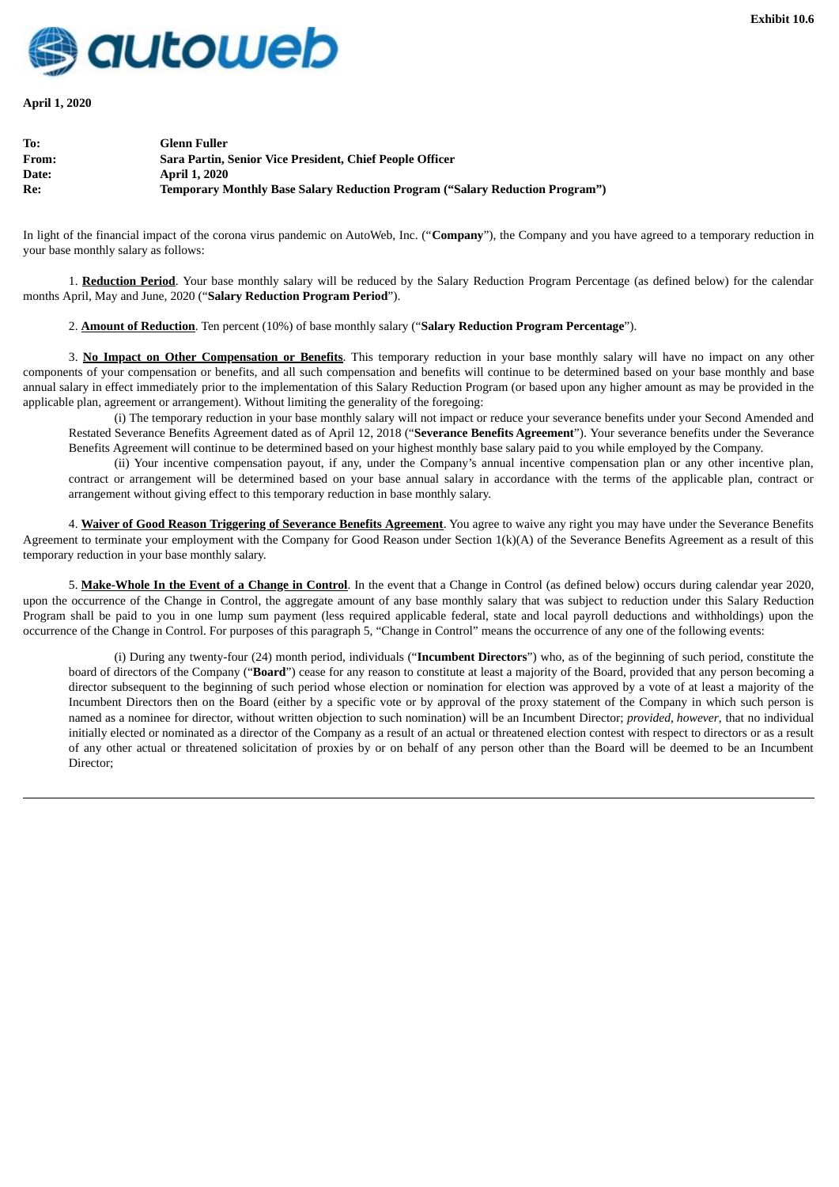**Exhibit 10.6**

autoweb

**April 1, 2020**

| | |
|---|---|
| **To:** | **Glenn Fuller** |
| **From:** | **Sara Partin, Senior Vice President, Chief People Officer** |
| **Date:** | **April 1, 2020** |
| **Re:** | **Temporary Monthly Base Salary Reduction Program ("Salary Reduction Program")** |

In light of the financial impact of the corona virus pandemic on AutoWeb, Inc. ("**Company**"), the Company and you have agreed to a temporary reduction in your base monthly salary as follows:

1. **Reduction Period**. Your base monthly salary will be reduced by the Salary Reduction Program Percentage (as defined below) for the calendar months April, May and June, 2020 ("**Salary Reduction Program Period**").

2. **Amount of Reduction**. Ten percent (10%) of base monthly salary ("**Salary Reduction Program Percentage**").

3. **No Impact on Other Compensation or Benefits**. This temporary reduction in your base monthly salary will have no impact on any other components of your compensation or benefits, and all such compensation and benefits will continue to be determined based on your base monthly and base annual salary in effect immediately prior to the implementation of this Salary Reduction Program (or based upon any higher amount as may be provided in the applicable plan, agreement or arrangement). Without limiting the generality of the foregoing:

(i) The temporary reduction in your base monthly salary will not impact or reduce your severance benefits under your Second Amended and Restated Severance Benefits Agreement dated as of April 12, 2018 ("**Severance Benefits Agreement**"). Your severance benefits under the Severance Benefits Agreement will continue to be determined based on your highest monthly base salary paid to you while employed by the Company.

(ii) Your incentive compensation payout, if any, under the Company's annual incentive compensation plan or any other incentive plan, contract or arrangement will be determined based on your base annual salary in accordance with the terms of the applicable plan, contract or arrangement without giving effect to this temporary reduction in base monthly salary.

4. **Waiver of Good Reason Triggering of Severance Benefits Agreement**. You agree to waive any right you may have under the Severance Benefits Agreement to terminate your employment with the Company for Good Reason under Section 1(k)(A) of the Severance Benefits Agreement as a result of this temporary reduction in your base monthly salary.

5. **Make-Whole In the Event of a Change in Control**. In the event that a Change in Control (as defined below) occurs during calendar year 2020, upon the occurrence of the Change in Control, the aggregate amount of any base monthly salary that was subject to reduction under this Salary Reduction Program shall be paid to you in one lump sum payment (less required applicable federal, state and local payroll deductions and withholdings) upon the occurrence of the Change in Control. For purposes of this paragraph 5, "Change in Control" means the occurrence of any one of the following events:

(i) During any twenty-four (24) month period, individuals ("**Incumbent Directors**") who, as of the beginning of such period, constitute the board of directors of the Company ("**Board**") cease for any reason to constitute at least a majority of the Board, provided that any person becoming a director subsequent to the beginning of such period whose election or nomination for election was approved by a vote of at least a majority of the Incumbent Directors then on the Board (either by a specific vote or by approval of the proxy statement of the Company in which such person is named as a nominee for director, without written objection to such nomination) will be an Incumbent Director; *provided, however*, that no individual initially elected or nominated as a director of the Company as a result of an actual or threatened election contest with respect to directors or as a result of any other actual or threatened solicitation of proxies by or on behalf of any person other than the Board will be deemed to be an Incumbent Director;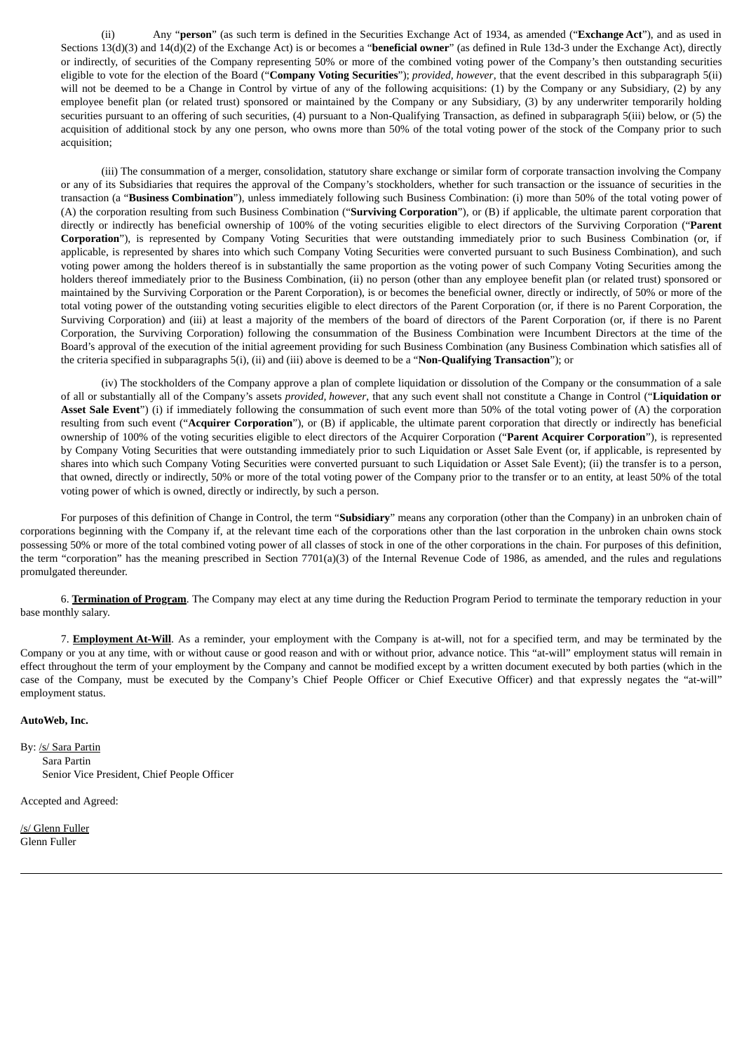(ii) Any "**person**" (as such term is defined in the Securities Exchange Act of 1934, as amended ("**Exchange Act**"), and as used in Sections 13(d)(3) and 14(d)(2) of the Exchange Act) is or becomes a "**beneficial owner**" (as defined in Rule 13d-3 under the Exchange Act), directly or indirectly, of securities of the Company representing 50% or more of the combined voting power of the Company's then outstanding securities eligible to vote for the election of the Board ("**Company Voting Securities**"); *provided, however*, that the event described in this subparagraph 5(ii) will not be deemed to be a Change in Control by virtue of any of the following acquisitions: (1) by the Company or any Subsidiary, (2) by any employee benefit plan (or related trust) sponsored or maintained by the Company or any Subsidiary, (3) by any underwriter temporarily holding securities pursuant to an offering of such securities, (4) pursuant to a Non-Qualifying Transaction, as defined in subparagraph 5(iii) below, or (5) the acquisition of additional stock by any one person, who owns more than 50% of the total voting power of the stock of the Company prior to such acquisition;

(iii) The consummation of a merger, consolidation, statutory share exchange or similar form of corporate transaction involving the Company or any of its Subsidiaries that requires the approval of the Company's stockholders, whether for such transaction or the issuance of securities in the transaction (a "**Business Combination**"), unless immediately following such Business Combination: (i) more than 50% of the total voting power of (A) the corporation resulting from such Business Combination ("**Surviving Corporation**"), or (B) if applicable, the ultimate parent corporation that directly or indirectly has beneficial ownership of 100% of the voting securities eligible to elect directors of the Surviving Corporation ("**Parent Corporation**"), is represented by Company Voting Securities that were outstanding immediately prior to such Business Combination (or, if applicable, is represented by shares into which such Company Voting Securities were converted pursuant to such Business Combination), and such voting power among the holders thereof is in substantially the same proportion as the voting power of such Company Voting Securities among the holders thereof immediately prior to the Business Combination, (ii) no person (other than any employee benefit plan (or related trust) sponsored or maintained by the Surviving Corporation or the Parent Corporation), is or becomes the beneficial owner, directly or indirectly, of 50% or more of the total voting power of the outstanding voting securities eligible to elect directors of the Parent Corporation (or, if there is no Parent Corporation, the Surviving Corporation) and (iii) at least a majority of the members of the board of directors of the Parent Corporation (or, if there is no Parent Corporation, the Surviving Corporation) following the consummation of the Business Combination were Incumbent Directors at the time of the Board's approval of the execution of the initial agreement providing for such Business Combination (any Business Combination which satisfies all of the criteria specified in subparagraphs 5(i), (ii) and (iii) above is deemed to be a "**Non-Qualifying Transaction**"); or

(iv) The stockholders of the Company approve a plan of complete liquidation or dissolution of the Company or the consummation of a sale of all or substantially all of the Company's assets *provided, however*, that any such event shall not constitute a Change in Control ("**Liquidation or Asset Sale Event**") (i) if immediately following the consummation of such event more than 50% of the total voting power of (A) the corporation resulting from such event ("**Acquirer Corporation**"), or (B) if applicable, the ultimate parent corporation that directly or indirectly has beneficial ownership of 100% of the voting securities eligible to elect directors of the Acquirer Corporation ("**Parent Acquirer Corporation**"), is represented by Company Voting Securities that were outstanding immediately prior to such Liquidation or Asset Sale Event (or, if applicable, is represented by shares into which such Company Voting Securities were converted pursuant to such Liquidation or Asset Sale Event); (ii) the transfer is to a person, that owned, directly or indirectly, 50% or more of the total voting power of the Company prior to the transfer or to an entity, at least 50% of the total voting power of which is owned, directly or indirectly, by such a person.

For purposes of this definition of Change in Control, the term "**Subsidiary**" means any corporation (other than the Company) in an unbroken chain of corporations beginning with the Company if, at the relevant time each of the corporations other than the last corporation in the unbroken chain owns stock possessing 50% or more of the total combined voting power of all classes of stock in one of the other corporations in the chain. For purposes of this definition, the term "corporation" has the meaning prescribed in Section 7701(a)(3) of the Internal Revenue Code of 1986, as amended, and the rules and regulations promulgated thereunder.

6. **Termination of Program**. The Company may elect at any time during the Reduction Program Period to terminate the temporary reduction in your base monthly salary.

7. **Employment At-Will**. As a reminder, your employment with the Company is at-will, not for a specified term, and may be terminated by the Company or you at any time, with or without cause or good reason and with or without prior, advance notice. This "at-will" employment status will remain in effect throughout the term of your employment by the Company and cannot be modified except by a written document executed by both parties (which in the case of the Company, must be executed by the Company's Chief People Officer or Chief Executive Officer) and that expressly negates the "at-will" employment status.

**AutoWeb, Inc.**

By: /s/ Sara Partin
Sara Partin
Senior Vice President, Chief People Officer

Accepted and Agreed:

/s/ Glenn Fuller
Glenn Fuller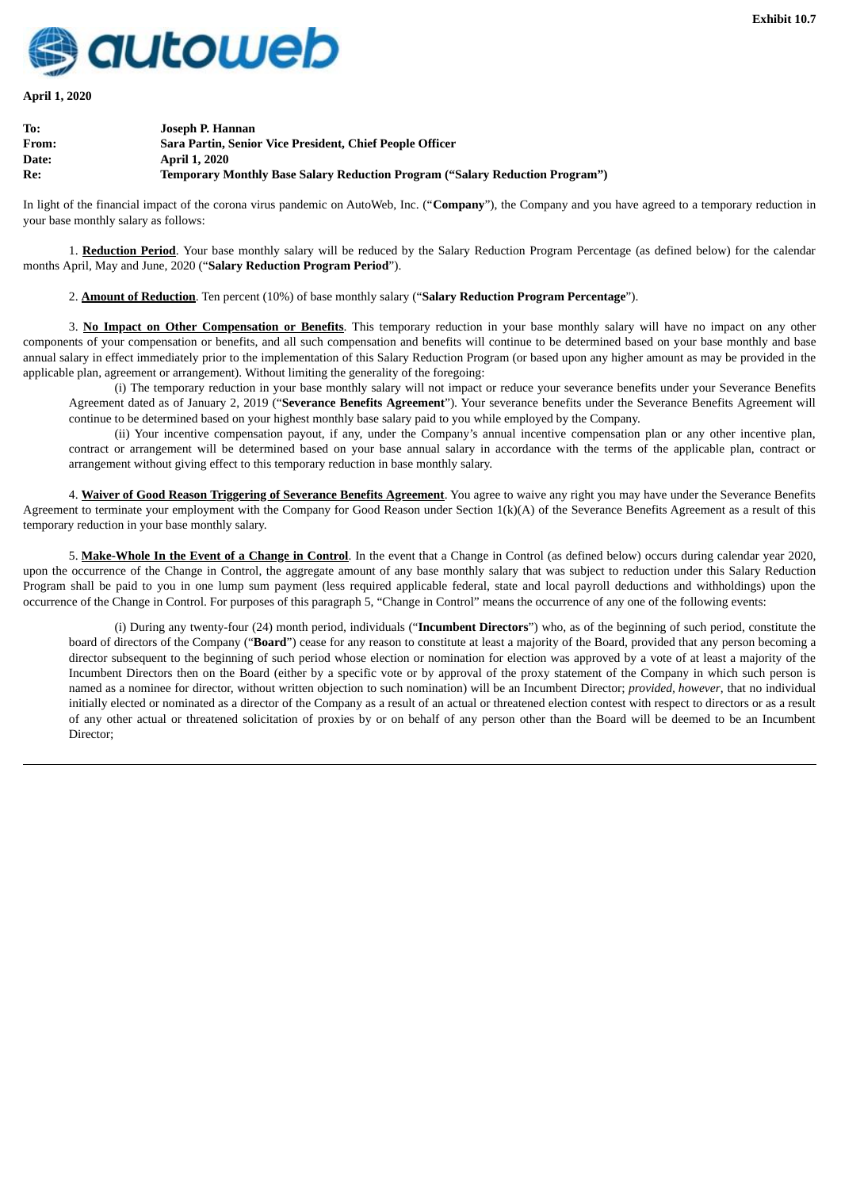**Exhibit 10.7**

autoweb

**April 1, 2020**

| | |
|---|---|
| **To:** | **Joseph P. Hannan** |
| **From:** | **Sara Partin, Senior Vice President, Chief People Officer** |
| **Date:** | **April 1, 2020** |
| **Re:** | **Temporary Monthly Base Salary Reduction Program ("Salary Reduction Program")** |

In light of the financial impact of the corona virus pandemic on AutoWeb, Inc. ("**Company**"), the Company and you have agreed to a temporary reduction in your base monthly salary as follows:

1. **Reduction Period**. Your base monthly salary will be reduced by the Salary Reduction Program Percentage (as defined below) for the calendar months April, May and June, 2020 ("**Salary Reduction Program Period**").

2. **Amount of Reduction**. Ten percent (10%) of base monthly salary ("**Salary Reduction Program Percentage**").

3. **No Impact on Other Compensation or Benefits**. This temporary reduction in your base monthly salary will have no impact on any other components of your compensation or benefits, and all such compensation and benefits will continue to be determined based on your base monthly and base annual salary in effect immediately prior to the implementation of this Salary Reduction Program (or based upon any higher amount as may be provided in the applicable plan, agreement or arrangement). Without limiting the generality of the foregoing:

(i) The temporary reduction in your base monthly salary will not impact or reduce your severance benefits under your Severance Benefits Agreement dated as of January 2, 2019 ("**Severance Benefits Agreement**"). Your severance benefits under the Severance Benefits Agreement will continue to be determined based on your highest monthly base salary paid to you while employed by the Company.

(ii) Your incentive compensation payout, if any, under the Company's annual incentive compensation plan or any other incentive plan, contract or arrangement will be determined based on your base annual salary in accordance with the terms of the applicable plan, contract or arrangement without giving effect to this temporary reduction in base monthly salary.

4. **Waiver of Good Reason Triggering of Severance Benefits Agreement**. You agree to waive any right you may have under the Severance Benefits Agreement to terminate your employment with the Company for Good Reason under Section 1(k)(A) of the Severance Benefits Agreement as a result of this temporary reduction in your base monthly salary.

5. **Make-Whole In the Event of a Change in Control**. In the event that a Change in Control (as defined below) occurs during calendar year 2020, upon the occurrence of the Change in Control, the aggregate amount of any base monthly salary that was subject to reduction under this Salary Reduction Program shall be paid to you in one lump sum payment (less required applicable federal, state and local payroll deductions and withholdings) upon the occurrence of the Change in Control. For purposes of this paragraph 5, "Change in Control" means the occurrence of any one of the following events:

(i) During any twenty-four (24) month period, individuals ("**Incumbent Directors**") who, as of the beginning of such period, constitute the board of directors of the Company ("**Board**") cease for any reason to constitute at least a majority of the Board, provided that any person becoming a director subsequent to the beginning of such period whose election or nomination for election was approved by a vote of at least a majority of the Incumbent Directors then on the Board (either by a specific vote or by approval of the proxy statement of the Company in which such person is named as a nominee for director, without written objection to such nomination) will be an Incumbent Director; *provided, however,* that no individual initially elected or nominated as a director of the Company as a result of an actual or threatened election contest with respect to directors or as a result of any other actual or threatened solicitation of proxies by or on behalf of any person other than the Board will be deemed to be an Incumbent Director;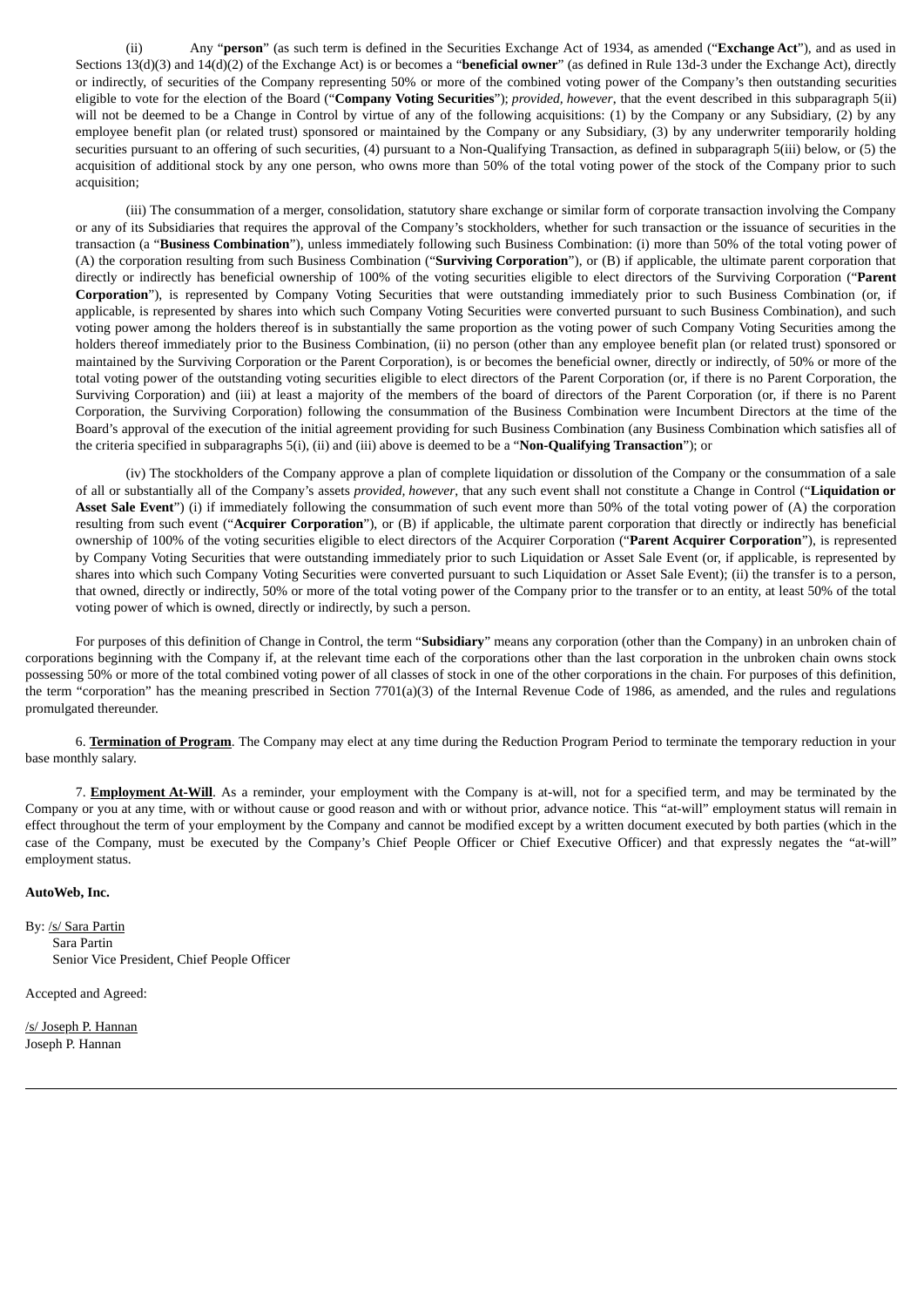(ii) Any "**person**" (as such term is defined in the Securities Exchange Act of 1934, as amended ("**Exchange Act**"), and as used in Sections 13(d)(3) and 14(d)(2) of the Exchange Act) is or becomes a "**beneficial owner**" (as defined in Rule 13d-3 under the Exchange Act), directly or indirectly, of securities of the Company representing 50% or more of the combined voting power of the Company's then outstanding securities eligible to vote for the election of the Board ("**Company Voting Securities**"); *provided, however*, that the event described in this subparagraph 5(ii) will not be deemed to be a Change in Control by virtue of any of the following acquisitions: (1) by the Company or any Subsidiary, (2) by any employee benefit plan (or related trust) sponsored or maintained by the Company or any Subsidiary, (3) by any underwriter temporarily holding securities pursuant to an offering of such securities, (4) pursuant to a Non-Qualifying Transaction, as defined in subparagraph 5(iii) below, or (5) the acquisition of additional stock by any one person, who owns more than 50% of the total voting power of the stock of the Company prior to such acquisition;

(iii) The consummation of a merger, consolidation, statutory share exchange or similar form of corporate transaction involving the Company or any of its Subsidiaries that requires the approval of the Company's stockholders, whether for such transaction or the issuance of securities in the transaction (a "**Business Combination**"), unless immediately following such Business Combination: (i) more than 50% of the total voting power of (A) the corporation resulting from such Business Combination ("**Surviving Corporation**"), or (B) if applicable, the ultimate parent corporation that directly or indirectly has beneficial ownership of 100% of the voting securities eligible to elect directors of the Surviving Corporation ("**Parent Corporation**"), is represented by Company Voting Securities that were outstanding immediately prior to such Business Combination (or, if applicable, is represented by shares into which such Company Voting Securities were converted pursuant to such Business Combination), and such voting power among the holders thereof is in substantially the same proportion as the voting power of such Company Voting Securities among the holders thereof immediately prior to the Business Combination, (ii) no person (other than any employee benefit plan (or related trust) sponsored or maintained by the Surviving Corporation or the Parent Corporation), is or becomes the beneficial owner, directly or indirectly, of 50% or more of the total voting power of the outstanding voting securities eligible to elect directors of the Parent Corporation (or, if there is no Parent Corporation, the Surviving Corporation) and (iii) at least a majority of the members of the board of directors of the Parent Corporation (or, if there is no Parent Corporation, the Surviving Corporation) following the consummation of the Business Combination were Incumbent Directors at the time of the Board's approval of the execution of the initial agreement providing for such Business Combination (any Business Combination which satisfies all of the criteria specified in subparagraphs 5(i), (ii) and (iii) above is deemed to be a "**Non-Qualifying Transaction**"); or

(iv) The stockholders of the Company approve a plan of complete liquidation or dissolution of the Company or the consummation of a sale of all or substantially all of the Company's assets *provided, however*, that any such event shall not constitute a Change in Control ("**Liquidation or Asset Sale Event**") (i) if immediately following the consummation of such event more than 50% of the total voting power of (A) the corporation resulting from such event ("**Acquirer Corporation**"), or (B) if applicable, the ultimate parent corporation that directly or indirectly has beneficial ownership of 100% of the voting securities eligible to elect directors of the Acquirer Corporation ("**Parent Acquirer Corporation**"), is represented by Company Voting Securities that were outstanding immediately prior to such Liquidation or Asset Sale Event (or, if applicable, is represented by shares into which such Company Voting Securities were converted pursuant to such Liquidation or Asset Sale Event); (ii) the transfer is to a person, that owned, directly or indirectly, 50% or more of the total voting power of the Company prior to the transfer or to an entity, at least 50% of the total voting power of which is owned, directly or indirectly, by such a person.

For purposes of this definition of Change in Control, the term "**Subsidiary**" means any corporation (other than the Company) in an unbroken chain of corporations beginning with the Company if, at the relevant time each of the corporations other than the last corporation in the unbroken chain owns stock possessing 50% or more of the total combined voting power of all classes of stock in one of the other corporations in the chain. For purposes of this definition, the term "corporation" has the meaning prescribed in Section 7701(a)(3) of the Internal Revenue Code of 1986, as amended, and the rules and regulations promulgated thereunder.

6. **Termination of Program**. The Company may elect at any time during the Reduction Program Period to terminate the temporary reduction in your base monthly salary.

7. **Employment At-Will**. As a reminder, your employment with the Company is at-will, not for a specified term, and may be terminated by the Company or you at any time, with or without cause or good reason and with or without prior, advance notice. This "at-will" employment status will remain in effect throughout the term of your employment by the Company and cannot be modified except by a written document executed by both parties (which in the case of the Company, must be executed by the Company's Chief People Officer or Chief Executive Officer) and that expressly negates the "at-will" employment status.

**AutoWeb, Inc.**

By: /s/ Sara Partin
Sara Partin
Senior Vice President, Chief People Officer

Accepted and Agreed:

/s/ Joseph P. Hannan
Joseph P. Hannan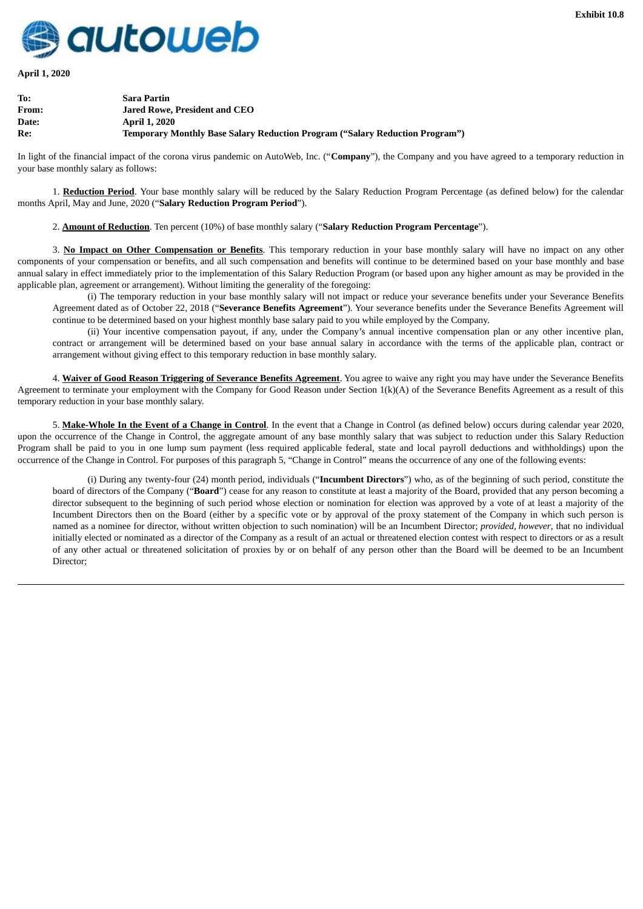Exhibit 10.8

autoweb

**April 1, 2020**

| | |
|---|---|
| **To:** | **Sara Partin** |
| **From:** | **Jared Rowe, President and CEO** |
| **Date:** | **April 1, 2020** |
| **Re:** | **Temporary Monthly Base Salary Reduction Program (“Salary Reduction Program”)** |

In light of the financial impact of the corona virus pandemic on AutoWeb, Inc. (“**Company**”), the Company and you have agreed to a temporary reduction in your base monthly salary as follows:

1. **Reduction Period**. Your base monthly salary will be reduced by the Salary Reduction Program Percentage (as defined below) for the calendar months April, May and June, 2020 (“**Salary Reduction Program Period**”).

2. **Amount of Reduction**. Ten percent (10%) of base monthly salary (“**Salary Reduction Program Percentage**”).

3. **No Impact on Other Compensation or Benefits**. This temporary reduction in your base monthly salary will have no impact on any other components of your compensation or benefits, and all such compensation and benefits will continue to be determined based on your base monthly and base annual salary in effect immediately prior to the implementation of this Salary Reduction Program (or based upon any higher amount as may be provided in the applicable plan, agreement or arrangement). Without limiting the generality of the foregoing:

(i) The temporary reduction in your base monthly salary will not impact or reduce your severance benefits under your Severance Benefits Agreement dated as of October 22, 2018 (“**Severance Benefits Agreement**”). Your severance benefits under the Severance Benefits Agreement will continue to be determined based on your highest monthly base salary paid to you while employed by the Company.

(ii) Your incentive compensation payout, if any, under the Company’s annual incentive compensation plan or any other incentive plan, contract or arrangement will be determined based on your base annual salary in accordance with the terms of the applicable plan, contract or arrangement without giving effect to this temporary reduction in base monthly salary.

4. **Waiver of Good Reason Triggering of Severance Benefits Agreement**. You agree to waive any right you may have under the Severance Benefits Agreement to terminate your employment with the Company for Good Reason under Section 1(k)(A) of the Severance Benefits Agreement as a result of this temporary reduction in your base monthly salary.

5. **Make-Whole In the Event of a Change in Control**. In the event that a Change in Control (as defined below) occurs during calendar year 2020, upon the occurrence of the Change in Control, the aggregate amount of any base monthly salary that was subject to reduction under this Salary Reduction Program shall be paid to you in one lump sum payment (less required applicable federal, state and local payroll deductions and withholdings) upon the occurrence of the Change in Control. For purposes of this paragraph 5, “Change in Control” means the occurrence of any one of the following events:

(i) During any twenty-four (24) month period, individuals (“**Incumbent Directors**”) who, as of the beginning of such period, constitute the board of directors of the Company (“**Board**”) cease for any reason to constitute at least a majority of the Board, provided that any person becoming a director subsequent to the beginning of such period whose election or nomination for election was approved by a vote of at least a majority of the Incumbent Directors then on the Board (either by a specific vote or by approval of the proxy statement of the Company in which such person is named as a nominee for director, without written objection to such nomination) will be an Incumbent Director; *provided, however,* that no individual initially elected or nominated as a director of the Company as a result of an actual or threatened election contest with respect to directors or as a result of any other actual or threatened solicitation of proxies by or on behalf of any person other than the Board will be deemed to be an Incumbent Director;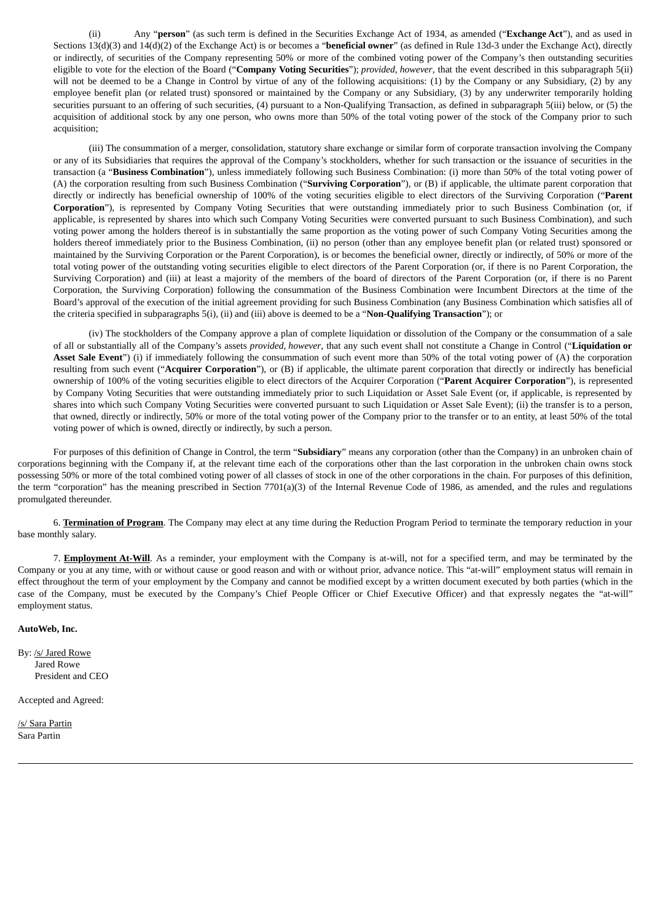(ii) Any "**person**" (as such term is defined in the Securities Exchange Act of 1934, as amended ("**Exchange Act**"), and as used in Sections 13(d)(3) and 14(d)(2) of the Exchange Act) is or becomes a "**beneficial owner**" (as defined in Rule 13d-3 under the Exchange Act), directly or indirectly, of securities of the Company representing 50% or more of the combined voting power of the Company's then outstanding securities eligible to vote for the election of the Board ("**Company Voting Securities**"); *provided, however*, that the event described in this subparagraph 5(ii) will not be deemed to be a Change in Control by virtue of any of the following acquisitions: (1) by the Company or any Subsidiary, (2) by any employee benefit plan (or related trust) sponsored or maintained by the Company or any Subsidiary, (3) by any underwriter temporarily holding securities pursuant to an offering of such securities, (4) pursuant to a Non-Qualifying Transaction, as defined in subparagraph 5(iii) below, or (5) the acquisition of additional stock by any one person, who owns more than 50% of the total voting power of the stock of the Company prior to such acquisition;

(iii) The consummation of a merger, consolidation, statutory share exchange or similar form of corporate transaction involving the Company or any of its Subsidiaries that requires the approval of the Company's stockholders, whether for such transaction or the issuance of securities in the transaction (a "**Business Combination**"), unless immediately following such Business Combination: (i) more than 50% of the total voting power of (A) the corporation resulting from such Business Combination ("**Surviving Corporation**"), or (B) if applicable, the ultimate parent corporation that directly or indirectly has beneficial ownership of 100% of the voting securities eligible to elect directors of the Surviving Corporation ("**Parent Corporation**"), is represented by Company Voting Securities that were outstanding immediately prior to such Business Combination (or, if applicable, is represented by shares into which such Company Voting Securities were converted pursuant to such Business Combination), and such voting power among the holders thereof is in substantially the same proportion as the voting power of such Company Voting Securities among the holders thereof immediately prior to the Business Combination, (ii) no person (other than any employee benefit plan (or related trust) sponsored or maintained by the Surviving Corporation or the Parent Corporation), is or becomes the beneficial owner, directly or indirectly, of 50% or more of the total voting power of the outstanding voting securities eligible to elect directors of the Parent Corporation (or, if there is no Parent Corporation, the Surviving Corporation) and (iii) at least a majority of the members of the board of directors of the Parent Corporation (or, if there is no Parent Corporation, the Surviving Corporation) following the consummation of the Business Combination were Incumbent Directors at the time of the Board's approval of the execution of the initial agreement providing for such Business Combination (any Business Combination which satisfies all of the criteria specified in subparagraphs 5(i), (ii) and (iii) above is deemed to be a "**Non-Qualifying Transaction**"); or

(iv) The stockholders of the Company approve a plan of complete liquidation or dissolution of the Company or the consummation of a sale of all or substantially all of the Company's assets *provided, however*, that any such event shall not constitute a Change in Control ("**Liquidation or Asset Sale Event**") (i) if immediately following the consummation of such event more than 50% of the total voting power of (A) the corporation resulting from such event ("**Acquirer Corporation**"), or (B) if applicable, the ultimate parent corporation that directly or indirectly has beneficial ownership of 100% of the voting securities eligible to elect directors of the Acquirer Corporation ("**Parent Acquirer Corporation**"), is represented by Company Voting Securities that were outstanding immediately prior to such Liquidation or Asset Sale Event (or, if applicable, is represented by shares into which such Company Voting Securities were converted pursuant to such Liquidation or Asset Sale Event); (ii) the transfer is to a person, that owned, directly or indirectly, 50% or more of the total voting power of the Company prior to the transfer or to an entity, at least 50% of the total voting power of which is owned, directly or indirectly, by such a person.

For purposes of this definition of Change in Control, the term "**Subsidiary**" means any corporation (other than the Company) in an unbroken chain of corporations beginning with the Company if, at the relevant time each of the corporations other than the last corporation in the unbroken chain owns stock possessing 50% or more of the total combined voting power of all classes of stock in one of the other corporations in the chain. For purposes of this definition, the term "corporation" has the meaning prescribed in Section 7701(a)(3) of the Internal Revenue Code of 1986, as amended, and the rules and regulations promulgated thereunder.

6. **Termination of Program**. The Company may elect at any time during the Reduction Program Period to terminate the temporary reduction in your base monthly salary.

7. **Employment At-Will**. As a reminder, your employment with the Company is at-will, not for a specified term, and may be terminated by the Company or you at any time, with or without cause or good reason and with or without prior, advance notice. This "at-will" employment status will remain in effect throughout the term of your employment by the Company and cannot be modified except by a written document executed by both parties (which in the case of the Company, must be executed by the Company's Chief People Officer or Chief Executive Officer) and that expressly negates the "at-will" employment status.

**AutoWeb, Inc.**

By: /s/ Jared Rowe
Jared Rowe
President and CEO

Accepted and Agreed:

/s/ Sara Partin
Sara Partin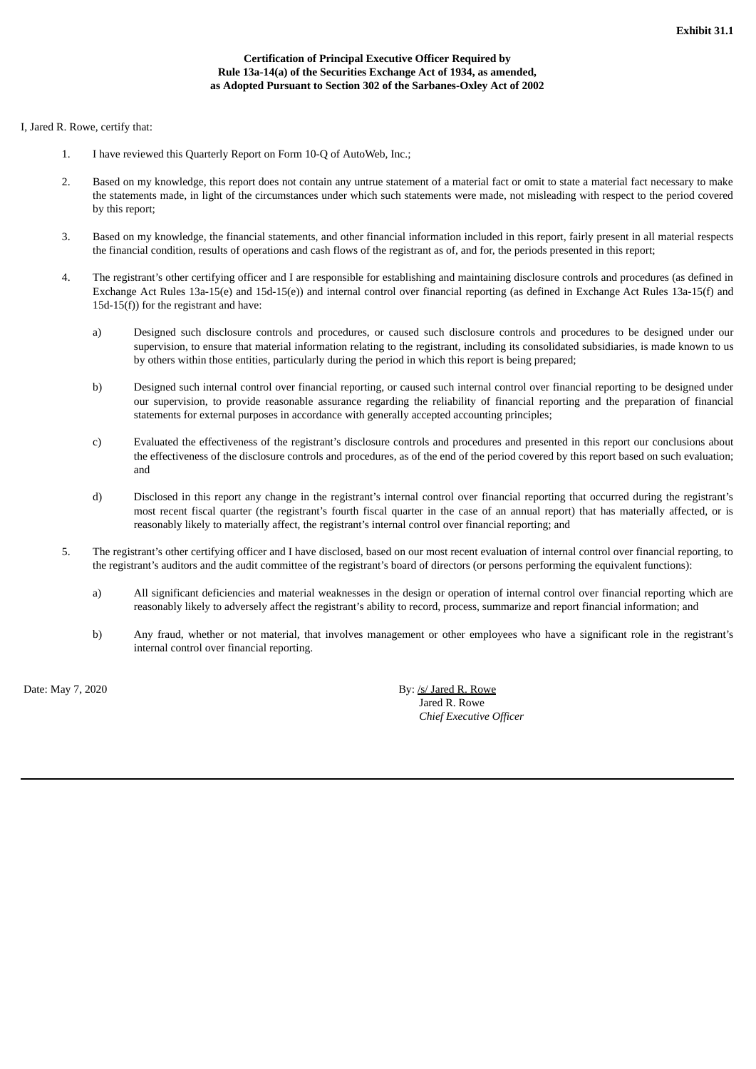**Exhibit 31.1**

**Certification of Principal Executive Officer Required by Rule 13a-14(a) of the Securities Exchange Act of 1934, as amended, as Adopted Pursuant to Section 302 of the Sarbanes-Oxley Act of 2002**

I, Jared R. Rowe, certify that:

1. I have reviewed this Quarterly Report on Form 10-Q of AutoWeb, Inc.;

2. Based on my knowledge, this report does not contain any untrue statement of a material fact or omit to state a material fact necessary to make the statements made, in light of the circumstances under which such statements were made, not misleading with respect to the period covered by this report;

3. Based on my knowledge, the financial statements, and other financial information included in this report, fairly present in all material respects the financial condition, results of operations and cash flows of the registrant as of, and for, the periods presented in this report;

4. The registrant's other certifying officer and I are responsible for establishing and maintaining disclosure controls and procedures (as defined in Exchange Act Rules 13a-15(e) and 15d-15(e)) and internal control over financial reporting (as defined in Exchange Act Rules 13a-15(f) and 15d-15(f)) for the registrant and have:

   a) Designed such disclosure controls and procedures, or caused such disclosure controls and procedures to be designed under our supervision, to ensure that material information relating to the registrant, including its consolidated subsidiaries, is made known to us by others within those entities, particularly during the period in which this report is being prepared;

   b) Designed such internal control over financial reporting, or caused such internal control over financial reporting to be designed under our supervision, to provide reasonable assurance regarding the reliability of financial reporting and the preparation of financial statements for external purposes in accordance with generally accepted accounting principles;

   c) Evaluated the effectiveness of the registrant's disclosure controls and procedures and presented in this report our conclusions about the effectiveness of the disclosure controls and procedures, as of the end of the period covered by this report based on such evaluation; and

   d) Disclosed in this report any change in the registrant's internal control over financial reporting that occurred during the registrant's most recent fiscal quarter (the registrant's fourth fiscal quarter in the case of an annual report) that has materially affected, or is reasonably likely to materially affect, the registrant's internal control over financial reporting; and

5. The registrant's other certifying officer and I have disclosed, based on our most recent evaluation of internal control over financial reporting, to the registrant's auditors and the audit committee of the registrant's board of directors (or persons performing the equivalent functions):

   a) All significant deficiencies and material weaknesses in the design or operation of internal control over financial reporting which are reasonably likely to adversely affect the registrant's ability to record, process, summarize and report financial information; and

   b) Any fraud, whether or not material, that involves management or other employees who have a significant role in the registrant's internal control over financial reporting.

Date: May 7, 2020

By: /s/ Jared R. Rowe
Jared R. Rowe
*Chief Executive Officer*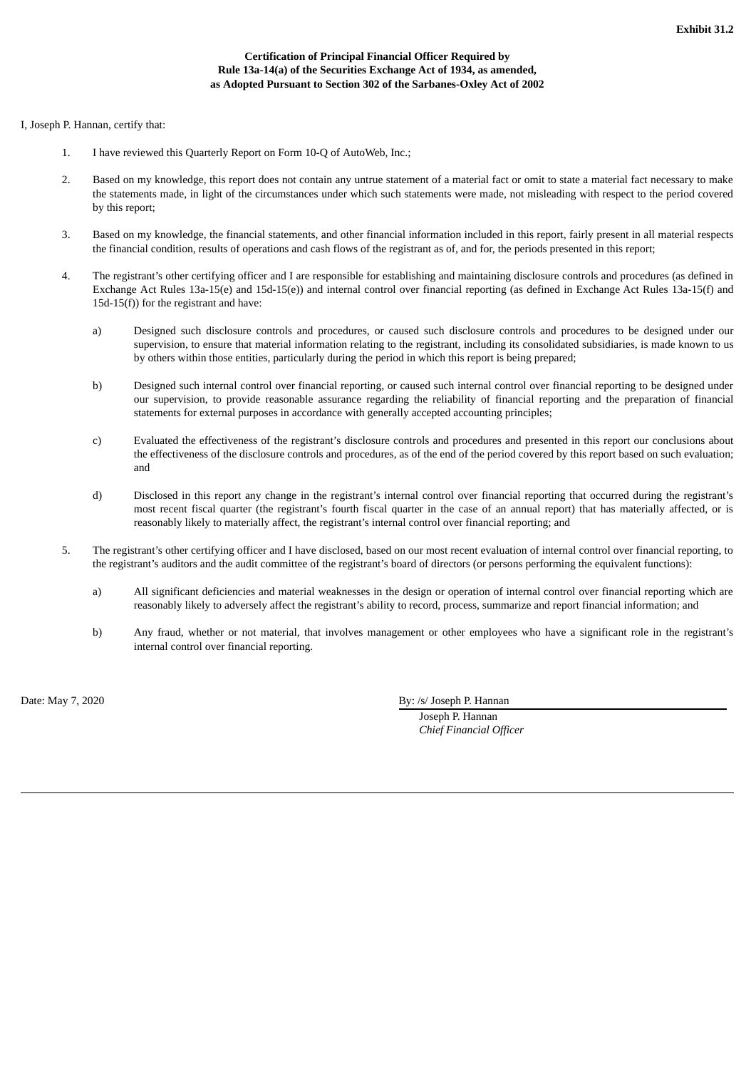**Exhibit 31.2**

**Certification of Principal Financial Officer Required by Rule 13a-14(a) of the Securities Exchange Act of 1934, as amended, as Adopted Pursuant to Section 302 of the Sarbanes-Oxley Act of 2002**

I, Joseph P. Hannan, certify that:

1. I have reviewed this Quarterly Report on Form 10-Q of AutoWeb, Inc.;

2. Based on my knowledge, this report does not contain any untrue statement of a material fact or omit to state a material fact necessary to make the statements made, in light of the circumstances under which such statements were made, not misleading with respect to the period covered by this report;

3. Based on my knowledge, the financial statements, and other financial information included in this report, fairly present in all material respects the financial condition, results of operations and cash flows of the registrant as of, and for, the periods presented in this report;

4. The registrant's other certifying officer and I are responsible for establishing and maintaining disclosure controls and procedures (as defined in Exchange Act Rules 13a-15(e) and 15d-15(e)) and internal control over financial reporting (as defined in Exchange Act Rules 13a-15(f) and 15d-15(f)) for the registrant and have:

   a) Designed such disclosure controls and procedures, or caused such disclosure controls and procedures to be designed under our supervision, to ensure that material information relating to the registrant, including its consolidated subsidiaries, is made known to us by others within those entities, particularly during the period in which this report is being prepared;

   b) Designed such internal control over financial reporting, or caused such internal control over financial reporting to be designed under our supervision, to provide reasonable assurance regarding the reliability of financial reporting and the preparation of financial statements for external purposes in accordance with generally accepted accounting principles;

   c) Evaluated the effectiveness of the registrant's disclosure controls and procedures and presented in this report our conclusions about the effectiveness of the disclosure controls and procedures, as of the end of the period covered by this report based on such evaluation; and

   d) Disclosed in this report any change in the registrant's internal control over financial reporting that occurred during the registrant's most recent fiscal quarter (the registrant's fourth fiscal quarter in the case of an annual report) that has materially affected, or is reasonably likely to materially affect, the registrant's internal control over financial reporting; and

5. The registrant's other certifying officer and I have disclosed, based on our most recent evaluation of internal control over financial reporting, to the registrant's auditors and the audit committee of the registrant's board of directors (or persons performing the equivalent functions):

   a) All significant deficiencies and material weaknesses in the design or operation of internal control over financial reporting which are reasonably likely to adversely affect the registrant's ability to record, process, summarize and report financial information; and

   b) Any fraud, whether or not material, that involves management or other employees who have a significant role in the registrant's internal control over financial reporting.

Date: May 7, 2020

By: /s/ Joseph P. Hannan
Joseph P. Hannan
*Chief Financial Officer*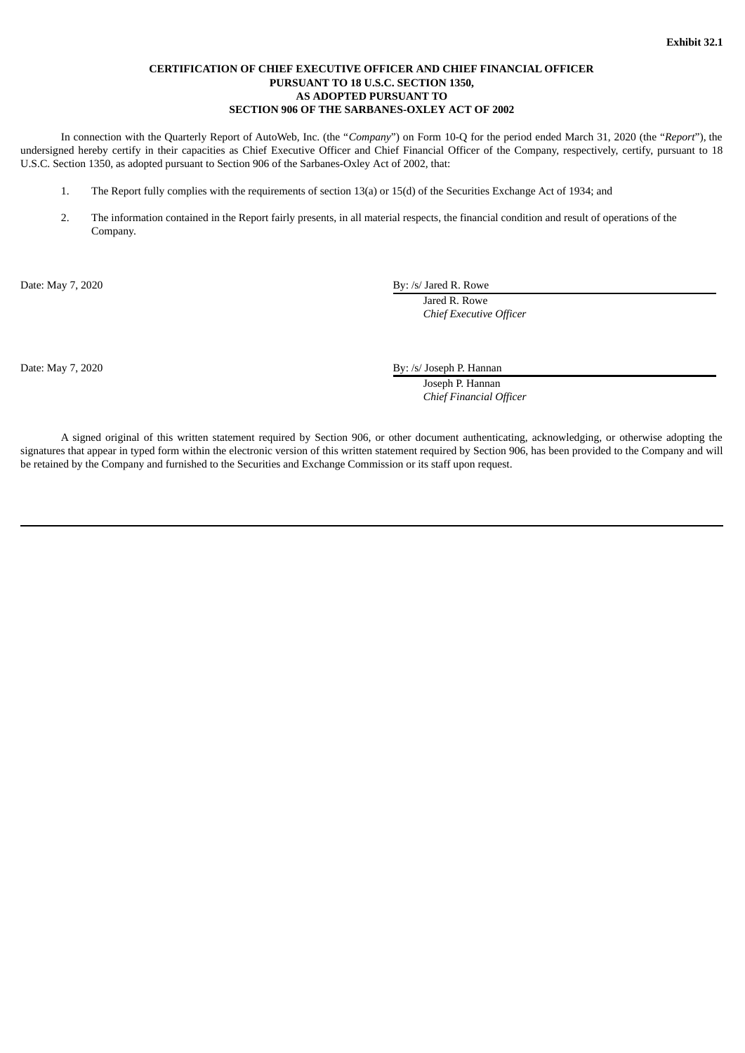**Exhibit 32.1**

**CERTIFICATION OF CHIEF EXECUTIVE OFFICER AND CHIEF FINANCIAL OFFICER**
**PURSUANT TO 18 U.S.C. SECTION 1350,**
**AS ADOPTED PURSUANT TO**
**SECTION 906 OF THE SARBANES-OXLEY ACT OF 2002**

In connection with the Quarterly Report of AutoWeb, Inc. (the "*Company*") on Form 10-Q for the period ended March 31, 2020 (the "*Report*"), the undersigned hereby certify in their capacities as Chief Executive Officer and Chief Financial Officer of the Company, respectively, certify, pursuant to 18 U.S.C. Section 1350, as adopted pursuant to Section 906 of the Sarbanes-Oxley Act of 2002, that:

1. The Report fully complies with the requirements of section 13(a) or 15(d) of the Securities Exchange Act of 1934; and

2. The information contained in the Report fairly presents, in all material respects, the financial condition and result of operations of the Company.

Date: May 7, 2020

By: /s/ Jared R. Rowe
Jared R. Rowe
*Chief Executive Officer*

Date: May 7, 2020

By: /s/ Joseph P. Hannan
Joseph P. Hannan
*Chief Financial Officer*

A signed original of this written statement required by Section 906, or other document authenticating, acknowledging, or otherwise adopting the signatures that appear in typed form within the electronic version of this written statement required by Section 906, has been provided to the Company and will be retained by the Company and furnished to the Securities and Exchange Commission or its staff upon request.